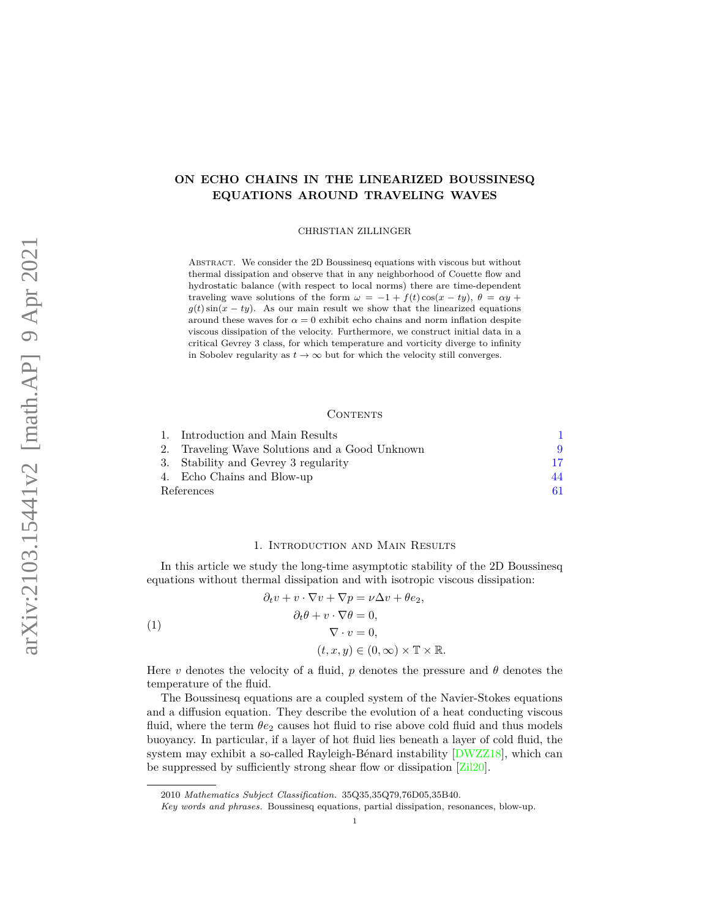# ON ECHO CHAINS IN THE LINEARIZED BOUSSINESQ EQUATIONS AROUND TRAVELING WAVES

CHRISTIAN ZILLINGER

Abstract. We consider the 2D Boussinesq equations with viscous but without thermal dissipation and observe that in any neighborhood of Couette flow and hydrostatic balance (with respect to local norms) there are time-dependent traveling wave solutions of the form $\omega = -1 + f(t)\cos(x - ty)$, $\theta = \alpha y + g(t)\sin(x - ty)$. As our main result we show that the linearized equations around these waves for $\alpha = 0$ exhibit echo chains and norm inflation despite viscous dissipation of the velocity. Furthermore, we construct initial data in a critical Gevrey 3 class, for which temperature and vorticity diverge to infinity in Sobolev regularity as $t \to \infty$ but for which the velocity still converges.

## Contents

1. Introduction and Main Results — 1
2. Traveling Wave Solutions and a Good Unknown — 9
3. Stability and Gevrey 3 regularity — 17
4. Echo Chains and Blow-up — 44

References — 61

## 1. Introduction and Main Results

In this article we study the long-time asymptotic stability of the 2D Boussinesq equations without thermal dissipation and with isotropic viscous dissipation:

$$
\begin{aligned}
\partial_t v + v \cdot \nabla v + \nabla p &= \nu \Delta v + \theta e_2, \\
\partial_t \theta + v \cdot \nabla \theta &= 0, \\
\nabla \cdot v &= 0, \\
(t, x, y) &\in (0, \infty) \times \mathbb{T} \times \mathbb{R}.
\end{aligned}
\tag{1}
$$

Here $v$ denotes the velocity of a fluid, $p$ denotes the pressure and $\theta$ denotes the temperature of the fluid.

The Boussinesq equations are a coupled system of the Navier-Stokes equations and a diffusion equation. They describe the evolution of a heat conducting viscous fluid, where the term $\theta e_2$ causes hot fluid to rise above cold fluid and thus models buoyancy. In particular, if a layer of hot fluid lies beneath a layer of cold fluid, the system may exhibit a so-called Rayleigh-Bénard instability [DWZZ18], which can be suppressed by sufficiently strong shear flow or dissipation [Zil20].

2010 *Mathematics Subject Classification.* 35Q35,35Q79,76D05,35B40.

*Key words and phrases.* Boussinesq equations, partial dissipation, resonances, blow-up.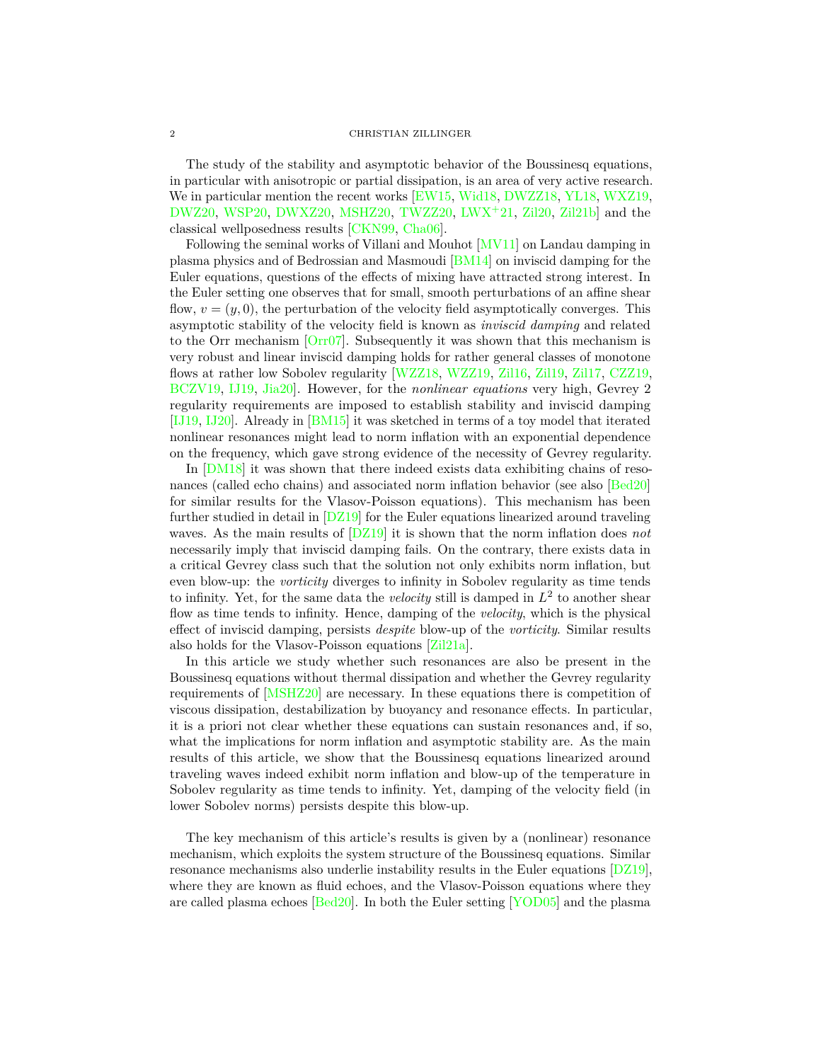The study of the stability and asymptotic behavior of the Boussinesq equations, in particular with anisotropic or partial dissipation, is an area of very active research. We in particular mention the recent works [EW15, Wid18, DWZZ18, YL18, WXZ19, DWZ20, WSP20, DWXZ20, MSHZ20, TWZZ20, LWX+21, Zil20, Zil21b] and the classical wellposedness results [CKN99, Cha06].

Following the seminal works of Villani and Mouhot [MV11] on Landau damping in plasma physics and of Bedrossian and Masmoudi [BM14] on inviscid damping for the Euler equations, questions of the effects of mixing have attracted strong interest. In the Euler setting one observes that for small, smooth perturbations of an affine shear flow, $v = (y, 0)$, the perturbation of the velocity field asymptotically converges. This asymptotic stability of the velocity field is known as *inviscid damping* and related to the Orr mechanism [Orr07]. Subsequently it was shown that this mechanism is very robust and linear inviscid damping holds for rather general classes of monotone flows at rather low Sobolev regularity [WZZ18, WZZ19, Zil16, Zil19, Zil17, CZZ19, BCZV19, IJ19, Jia20]. However, for the *nonlinear equations* very high, Gevrey 2 regularity requirements are imposed to establish stability and inviscid damping [IJ19, IJ20]. Already in [BM15] it was sketched in terms of a toy model that iterated nonlinear resonances might lead to norm inflation with an exponential dependence on the frequency, which gave strong evidence of the necessity of Gevrey regularity.

In [DM18] it was shown that there indeed exists data exhibiting chains of resonances (called echo chains) and associated norm inflation behavior (see also [Bed20] for similar results for the Vlasov-Poisson equations). This mechanism has been further studied in detail in [DZ19] for the Euler equations linearized around traveling waves. As the main results of [DZ19] it is shown that the norm inflation does *not* necessarily imply that inviscid damping fails. On the contrary, there exists data in a critical Gevrey class such that the solution not only exhibits norm inflation, but even blow-up: the *vorticity* diverges to infinity in Sobolev regularity as time tends to infinity. Yet, for the same data the *velocity* still is damped in $L^2$ to another shear flow as time tends to infinity. Hence, damping of the *velocity*, which is the physical effect of inviscid damping, persists *despite* blow-up of the *vorticity*. Similar results also holds for the Vlasov-Poisson equations [Zil21a].

In this article we study whether such resonances are also be present in the Boussinesq equations without thermal dissipation and whether the Gevrey regularity requirements of [MSHZ20] are necessary. In these equations there is competition of viscous dissipation, destabilization by buoyancy and resonance effects. In particular, it is a priori not clear whether these equations can sustain resonances and, if so, what the implications for norm inflation and asymptotic stability are. As the main results of this article, we show that the Boussinesq equations linearized around traveling waves indeed exhibit norm inflation and blow-up of the temperature in Sobolev regularity as time tends to infinity. Yet, damping of the velocity field (in lower Sobolev norms) persists despite this blow-up.

The key mechanism of this article's results is given by a (nonlinear) resonance mechanism, which exploits the system structure of the Boussinesq equations. Similar resonance mechanisms also underlie instability results in the Euler equations [DZ19], where they are known as fluid echoes, and the Vlasov-Poisson equations where they are called plasma echoes [Bed20]. In both the Euler setting [YOD05] and the plasma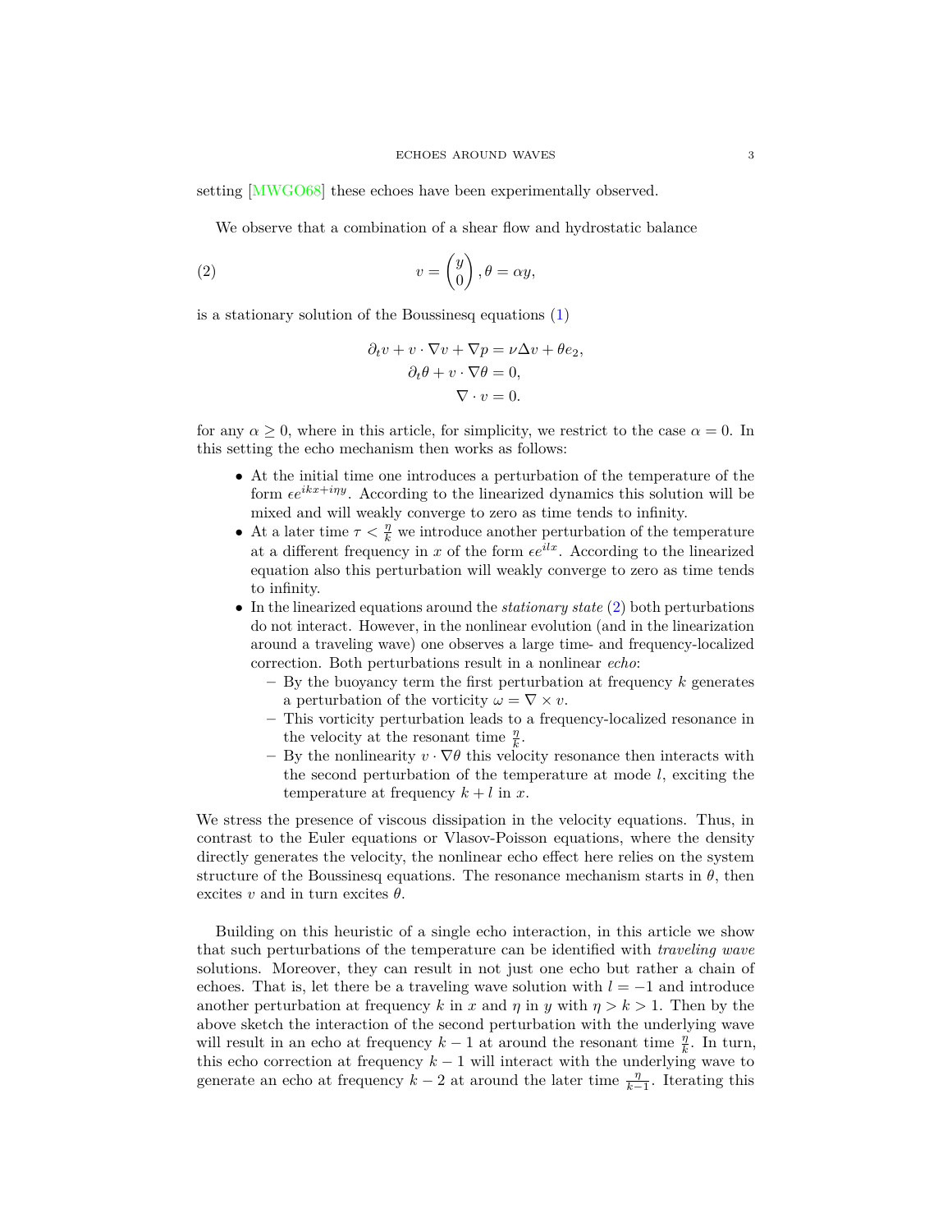setting [MWGO68] these echoes have been experimentally observed.

We observe that a combination of a shear flow and hydrostatic balance

$$
v = \begin{pmatrix} y \\ 0 \end{pmatrix}, \theta = \alpha y, \tag{2}
$$

is a stationary solution of the Boussinesq equations (1)

$$
\begin{aligned}
\partial_t v + v \cdot \nabla v + \nabla p &= \nu \Delta v + \theta e_2, \\
\partial_t \theta + v \cdot \nabla \theta &= 0, \\
\nabla \cdot v &= 0.
\end{aligned}
$$

for any $\alpha \geq 0$, where in this article, for simplicity, we restrict to the case $\alpha = 0$. In this setting the echo mechanism then works as follows:

- At the initial time one introduces a perturbation of the temperature of the form $\epsilon e^{ikx+i\eta y}$. According to the linearized dynamics this solution will be mixed and will weakly converge to zero as time tends to infinity.
- At a later time $\tau < \frac{\eta}{k}$ we introduce another perturbation of the temperature at a different frequency in $x$ of the form $\epsilon e^{ilx}$. According to the linearized equation also this perturbation will weakly converge to zero as time tends to infinity.
- In the linearized equations around the *stationary state* (2) both perturbations do not interact. However, in the nonlinear evolution (and in the linearization around a traveling wave) one observes a large time- and frequency-localized correction. Both perturbations result in a nonlinear *echo*:
  - By the buoyancy term the first perturbation at frequency $k$ generates a perturbation of the vorticity $\omega = \nabla \times v$.
  - This vorticity perturbation leads to a frequency-localized resonance in the velocity at the resonant time $\frac{\eta}{k}$.
  - By the nonlinearity $v \cdot \nabla \theta$ this velocity resonance then interacts with the second perturbation of the temperature at mode $l$, exciting the temperature at frequency $k + l$ in $x$.

We stress the presence of viscous dissipation in the velocity equations. Thus, in contrast to the Euler equations or Vlasov-Poisson equations, where the density directly generates the velocity, the nonlinear echo effect here relies on the system structure of the Boussinesq equations. The resonance mechanism starts in $\theta$, then excites $v$ and in turn excites $\theta$.

Building on this heuristic of a single echo interaction, in this article we show that such perturbations of the temperature can be identified with *traveling wave* solutions. Moreover, they can result in not just one echo but rather a chain of echoes. That is, let there be a traveling wave solution with $l = -1$ and introduce another perturbation at frequency $k$ in $x$ and $\eta$ in $y$ with $\eta > k > 1$. Then by the above sketch the interaction of the second perturbation with the underlying wave will result in an echo at frequency $k - 1$ at around the resonant time $\frac{\eta}{k}$. In turn, this echo correction at frequency $k - 1$ will interact with the underlying wave to generate an echo at frequency $k - 2$ at around the later time $\frac{\eta}{k-1}$. Iterating this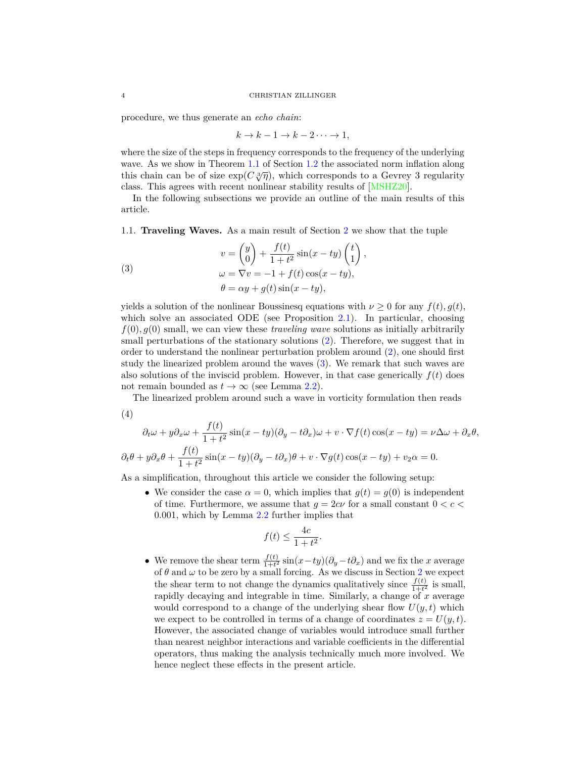procedure, we thus generate an *echo chain*:

$$k \to k-1 \to k-2 \cdots \to 1,$$

where the size of the steps in frequency corresponds to the frequency of the underlying wave. As we show in Theorem 1.1 of Section 1.2 the associated norm inflation along this chain can be of size $\exp(C\sqrt[3]{\eta})$, which corresponds to a Gevrey 3 regularity class. This agrees with recent nonlinear stability results of [MSHZ20].

In the following subsections we provide an outline of the main results of this article.

### 1.1. Traveling Waves.

As a main result of Section 2 we show that the tuple

$$
\begin{aligned}
v &= \begin{pmatrix} y \\ 0 \end{pmatrix} + \frac{f(t)}{1+t^2}\sin(x-ty)\begin{pmatrix} t \\ 1 \end{pmatrix}, \\
\omega &= \nabla v = -1 + f(t)\cos(x-ty), \\
\theta &= \alpha y + g(t)\sin(x-ty),
\end{aligned} \tag{3}
$$

yields a solution of the nonlinear Boussinesq equations with $\nu \geq 0$ for any $f(t), g(t)$, which solve an associated ODE (see Proposition 2.1). In particular, choosing $f(0), g(0)$ small, we can view these *traveling wave* solutions as initially arbitrarily small perturbations of the stationary solutions (2). Therefore, we suggest that in order to understand the nonlinear perturbation problem around (2), one should first study the linearized problem around the waves (3). We remark that such waves are also solutions of the inviscid problem. However, in that case generically $f(t)$ does not remain bounded as $t \to \infty$ (see Lemma 2.2).

The linearized problem around such a wave in vorticity formulation then reads

$$
\begin{aligned}
&\partial_t \omega + y\partial_x \omega + \frac{f(t)}{1+t^2}\sin(x-ty)(\partial_y - t\partial_x)\omega + v\cdot\nabla f(t)\cos(x-ty) = \nu\Delta\omega + \partial_x\theta, \\
&\partial_t \theta + y\partial_x\theta + \frac{f(t)}{1+t^2}\sin(x-ty)(\partial_y - t\partial_x)\theta + v\cdot\nabla g(t)\cos(x-ty) + v_2\alpha = 0.
\end{aligned} \tag{4}
$$

As a simplification, throughout this article we consider the following setup:

- We consider the case $\alpha = 0$, which implies that $g(t) = g(0)$ is independent of time. Furthermore, we assume that $g = 2c\nu$ for a small constant $0 < c < 0.001$, which by Lemma 2.2 further implies that
$$f(t) \leq \frac{4c}{1+t^2}.$$
- We remove the shear term $\frac{f(t)}{1+t^2}\sin(x-ty)(\partial_y - t\partial_x)$ and we fix the $x$ average of $\theta$ and $\omega$ to be zero by a small forcing. As we discuss in Section 2 we expect the shear term to not change the dynamics qualitatively since $\frac{f(t)}{1+t^2}$ is small, rapidly decaying and integrable in time. Similarly, a change of $x$ average would correspond to a change of the underlying shear flow $U(y,t)$ which we expect to be controlled in terms of a change of coordinates $z = U(y,t)$. However, the associated change of variables would introduce small further than nearest neighbor interactions and variable coefficients in the differential operators, thus making the analysis technically much more involved. We hence neglect these effects in the present article.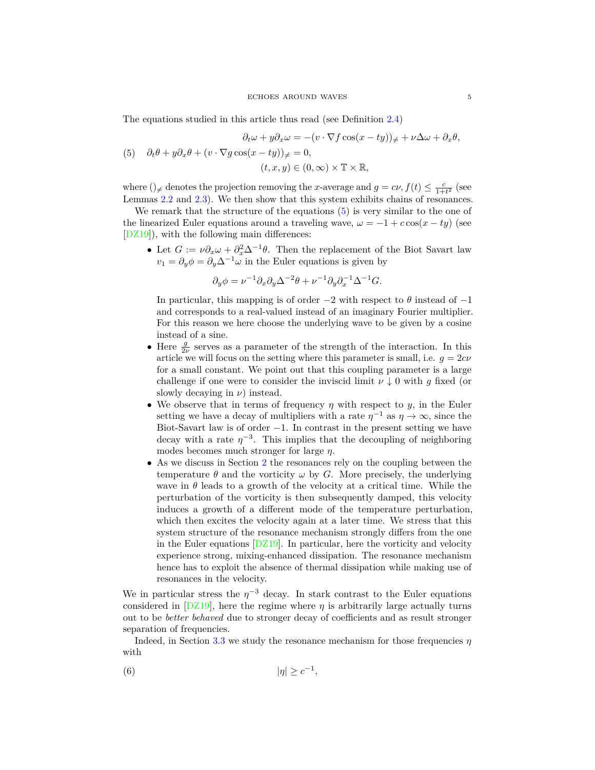The equations studied in this article thus read (see Definition 2.4)

$$
\begin{aligned}
&\partial_t \omega + y\partial_x \omega = -(v \cdot \nabla f \cos(x-ty))_{\neq} + \nu \Delta \omega + \partial_x \theta, \\
(5) \quad &\partial_t \theta + y \partial_x \theta + (v \cdot \nabla g \cos(x-ty))_{\neq} = 0, \\
&(t,x,y) \in (0,\infty) \times \mathbb{T} \times \mathbb{R},
\end{aligned}
$$

where $()_{\neq}$ denotes the projection removing the $x$-average and $g = c\nu, f(t) \leq \frac{c}{1+t^2}$ (see Lemmas 2.2 and 2.3). We then show that this system exhibits chains of resonances.

We remark that the structure of the equations (5) is very similar to the one of the linearized Euler equations around a traveling wave, $\omega = -1 + c\cos(x-ty)$ (see [DZ19]), with the following main differences:

- Let $G := \nu \partial_x \omega + \partial_x^2 \Delta^{-1} \theta$. Then the replacement of the Biot Savart law $v_1 = \partial_y \phi = \partial_y \Delta^{-1} \omega$ in the Euler equations is given by

$$
\partial_y \phi = \nu^{-1} \partial_x \partial_y \Delta^{-2} \theta + \nu^{-1} \partial_y \partial_x^{-1} \Delta^{-1} G.
$$

  In particular, this mapping is of order $-2$ with respect to $\theta$ instead of $-1$ and corresponds to a real-valued instead of an imaginary Fourier multiplier. For this reason we here choose the underlying wave to be given by a cosine instead of a sine.
- Here $\frac{g}{2\nu}$ serves as a parameter of the strength of the interaction. In this article we will focus on the setting where this parameter is small, i.e. $g = 2c\nu$ for a small constant. We point out that this coupling parameter is a large challenge if one were to consider the inviscid limit $\nu \downarrow 0$ with $g$ fixed (or slowly decaying in $\nu$) instead.
- We observe that in terms of frequency $\eta$ with respect to $y$, in the Euler setting we have a decay of multipliers with a rate $\eta^{-1}$ as $\eta \to \infty$, since the Biot-Savart law is of order $-1$. In contrast in the present setting we have decay with a rate $\eta^{-3}$. This implies that the decoupling of neighboring modes becomes much stronger for large $\eta$.
- As we discuss in Section 2 the resonances rely on the coupling between the temperature $\theta$ and the vorticity $\omega$ by $G$. More precisely, the underlying wave in $\theta$ leads to a growth of the velocity at a critical time. While the perturbation of the vorticity is then subsequently damped, this velocity induces a growth of a different mode of the temperature perturbation, which then excites the velocity again at a later time. We stress that this system structure of the resonance mechanism strongly differs from the one in the Euler equations [DZ19]. In particular, here the vorticity and velocity experience strong, mixing-enhanced dissipation. The resonance mechanism hence has to exploit the absence of thermal dissipation while making use of resonances in the velocity.

We in particular stress the $\eta^{-3}$ decay. In stark contrast to the Euler equations considered in [DZ19], here the regime where $\eta$ is arbitrarily large actually turns out to be *better behaved* due to stronger decay of coefficients and as result stronger separation of frequencies.

Indeed, in Section 3.3 we study the resonance mechanism for those frequencies $\eta$ with

$$
|\eta| \geq c^{-1}, \tag{6}
$$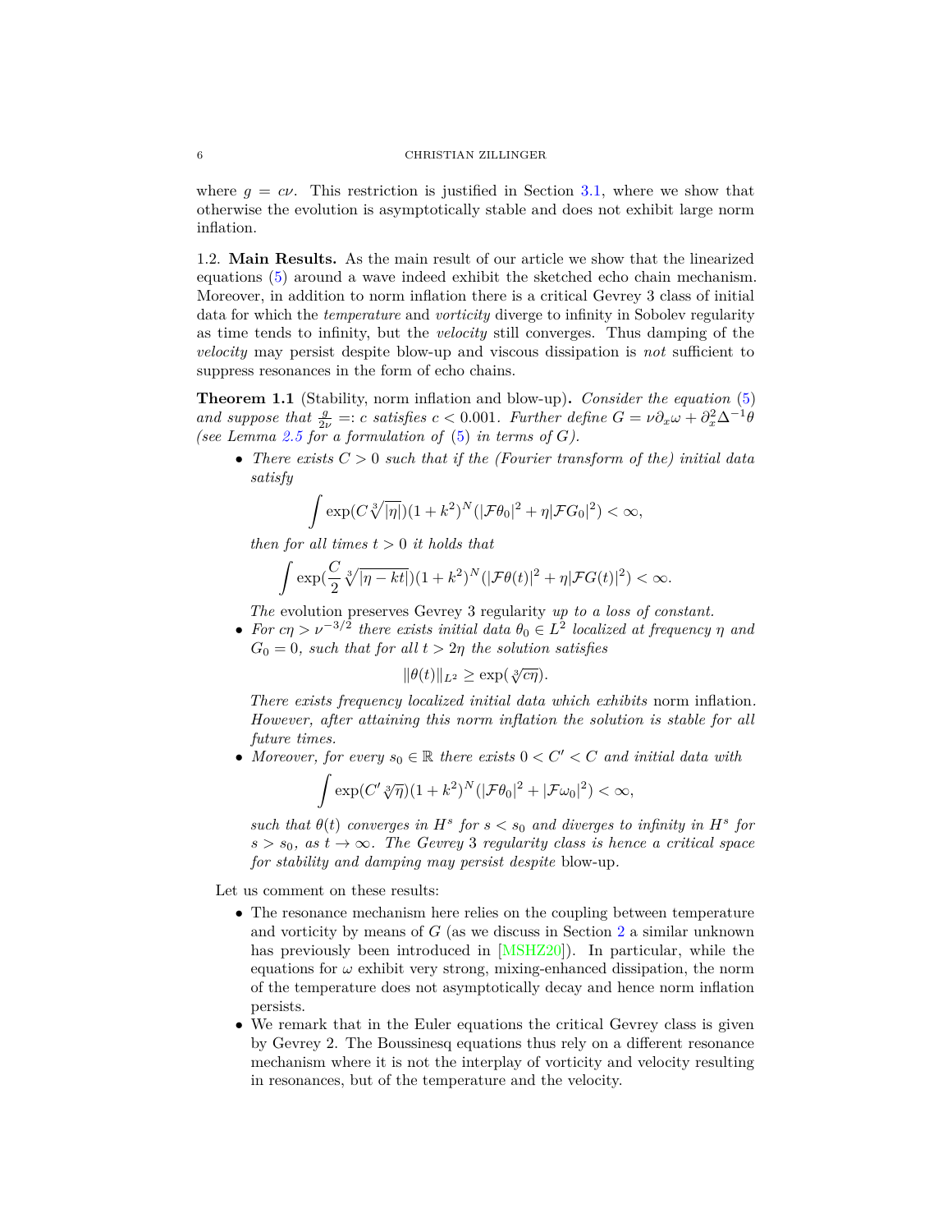where $g = c\nu$. This restriction is justified in Section 3.1, where we show that otherwise the evolution is asymptotically stable and does not exhibit large norm inflation.

### 1.2. Main Results.

As the main result of our article we show that the linearized equations (5) around a wave indeed exhibit the sketched echo chain mechanism. Moreover, in addition to norm inflation there is a critical Gevrey 3 class of initial data for which the *temperature* and *vorticity* diverge to infinity in Sobolev regularity as time tends to infinity, but the *velocity* still converges. Thus damping of the *velocity* may persist despite blow-up and viscous dissipation is *not* sufficient to suppress resonances in the form of echo chains.

**Theorem 1.1** (Stability, norm inflation and blow-up)**.** *Consider the equation (5) and suppose that $\frac{g}{2\nu} =: c$ satisfies $c < 0.001$. Further define $G = \nu\partial_x\omega + \partial_x^2\Delta^{-1}\theta$ (see Lemma 2.5 for a formulation of (5) in terms of $G$).*

- *There exists $C > 0$ such that if the (Fourier transform of the) initial data satisfy*
$$\int \exp(C\sqrt[3]{|\eta|})(1+k^2)^N(|\mathcal{F}\theta_0|^2 + \eta|\mathcal{F}G_0|^2) < \infty,$$
*then for all times $t > 0$ it holds that*
$$\int \exp(\frac{C}{2}\sqrt[3]{|\eta - kt|})(1+k^2)^N(|\mathcal{F}\theta(t)|^2 + \eta|\mathcal{F}G(t)|^2) < \infty.$$
*The* evolution preserves Gevrey 3 regularity *up to a loss of constant.*
- *For $c\eta > \nu^{-3/2}$ there exists initial data $\theta_0 \in L^2$ localized at frequency $\eta$ and $G_0 = 0$, such that for all $t > 2\eta$ the solution satisfies*
$$\|\theta(t)\|_{L^2} \geq \exp(\sqrt[3]{c\eta}).$$
*There exists frequency localized initial data which exhibits* norm inflation*. However, after attaining this norm inflation the solution is stable for all future times.*
- *Moreover, for every $s_0 \in \mathbb{R}$ there exists $0 < C' < C$ and initial data with*
$$\int \exp(C'\sqrt[3]{\eta})(1+k^2)^N(|\mathcal{F}\theta_0|^2 + |\mathcal{F}\omega_0|^2) < \infty,$$
*such that $\theta(t)$ converges in $H^s$ for $s < s_0$ and diverges to infinity in $H^s$ for $s > s_0$, as $t \to \infty$. The Gevrey 3 regularity class is hence a critical space for stability and damping may persist despite* blow-up*.*

Let us comment on these results:

- The resonance mechanism here relies on the coupling between temperature and vorticity by means of $G$ (as we discuss in Section 2 a similar unknown has previously been introduced in [MSHZ20]). In particular, while the equations for $\omega$ exhibit very strong, mixing-enhanced dissipation, the norm of the temperature does not asymptotically decay and hence norm inflation persists.
- We remark that in the Euler equations the critical Gevrey class is given by Gevrey 2. The Boussinesq equations thus rely on a different resonance mechanism where it is not the interplay of vorticity and velocity resulting in resonances, but of the temperature and the velocity.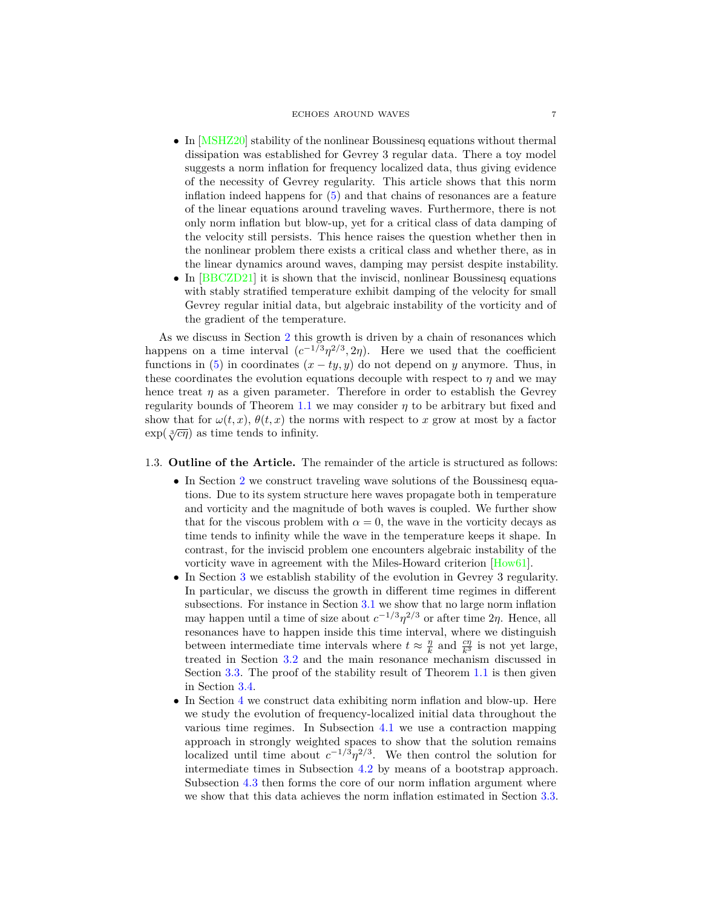- In [MSHZ20] stability of the nonlinear Boussinesq equations without thermal dissipation was established for Gevrey 3 regular data. There a toy model suggests a norm inflation for frequency localized data, thus giving evidence of the necessity of Gevrey regularity. This article shows that this norm inflation indeed happens for (5) and that chains of resonances are a feature of the linear equations around traveling waves. Furthermore, there is not only norm inflation but blow-up, yet for a critical class of data damping of the velocity still persists. This hence raises the question whether then in the nonlinear problem there exists a critical class and whether there, as in the linear dynamics around waves, damping may persist despite instability.
- In [BBCZD21] it is shown that the inviscid, nonlinear Boussinesq equations with stably stratified temperature exhibit damping of the velocity for small Gevrey regular initial data, but algebraic instability of the vorticity and of the gradient of the temperature.

As we discuss in Section 2 this growth is driven by a chain of resonances which happens on a time interval $(c^{-1/3}\eta^{2/3}, 2\eta)$. Here we used that the coefficient functions in (5) in coordinates $(x - ty, y)$ do not depend on $y$ anymore. Thus, in these coordinates the evolution equations decouple with respect to $\eta$ and we may hence treat $\eta$ as a given parameter. Therefore in order to establish the Gevrey regularity bounds of Theorem 1.1 we may consider $\eta$ to be arbitrary but fixed and show that for $\omega(t, x)$, $\theta(t, x)$ the norms with respect to $x$ grow at most by a factor $\exp(\sqrt[3]{c\eta})$ as time tends to infinity.

### 1.3. Outline of the Article.

The remainder of the article is structured as follows:

- In Section 2 we construct traveling wave solutions of the Boussinesq equations. Due to its system structure here waves propagate both in temperature and vorticity and the magnitude of both waves is coupled. We further show that for the viscous problem with $\alpha = 0$, the wave in the vorticity decays as time tends to infinity while the wave in the temperature keeps it shape. In contrast, for the inviscid problem one encounters algebraic instability of the vorticity wave in agreement with the Miles-Howard criterion [How61].
- In Section 3 we establish stability of the evolution in Gevrey 3 regularity. In particular, we discuss the growth in different time regimes in different subsections. For instance in Section 3.1 we show that no large norm inflation may happen until a time of size about $c^{-1/3}\eta^{2/3}$ or after time $2\eta$. Hence, all resonances have to happen inside this time interval, where we distinguish between intermediate time intervals where $t \approx \frac{\eta}{k}$ and $\frac{c\eta}{k^3}$ is not yet large, treated in Section 3.2 and the main resonance mechanism discussed in Section 3.3. The proof of the stability result of Theorem 1.1 is then given in Section 3.4.
- In Section 4 we construct data exhibiting norm inflation and blow-up. Here we study the evolution of frequency-localized initial data throughout the various time regimes. In Subsection 4.1 we use a contraction mapping approach in strongly weighted spaces to show that the solution remains localized until time about $c^{-1/3}\eta^{2/3}$. We then control the solution for intermediate times in Subsection 4.2 by means of a bootstrap approach. Subsection 4.3 then forms the core of our norm inflation argument where we show that this data achieves the norm inflation estimated in Section 3.3.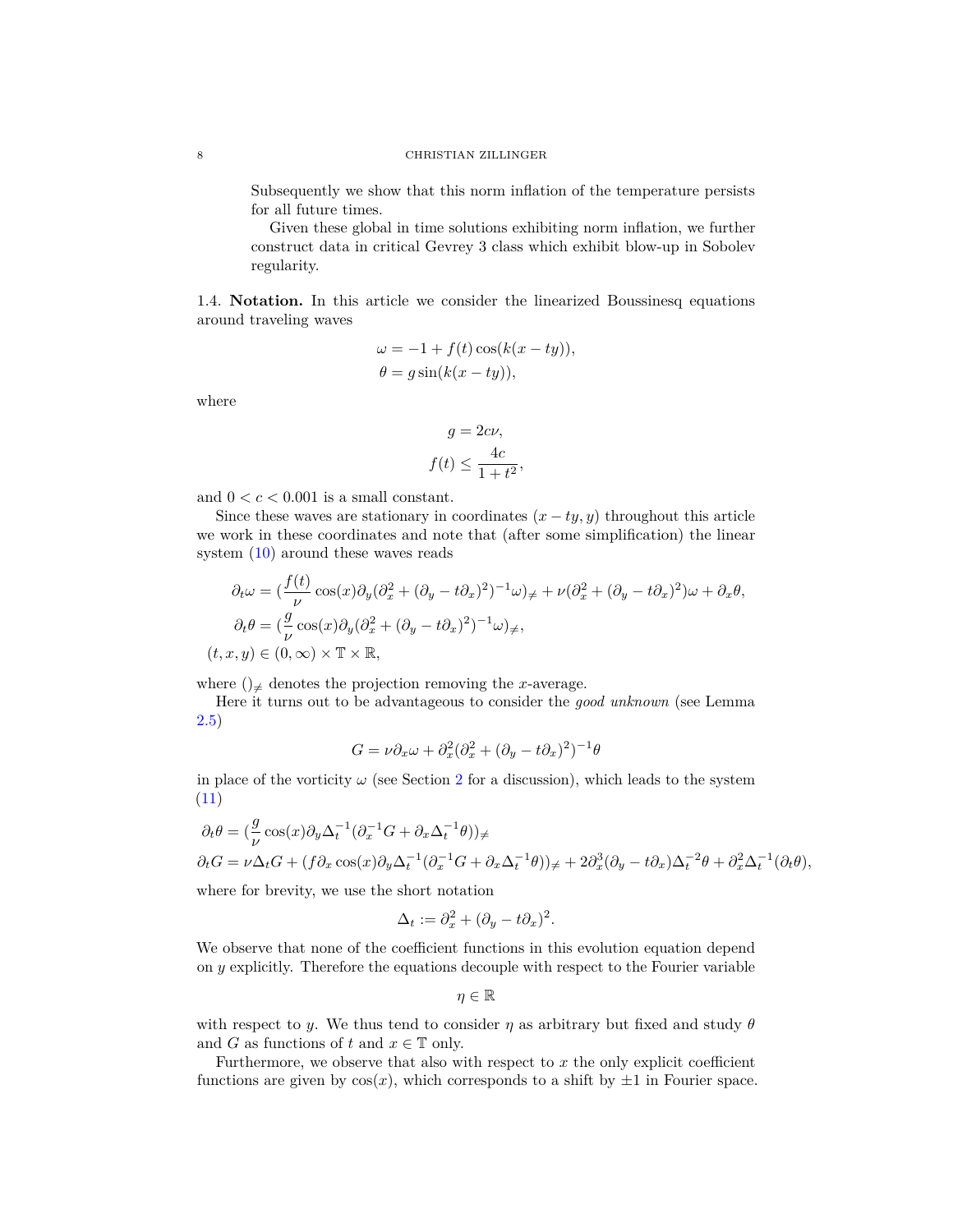Subsequently we show that this norm inflation of the temperature persists for all future times.

Given these global in time solutions exhibiting norm inflation, we further construct data in critical Gevrey 3 class which exhibit blow-up in Sobolev regularity.

### 1.4. Notation.

In this article we consider the linearized Boussinesq equations around traveling waves

$$
\begin{aligned}
\omega &= -1 + f(t)\cos(k(x-ty)),\\
\theta &= g\sin(k(x-ty)),
\end{aligned}
$$

where

$$
\begin{aligned}
g &= 2c\nu,\\
f(t) &\leq \frac{4c}{1+t^2},
\end{aligned}
$$

and $0 < c < 0.001$ is a small constant.

Since these waves are stationary in coordinates $(x-ty, y)$ throughout this article we work in these coordinates and note that (after some simplification) the linear system (10) around these waves reads

$$
\begin{aligned}
&\partial_t \omega = (\frac{f(t)}{\nu}\cos(x)\partial_y(\partial_x^2 + (\partial_y - t\partial_x)^2)^{-1}\omega)_{\neq} + \nu(\partial_x^2 + (\partial_y - t\partial_x)^2)\omega + \partial_x\theta,\\
&\partial_t \theta = (\frac{g}{\nu}\cos(x)\partial_y(\partial_x^2 + (\partial_y - t\partial_x)^2)^{-1}\omega)_{\neq},\\
&(t,x,y) \in (0,\infty)\times\mathbb{T}\times\mathbb{R},
\end{aligned}
$$

where $()_{\neq}$ denotes the projection removing the $x$-average.

Here it turns out to be advantageous to consider the *good unknown* (see Lemma 2.5)

$$
G = \nu\partial_x\omega + \partial_x^2(\partial_x^2 + (\partial_y - t\partial_x)^2)^{-1}\theta
$$

in place of the vorticity $\omega$ (see Section 2 for a discussion), which leads to the system (11)

$$
\begin{aligned}
&\partial_t\theta = (\frac{g}{\nu}\cos(x)\partial_y\Delta_t^{-1}(\partial_x^{-1}G + \partial_x\Delta_t^{-1}\theta))_{\neq}\\
&\partial_t G = \nu\Delta_t G + (f\partial_x\cos(x)\partial_y\Delta_t^{-1}(\partial_x^{-1}G + \partial_x\Delta_t^{-1}\theta))_{\neq} + 2\partial_x^3(\partial_y - t\partial_x)\Delta_t^{-2}\theta + \partial_x^2\Delta_t^{-1}(\partial_t\theta),
\end{aligned}
$$

where for brevity, we use the short notation

$$
\Delta_t := \partial_x^2 + (\partial_y - t\partial_x)^2.
$$

We observe that none of the coefficient functions in this evolution equation depend on $y$ explicitly. Therefore the equations decouple with respect to the Fourier variable

$$
\eta \in \mathbb{R}
$$

with respect to $y$. We thus tend to consider $\eta$ as arbitrary but fixed and study $\theta$ and $G$ as functions of $t$ and $x \in \mathbb{T}$ only.

Furthermore, we observe that also with respect to $x$ the only explicit coefficient functions are given by $\cos(x)$, which corresponds to a shift by $\pm 1$ in Fourier space.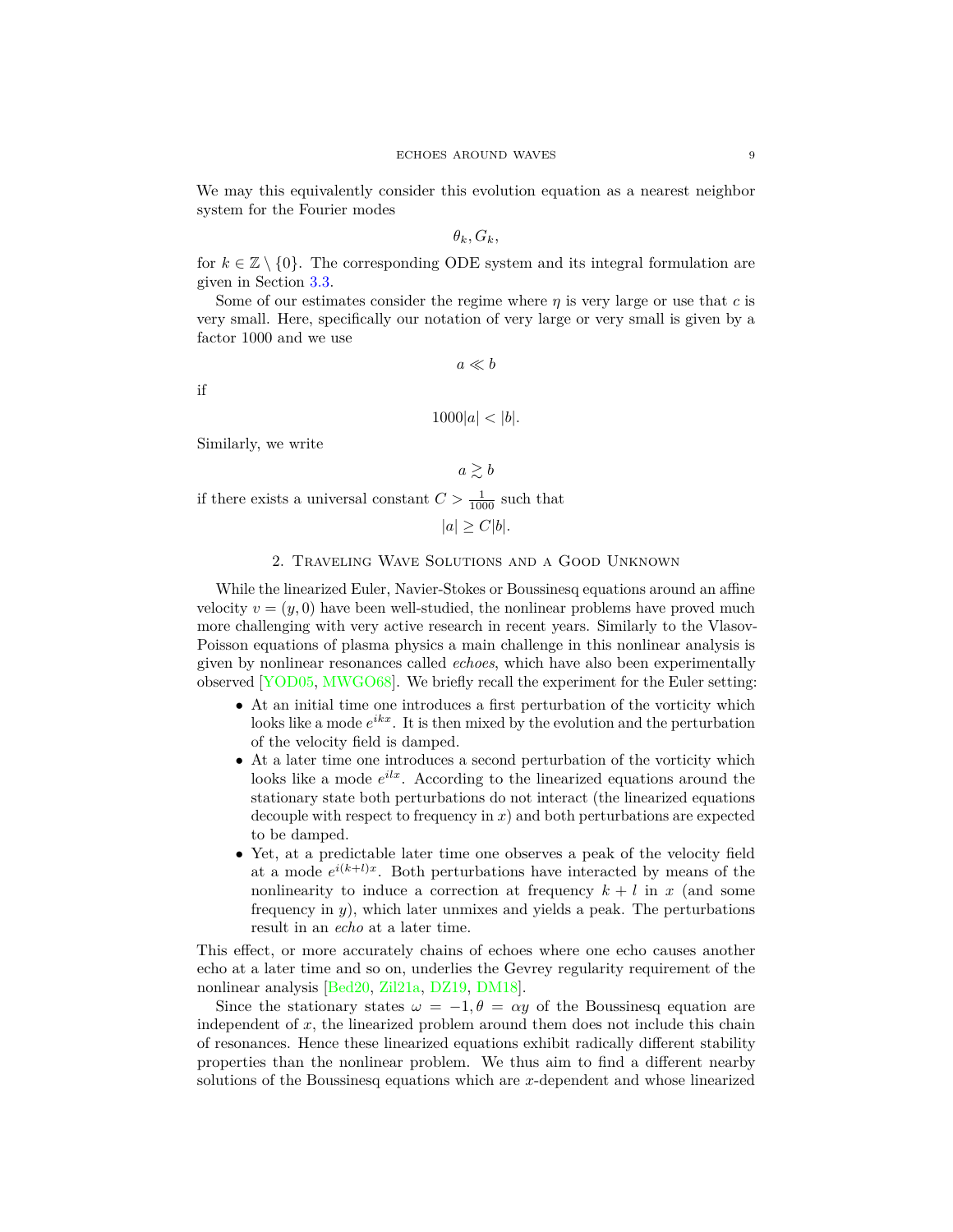We may this equivalently consider this evolution equation as a nearest neighbor system for the Fourier modes

$$\theta_k, G_k,$$

for $k \in \mathbb{Z} \setminus \{0\}$. The corresponding ODE system and its integral formulation are given in Section 3.3.

Some of our estimates consider the regime where $\eta$ is very large or use that $c$ is very small. Here, specifically our notation of very large or very small is given by a factor 1000 and we use

$$a \ll b$$

if

$$1000|a| < |b|.$$

Similarly, we write

$$a \gtrsim b$$

if there exists a universal constant $C > \frac{1}{1000}$ such that

$$|a| \geq C|b|.$$

## 2. Traveling Wave Solutions and a Good Unknown

While the linearized Euler, Navier-Stokes or Boussinesq equations around an affine velocity $v = (y, 0)$ have been well-studied, the nonlinear problems have proved much more challenging with very active research in recent years. Similarly to the Vlasov-Poisson equations of plasma physics a main challenge in this nonlinear analysis is given by nonlinear resonances called *echoes*, which have also been experimentally observed [YOD05, MWGO68]. We briefly recall the experiment for the Euler setting:

- At an initial time one introduces a first perturbation of the vorticity which looks like a mode $e^{ikx}$. It is then mixed by the evolution and the perturbation of the velocity field is damped.
- At a later time one introduces a second perturbation of the vorticity which looks like a mode $e^{ilx}$. According to the linearized equations around the stationary state both perturbations do not interact (the linearized equations decouple with respect to frequency in $x$) and both perturbations are expected to be damped.
- Yet, at a predictable later time one observes a peak of the velocity field at a mode $e^{i(k+l)x}$. Both perturbations have interacted by means of the nonlinearity to induce a correction at frequency $k + l$ in $x$ (and some frequency in $y$), which later unmixes and yields a peak. The perturbations result in an *echo* at a later time.

This effect, or more accurately chains of echoes where one echo causes another echo at a later time and so on, underlies the Gevrey regularity requirement of the nonlinear analysis [Bed20, Zil21a, DZ19, DM18].

Since the stationary states $\omega = -1, \theta = \alpha y$ of the Boussinesq equation are independent of $x$, the linearized problem around them does not include this chain of resonances. Hence these linearized equations exhibit radically different stability properties than the nonlinear problem. We thus aim to find a different nearby solutions of the Boussinesq equations which are $x$-dependent and whose linearized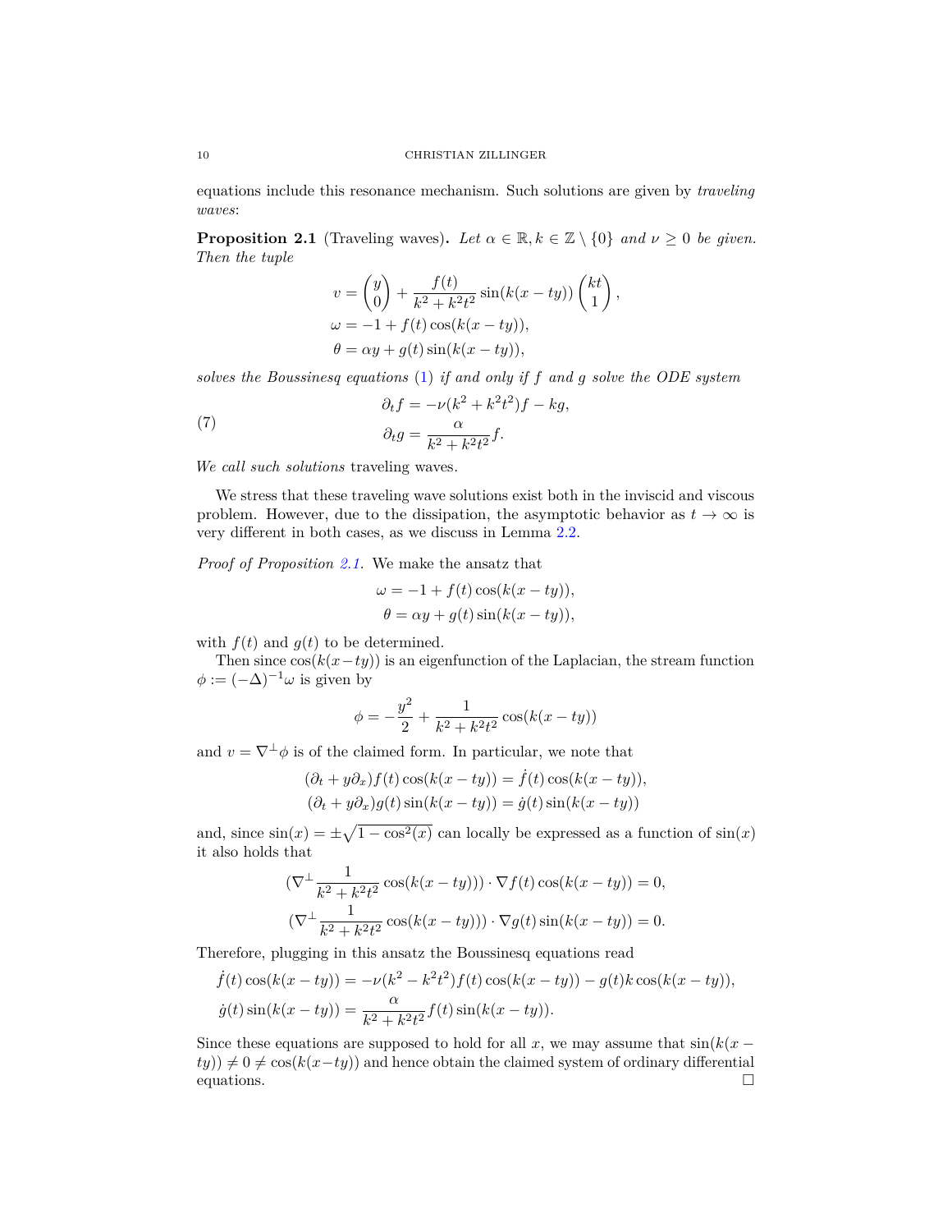equations include this resonance mechanism. Such solutions are given by *traveling waves*:

**Proposition 2.1** (Traveling waves)**.** *Let $\alpha \in \mathbb{R}, k \in \mathbb{Z} \setminus \{0\}$ and $\nu \geq 0$ be given. Then the tuple*

$$
\begin{aligned}
v &= \begin{pmatrix} y \\ 0 \end{pmatrix} + \frac{f(t)}{k^2 + k^2t^2} \sin(k(x-ty)) \begin{pmatrix} kt \\ 1 \end{pmatrix}, \\
\omega &= -1 + f(t)\cos(k(x-ty)), \\
\theta &= \alpha y + g(t)\sin(k(x-ty)),
\end{aligned}
$$

*solves the Boussinesq equations (1) if and only if $f$ and $g$ solve the ODE system*

$$
\begin{aligned}
\partial_t f &= -\nu(k^2 + k^2t^2) f - kg, \\
\partial_t g &= \frac{\alpha}{k^2 + k^2t^2} f.
\end{aligned}
\tag{7}
$$

*We call such solutions* traveling waves*.*

We stress that these traveling wave solutions exist both in the inviscid and viscous problem. However, due to the dissipation, the asymptotic behavior as $t \to \infty$ is very different in both cases, as we discuss in Lemma 2.2.

*Proof of Proposition 2.1.* We make the ansatz that

$$
\begin{aligned}
\omega &= -1 + f(t)\cos(k(x-ty)), \\
\theta &= \alpha y + g(t)\sin(k(x-ty)),
\end{aligned}
$$

with $f(t)$ and $g(t)$ to be determined.

Then since $\cos(k(x-ty))$ is an eigenfunction of the Laplacian, the stream function $\phi := (-\Delta)^{-1}\omega$ is given by

$$
\phi = -\frac{y^2}{2} + \frac{1}{k^2 + k^2t^2}\cos(k(x-ty))
$$

and $v = \nabla^\perp \phi$ is of the claimed form. In particular, we note that

$$
\begin{aligned}
(\partial_t + y\partial_x) f(t)\cos(k(x-ty)) &= \dot{f}(t)\cos(k(x-ty)), \\
(\partial_t + y\partial_x) g(t)\sin(k(x-ty)) &= \dot{g}(t)\sin(k(x-ty))
\end{aligned}
$$

and, since $\sin(x) = \pm\sqrt{1-\cos^2(x)}$ can locally be expressed as a function of $\sin(x)$ it also holds that

$$
\begin{aligned}
(\nabla^\perp \frac{1}{k^2+k^2t^2}\cos(k(x-ty))) \cdot \nabla f(t)\cos(k(x-ty)) &= 0, \\
(\nabla^\perp \frac{1}{k^2+k^2t^2}\cos(k(x-ty))) \cdot \nabla g(t)\sin(k(x-ty)) &= 0.
\end{aligned}
$$

Therefore, plugging in this ansatz the Boussinesq equations read

$$
\begin{aligned}
\dot{f}(t)\cos(k(x-ty)) &= -\nu(k^2 - k^2t^2) f(t)\cos(k(x-ty)) - g(t)k\cos(k(x-ty)), \\
\dot{g}(t)\sin(k(x-ty)) &= \frac{\alpha}{k^2+k^2t^2} f(t)\sin(k(x-ty)).
\end{aligned}
$$

Since these equations are supposed to hold for all $x$, we may assume that $\sin(k(x-ty)) \neq 0 \neq \cos(k(x-ty))$ and hence obtain the claimed system of ordinary differential equations. $\square$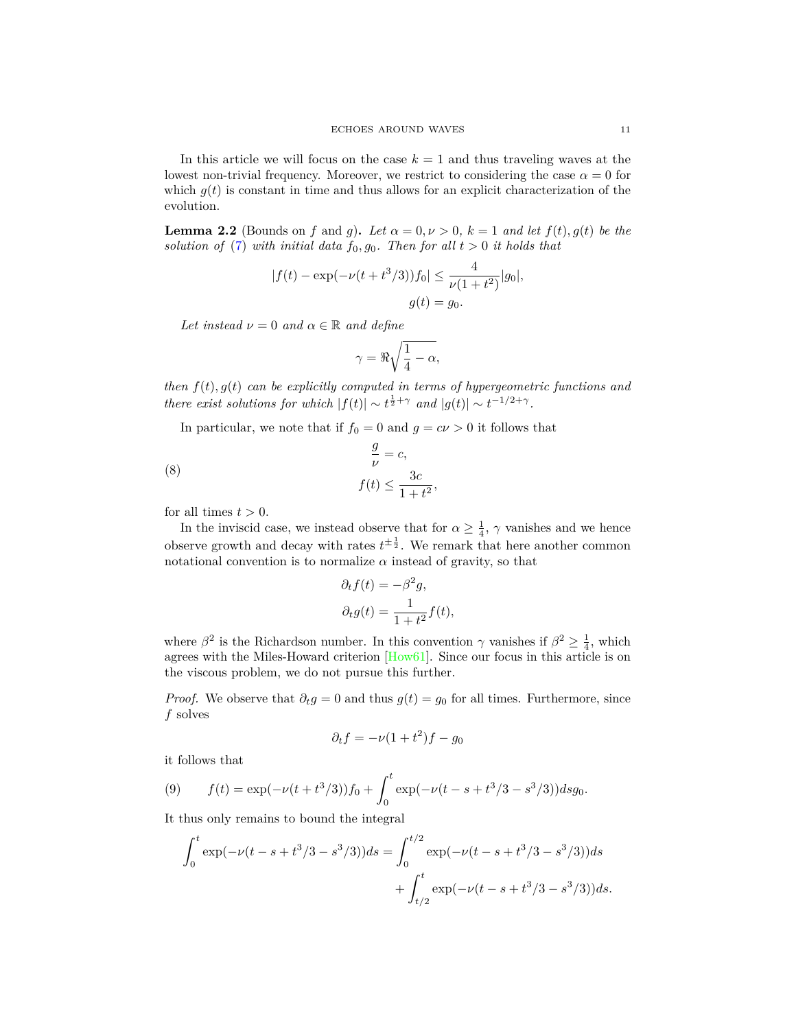In this article we will focus on the case $k = 1$ and thus traveling waves at the lowest non-trivial frequency. Moreover, we restrict to considering the case $\alpha = 0$ for which $g(t)$ is constant in time and thus allows for an explicit characterization of the evolution.

**Lemma 2.2** (Bounds on $f$ and $g$)**.** *Let $\alpha = 0, \nu > 0$, $k = 1$ and let $f(t), g(t)$ be the solution of* (7) *with initial data $f_0, g_0$. Then for all $t > 0$ it holds that*

$$
\begin{aligned}
|f(t) - \exp(-\nu(t + t^3/3))f_0| &\leq \frac{4}{\nu(1+t^2)}|g_0|, \\
g(t) &= g_0.
\end{aligned}
$$

*Let instead $\nu = 0$ and $\alpha \in \mathbb{R}$ and define*

$$
\gamma = \Re\sqrt{\frac{1}{4} - \alpha},
$$

*then $f(t), g(t)$ can be explicitly computed in terms of hypergeometric functions and there exist solutions for which $|f(t)| \sim t^{\frac{1}{2}+\gamma}$ and $|g(t)| \sim t^{-1/2+\gamma}$.*

In particular, we note that if $f_0 = 0$ and $g = c\nu > 0$ it follows that

$$
\begin{aligned}
\frac{g}{\nu} &= c, \\
f(t) &\leq \frac{3c}{1+t^2},
\end{aligned}
\tag{8}
$$

for all times $t > 0$.

In the inviscid case, we instead observe that for $\alpha \geq \frac{1}{4}$, $\gamma$ vanishes and we hence observe growth and decay with rates $t^{\pm\frac{1}{2}}$. We remark that here another common notational convention is to normalize $\alpha$ instead of gravity, so that

$$
\begin{aligned}
\partial_t f(t) &= -\beta^2 g, \\
\partial_t g(t) &= \frac{1}{1+t^2} f(t),
\end{aligned}
$$

where $\beta^2$ is the Richardson number. In this convention $\gamma$ vanishes if $\beta^2 \geq \frac{1}{4}$, which agrees with the Miles-Howard criterion [How61]. Since our focus in this article is on the viscous problem, we do not pursue this further.

*Proof.* We observe that $\partial_t g = 0$ and thus $g(t) = g_0$ for all times. Furthermore, since $f$ solves

$$
\partial_t f = -\nu(1+t^2)f - g_0
$$

it follows that

$$
f(t) = \exp(-\nu(t + t^3/3))f_0 + \int_0^t \exp(-\nu(t - s + t^3/3 - s^3/3))ds g_0. \tag{9}
$$

It thus only remains to bound the integral

$$
\begin{aligned}
\int_0^t \exp(-\nu(t - s + t^3/3 - s^3/3))ds = &\int_0^{t/2} \exp(-\nu(t - s + t^3/3 - s^3/3))ds \\
&+ \int_{t/2}^t \exp(-\nu(t - s + t^3/3 - s^3/3))ds.
\end{aligned}
$$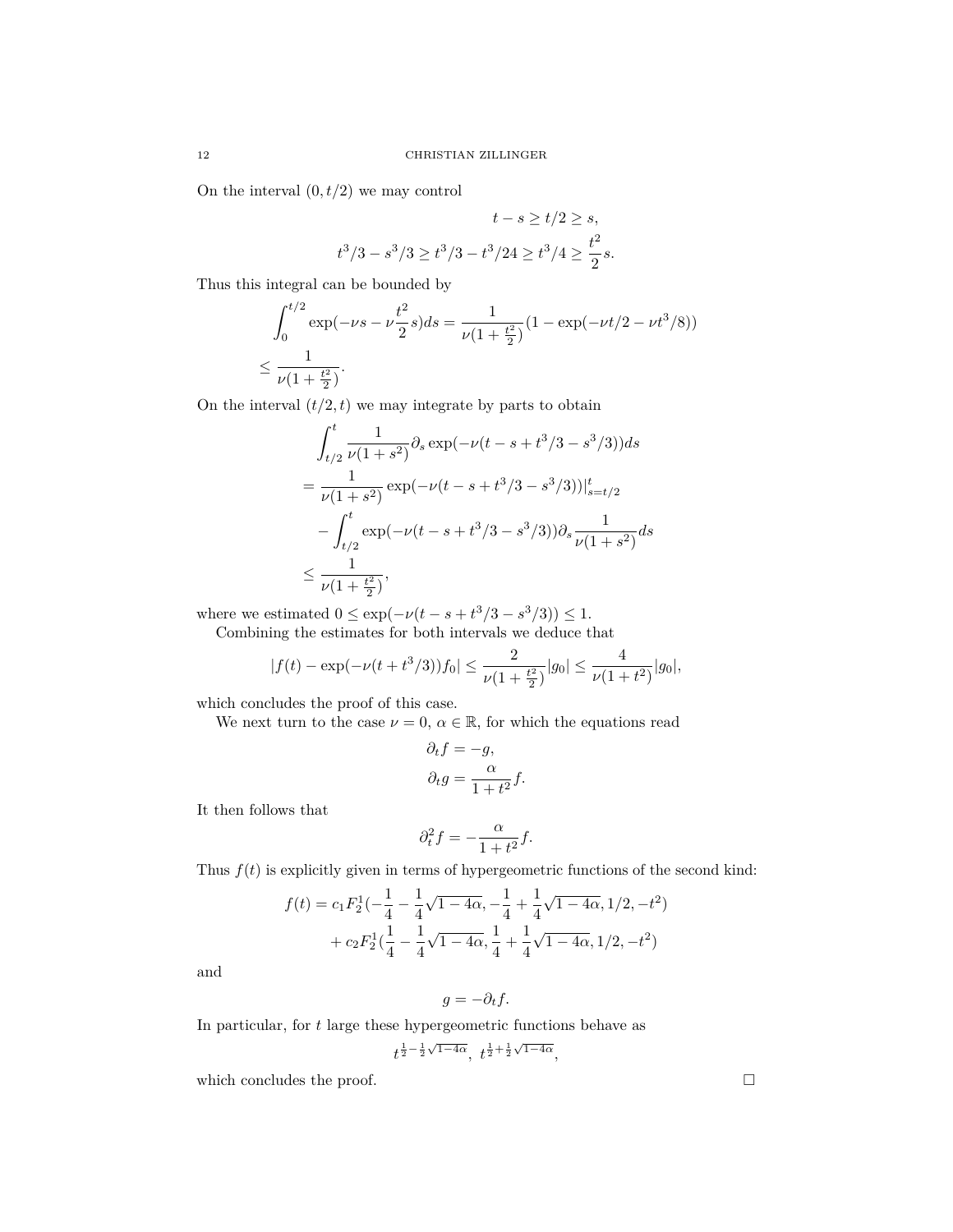On the interval $(0, t/2)$ we may control

$$
\begin{aligned}
t - s \geq t/2 \geq s, \\
t^3/3 - s^3/3 \geq t^3/3 - t^3/24 \geq t^3/4 \geq \frac{t^2}{2} s.
\end{aligned}
$$

Thus this integral can be bounded by

$$
\begin{aligned}
&\int_0^{t/2} \exp(-\nu s - \nu \frac{t^2}{2} s) ds = \frac{1}{\nu(1+\frac{t^2}{2})}(1 - \exp(-\nu t/2 - \nu t^3/8)) \\
&\leq \frac{1}{\nu(1+\frac{t^2}{2})}.
\end{aligned}
$$

On the interval $(t/2, t)$ we may integrate by parts to obtain

$$
\begin{aligned}
&\int_{t/2}^t \frac{1}{\nu(1+s^2)} \partial_s \exp(-\nu(t - s + t^3/3 - s^3/3)) ds \\
&= \frac{1}{\nu(1+s^2)} \exp(-\nu(t - s + t^3/3 - s^3/3))|_{s=t/2}^t \\
&\quad - \int_{t/2}^t \exp(-\nu(t - s + t^3/3 - s^3/3)) \partial_s \frac{1}{\nu(1+s^2)} ds \\
&\leq \frac{1}{\nu(1+\frac{t^2}{2})},
\end{aligned}
$$

where we estimated $0 \leq \exp(-\nu(t - s + t^3/3 - s^3/3)) \leq 1$.

Combining the estimates for both intervals we deduce that

$$
|f(t) - \exp(-\nu(t + t^3/3)) f_0| \leq \frac{2}{\nu(1+\frac{t^2}{2})}|g_0| \leq \frac{4}{\nu(1+t^2)}|g_0|,
$$

which concludes the proof of this case.

We next turn to the case $\nu = 0$, $\alpha \in \mathbb{R}$, for which the equations read

$$
\begin{aligned}
\partial_t f &= -g, \\
\partial_t g &= \frac{\alpha}{1+t^2} f.
\end{aligned}
$$

It then follows that

$$
\partial_t^2 f = -\frac{\alpha}{1+t^2} f.
$$

Thus $f(t)$ is explicitly given in terms of hypergeometric functions of the second kind:

$$
\begin{aligned}
f(t) = c_1 F_2^1(&-\frac{1}{4} - \frac{1}{4}\sqrt{1-4\alpha}, -\frac{1}{4} + \frac{1}{4}\sqrt{1-4\alpha}, 1/2, -t^2) \\
&+ c_2 F_2^1(\frac{1}{4} - \frac{1}{4}\sqrt{1-4\alpha}, \frac{1}{4} + \frac{1}{4}\sqrt{1-4\alpha}, 1/2, -t^2)
\end{aligned}
$$

and

$$
g = -\partial_t f.
$$

In particular, for $t$ large these hypergeometric functions behave as

$$
t^{\frac{1}{2} - \frac{1}{2}\sqrt{1-4\alpha}}, \ t^{\frac{1}{2} + \frac{1}{2}\sqrt{1-4\alpha}},
$$

which concludes the proof. □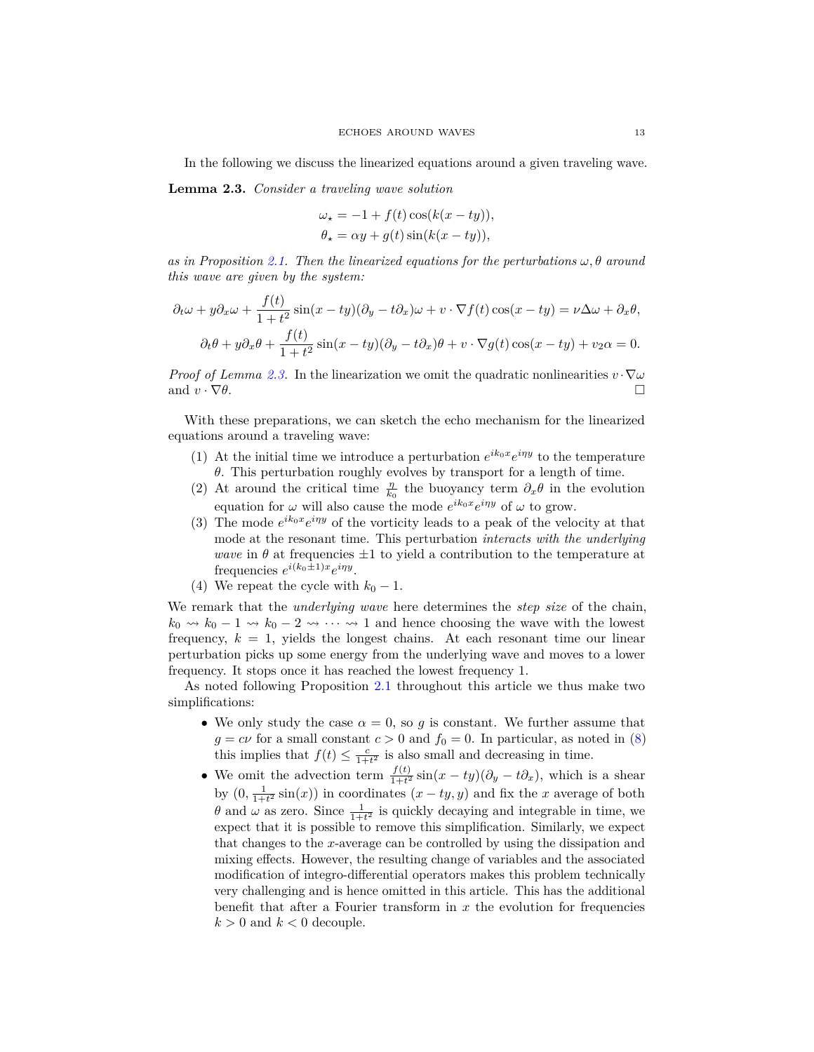In the following we discuss the linearized equations around a given traveling wave.

**Lemma 2.3.** *Consider a traveling wave solution*

$$\omega_\star = -1 + f(t)\cos(k(x-ty)),$$
$$\theta_\star = \alpha y + g(t)\sin(k(x-ty)),$$

*as in Proposition 2.1. Then the linearized equations for the perturbations $\omega, \theta$ around this wave are given by the system:*

$$\partial_t \omega + y\partial_x \omega + \frac{f(t)}{1+t^2}\sin(x-ty)(\partial_y - t\partial_x)\omega + v\cdot\nabla f(t)\cos(x-ty) = \nu\Delta\omega + \partial_x\theta,$$

$$\partial_t \theta + y\partial_x \theta + \frac{f(t)}{1+t^2}\sin(x-ty)(\partial_y - t\partial_x)\theta + v\cdot\nabla g(t)\cos(x-ty) + v_2\alpha = 0.$$

*Proof of Lemma 2.3.* In the linearization we omit the quadratic nonlinearities $v\cdot\nabla\omega$ and $v\cdot\nabla\theta$. □

With these preparations, we can sketch the echo mechanism for the linearized equations around a traveling wave:

1. At the initial time we introduce a perturbation $e^{ik_0x}e^{i\eta y}$ to the temperature $\theta$. This perturbation roughly evolves by transport for a length of time.
2. At around the critical time $\frac{\eta}{k_0}$ the buoyancy term $\partial_x\theta$ in the evolution equation for $\omega$ will also cause the mode $e^{ik_0x}e^{i\eta y}$ of $\omega$ to grow.
3. The mode $e^{ik_0x}e^{i\eta y}$ of the vorticity leads to a peak of the velocity at that mode at the resonant time. This perturbation *interacts with the underlying wave* in $\theta$ at frequencies $\pm1$ to yield a contribution to the temperature at frequencies $e^{i(k_0\pm1)x}e^{i\eta y}$.
4. We repeat the cycle with $k_0-1$.

We remark that the *underlying wave* here determines the *step size* of the chain, $k_0 \rightsquigarrow k_0-1 \rightsquigarrow k_0-2 \rightsquigarrow \cdots \rightsquigarrow 1$ and hence choosing the wave with the lowest frequency, $k=1$, yields the longest chains. At each resonant time our linear perturbation picks up some energy from the underlying wave and moves to a lower frequency. It stops once it has reached the lowest frequency 1.

As noted following Proposition 2.1 throughout this article we thus make two simplifications:

- We only study the case $\alpha = 0$, so $g$ is constant. We further assume that $g = c\nu$ for a small constant $c > 0$ and $f_0 = 0$. In particular, as noted in (8) this implies that $f(t) \leq \frac{c}{1+t^2}$ is also small and decreasing in time.
- We omit the advection term $\frac{f(t)}{1+t^2}\sin(x-ty)(\partial_y - t\partial_x)$, which is a shear by $(0, \frac{1}{1+t^2}\sin(x))$ in coordinates $(x-ty, y)$ and fix the $x$ average of both $\theta$ and $\omega$ as zero. Since $\frac{1}{1+t^2}$ is quickly decaying and integrable in time, we expect that it is possible to remove this simplification. Similarly, we expect that changes to the $x$-average can be controlled by using the dissipation and mixing effects. However, the resulting change of variables and the associated modification of integro-differential operators makes this problem technically very challenging and is hence omitted in this article. This has the additional benefit that after a Fourier transform in $x$ the evolution for frequencies $k > 0$ and $k < 0$ decouple.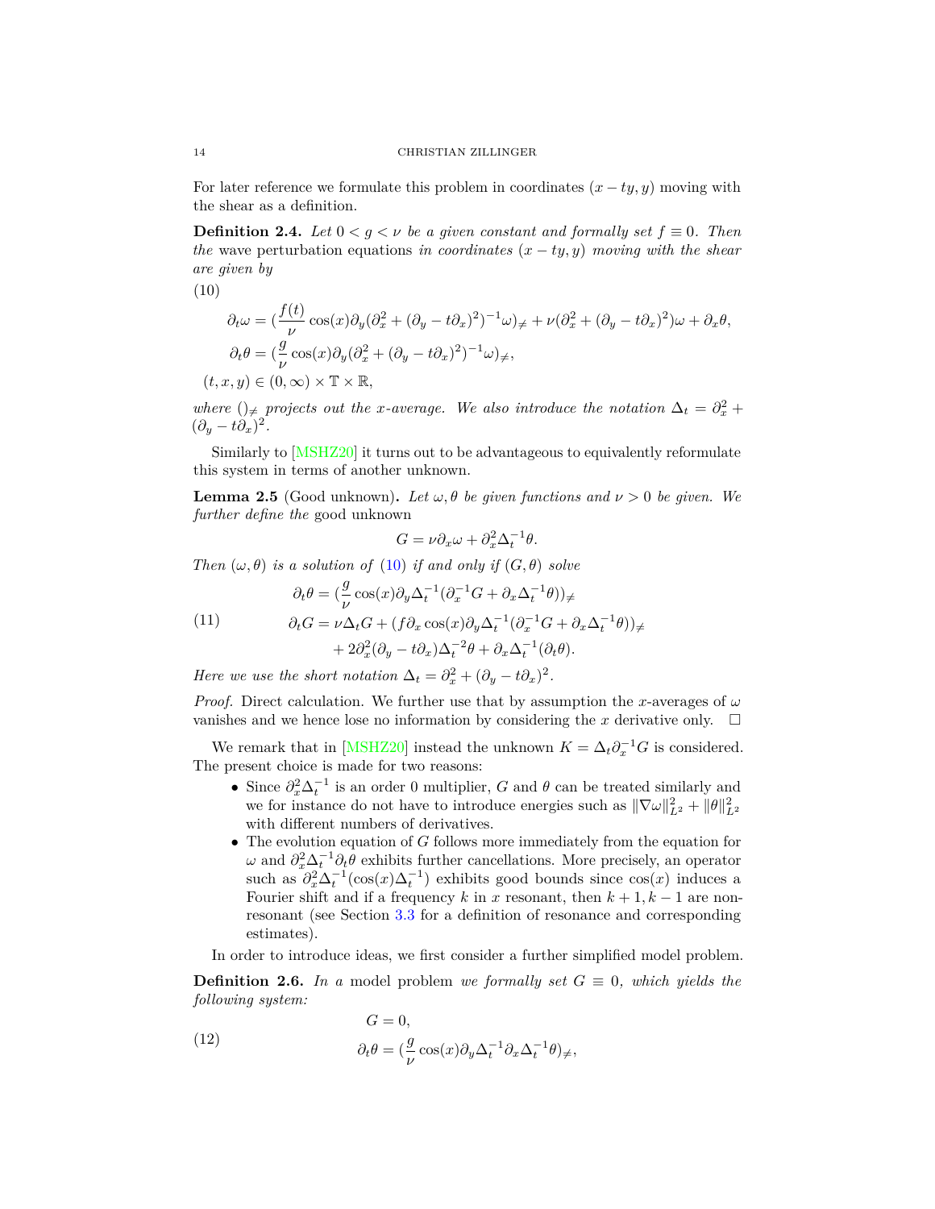For later reference we formulate this problem in coordinates $(x-ty, y)$ moving with the shear as a definition.

**Definition 2.4.** *Let $0 < g < \nu$ be a given constant and formally set $f \equiv 0$. Then the* wave perturbation equations *in coordinates $(x-ty,y)$ moving with the shear are given by*

(10)

$$
\begin{aligned}
\partial_t \omega &= (\frac{f(t)}{\nu}\cos(x)\partial_y(\partial_x^2 + (\partial_y - t\partial_x)^2)^{-1}\omega)_{\neq} + \nu(\partial_x^2 + (\partial_y - t\partial_x)^2)\omega + \partial_x\theta, \\
\partial_t \theta &= (\frac{g}{\nu}\cos(x)\partial_y(\partial_x^2 + (\partial_y - t\partial_x)^2)^{-1}\omega)_{\neq}, \\
(t,x,y) &\in (0,\infty)\times \mathbb{T}\times\mathbb{R},
\end{aligned}
$$

*where $()_{\neq}$ projects out the $x$-average. We also introduce the notation $\Delta_t = \partial_x^2 + (\partial_y - t\partial_x)^2$.*

Similarly to [MSHZ20] it turns out to be advantageous to equivalently reformulate this system in terms of another unknown.

**Lemma 2.5** (Good unknown)**.** *Let $\omega, \theta$ be given functions and $\nu > 0$ be given. We further define the* good unknown

$$
G = \nu\partial_x\omega + \partial_x^2\Delta_t^{-1}\theta.
$$

*Then $(\omega,\theta)$ is a solution of (10) if and only if $(G,\theta)$ solve*

$$
\begin{aligned}
\partial_t\theta &= (\frac{g}{\nu}\cos(x)\partial_y\Delta_t^{-1}(\partial_x^{-1}G + \partial_x\Delta_t^{-1}\theta))_{\neq} \\
\partial_t G &= \nu\Delta_t G + (f\partial_x\cos(x)\partial_y\Delta_t^{-1}(\partial_x^{-1}G + \partial_x\Delta_t^{-1}\theta))_{\neq} \\
&\quad + 2\partial_x^2(\partial_y - t\partial_x)\Delta_t^{-2}\theta + \partial_x\Delta_t^{-1}(\partial_t\theta).
\end{aligned} \tag{11}
$$

*Here we use the short notation $\Delta_t = \partial_x^2 + (\partial_y - t\partial_x)^2$.*

*Proof.* Direct calculation. We further use that by assumption the $x$-averages of $\omega$ vanishes and we hence lose no information by considering the $x$ derivative only. $\square$

We remark that in [MSHZ20] instead the unknown $K = \Delta_t\partial_x^{-1}G$ is considered. The present choice is made for two reasons:

- Since $\partial_x^2\Delta_t^{-1}$ is an order 0 multiplier, $G$ and $\theta$ can be treated similarly and we for instance do not have to introduce energies such as $\|\nabla\omega\|_{L^2}^2 + \|\theta\|_{L^2}^2$ with different numbers of derivatives.
- The evolution equation of $G$ follows more immediately from the equation for $\omega$ and $\partial_x^2\Delta_t^{-1}\partial_t\theta$ exhibits further cancellations. More precisely, an operator such as $\partial_x^2\Delta_t^{-1}(\cos(x)\Delta_t^{-1})$ exhibits good bounds since $\cos(x)$ induces a Fourier shift and if a frequency $k$ in $x$ resonant, then $k+1, k-1$ are non-resonant (see Section 3.3 for a definition of resonance and corresponding estimates).

In order to introduce ideas, we first consider a further simplified model problem.

**Definition 2.6.** *In a* model problem *we formally set $G \equiv 0$, which yields the following system:*

$$
\begin{aligned}
G &= 0, \\
\partial_t\theta &= (\frac{g}{\nu}\cos(x)\partial_y\Delta_t^{-1}\partial_x\Delta_t^{-1}\theta)_{\neq},
\end{aligned} \tag{12}
$$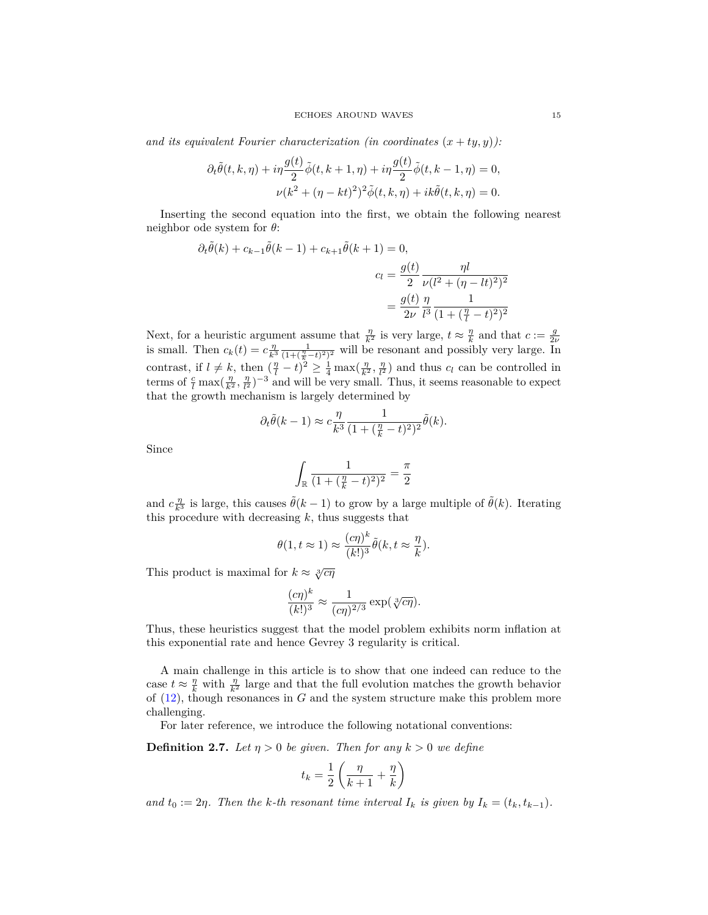*and its equivalent Fourier characterization (in coordinates $(x+ty, y)$):*

$$\partial_t \tilde{\theta}(t,k,\eta) + i\eta \frac{g(t)}{2}\tilde{\phi}(t,k+1,\eta) + i\eta\frac{g(t)}{2}\tilde{\phi}(t,k-1,\eta) = 0,$$
$$\nu(k^2+(\eta-kt)^2)^2\tilde{\phi}(t,k,\eta) + ik\tilde{\theta}(t,k,\eta) = 0.$$

Inserting the second equation into the first, we obtain the following nearest neighbor ode system for $\theta$:

$$\partial_t\tilde{\theta}(k) + c_{k-1}\tilde{\theta}(k-1) + c_{k+1}\tilde{\theta}(k+1) = 0,$$
$$c_l = \frac{g(t)}{2}\frac{\eta l}{\nu(l^2+(\eta-lt)^2)^2}$$
$$= \frac{g(t)}{2\nu}\frac{\eta}{l^3}\frac{1}{(1+(\frac{\eta}{l}-t)^2)^2}$$

Next, for a heuristic argument assume that $\frac{\eta}{k^2}$ is very large, $t\approx\frac{\eta}{k}$ and that $c:=\frac{g}{2\nu}$ is small. Then $c_k(t) = c\frac{\eta}{k^3}\frac{1}{(1+(\frac{\eta}{k}-t)^2)^2}$ will be resonant and possibly very large. In contrast, if $l\neq k$, then $(\frac{\eta}{l}-t)^2 \geq \frac{1}{4}\max(\frac{\eta}{k^2},\frac{\eta}{l^2})$ and thus $c_l$ can be controlled in terms of $\frac{c}{l}\max(\frac{\eta}{k^2},\frac{\eta}{l^2})^{-3}$ and will be very small. Thus, it seems reasonable to expect that the growth mechanism is largely determined by

$$\partial_t\tilde{\theta}(k-1) \approx c\frac{\eta}{k^3}\frac{1}{(1+(\frac{\eta}{k}-t)^2)^2}\tilde{\theta}(k).$$

Since

$$\int_{\mathbb{R}} \frac{1}{(1+(\frac{\eta}{k}-t)^2)^2} = \frac{\pi}{2}$$

and $c\frac{\eta}{k^3}$ is large, this causes $\tilde{\theta}(k-1)$ to grow by a large multiple of $\tilde{\theta}(k)$. Iterating this procedure with decreasing $k$, thus suggests that

$$\theta(1, t\approx 1) \approx \frac{(c\eta)^k}{(k!)^3}\tilde{\theta}(k, t\approx\frac{\eta}{k}).$$

This product is maximal for $k\approx\sqrt[3]{c\eta}$

$$\frac{(c\eta)^k}{(k!)^3} \approx \frac{1}{(c\eta)^{2/3}}\exp(\sqrt[3]{c\eta}).$$

Thus, these heuristics suggest that the model problem exhibits norm inflation at this exponential rate and hence Gevrey 3 regularity is critical.

A main challenge in this article is to show that one indeed can reduce to the case $t\approx\frac{\eta}{k}$ with $\frac{\eta}{k^2}$ large and that the full evolution matches the growth behavior of (12), though resonances in $G$ and the system structure make this problem more challenging.

For later reference, we introduce the following notational conventions:

**Definition 2.7.** *Let $\eta > 0$ be given. Then for any $k>0$ we define*

$$t_k = \frac{1}{2}\left(\frac{\eta}{k+1}+\frac{\eta}{k}\right)$$

*and $t_0 := 2\eta$. Then the k-th resonant time interval $I_k$ is given by $I_k = (t_k, t_{k-1})$.*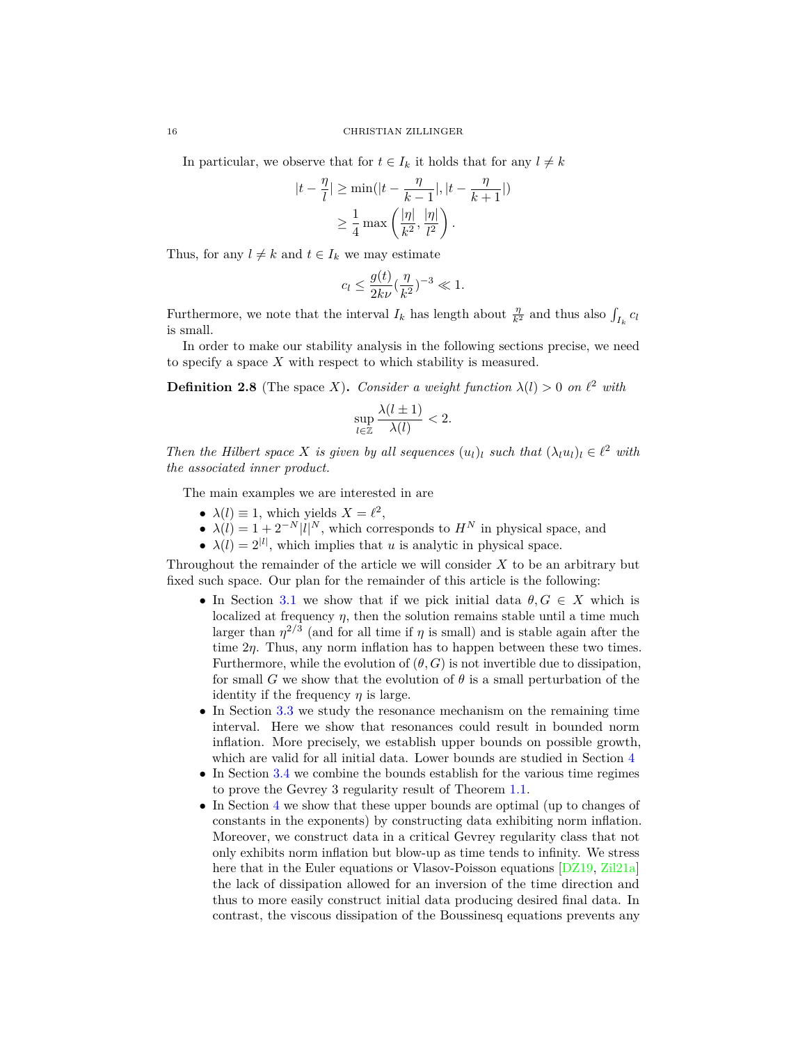In particular, we observe that for $t \in I_k$ it holds that for any $l \neq k$

$$
\begin{aligned}
|t - \frac{\eta}{l}| &\geq \min(|t - \frac{\eta}{k-1}|, |t - \frac{\eta}{k+1}|) \\
&\geq \frac{1}{4} \max\left(\frac{|\eta|}{k^2}, \frac{|\eta|}{l^2}\right).
\end{aligned}
$$

Thus, for any $l \neq k$ and $t \in I_k$ we may estimate

$$
c_l \leq \frac{g(t)}{2k\nu} (\frac{\eta}{k^2})^{-3} \ll 1.
$$

Furthermore, we note that the interval $I_k$ has length about $\frac{\eta}{k^2}$ and thus also $\int_{I_k} c_l$ is small.

In order to make our stability analysis in the following sections precise, we need to specify a space $X$ with respect to which stability is measured.

**Definition 2.8** (The space $X$)**.** *Consider a weight function $\lambda(l) > 0$ on $\ell^2$ with*

$$
\sup_{l \in \mathbb{Z}} \frac{\lambda(l \pm 1)}{\lambda(l)} < 2.
$$

*Then the Hilbert space $X$ is given by all sequences $(u_l)_l$ such that $(\lambda_l u_l)_l \in \ell^2$ with the associated inner product.*

The main examples we are interested in are

- $\lambda(l) \equiv 1$, which yields $X = \ell^2$,
- $\lambda(l) = 1 + 2^{-N}|l|^N$, which corresponds to $H^N$ in physical space, and
- $\lambda(l) = 2^{|l|}$, which implies that $u$ is analytic in physical space.

Throughout the remainder of the article we will consider $X$ to be an arbitrary but fixed such space. Our plan for the remainder of this article is the following:

- In Section 3.1 we show that if we pick initial data $\theta, G \in X$ which is localized at frequency $\eta$, then the solution remains stable until a time much larger than $\eta^{2/3}$ (and for all time if $\eta$ is small) and is stable again after the time $2\eta$. Thus, any norm inflation has to happen between these two times. Furthermore, while the evolution of $(\theta, G)$ is not invertible due to dissipation, for small $G$ we show that the evolution of $\theta$ is a small perturbation of the identity if the frequency $\eta$ is large.
- In Section 3.3 we study the resonance mechanism on the remaining time interval. Here we show that resonances could result in bounded norm inflation. More precisely, we establish upper bounds on possible growth, which are valid for all initial data. Lower bounds are studied in Section 4
- In Section 3.4 we combine the bounds establish for the various time regimes to prove the Gevrey 3 regularity result of Theorem 1.1.
- In Section 4 we show that these upper bounds are optimal (up to changes of constants in the exponents) by constructing data exhibiting norm inflation. Moreover, we construct data in a critical Gevrey regularity class that not only exhibits norm inflation but blow-up as time tends to infinity. We stress here that in the Euler equations or Vlasov-Poisson equations [DZ19, Zil21a] the lack of dissipation allowed for an inversion of the time direction and thus to more easily construct initial data producing desired final data. In contrast, the viscous dissipation of the Boussinesq equations prevents any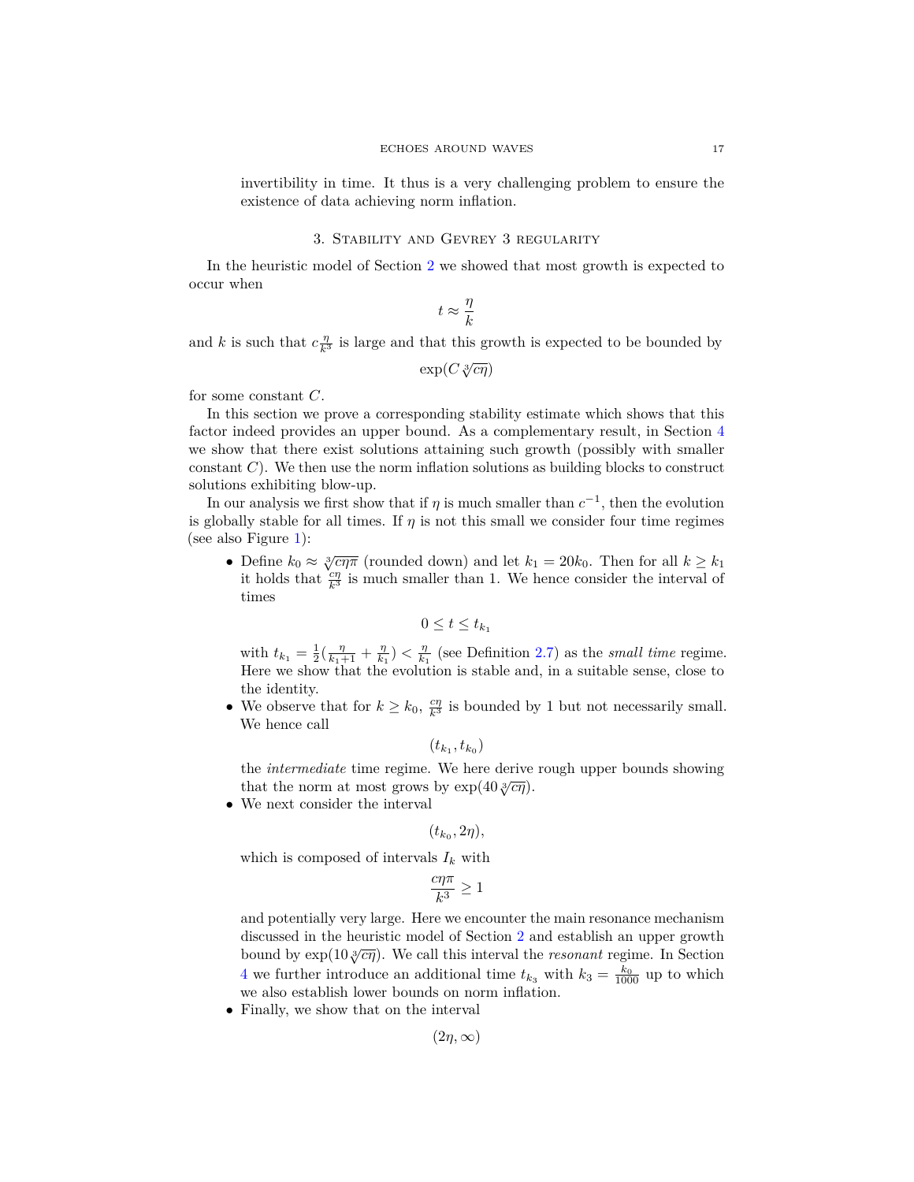invertibility in time. It thus is a very challenging problem to ensure the existence of data achieving norm inflation.

## 3. Stability and Gevrey 3 regularity

In the heuristic model of Section 2 we showed that most growth is expected to occur when

$$t \approx \frac{\eta}{k}$$

and $k$ is such that $c\frac{\eta}{k^3}$ is large and that this growth is expected to be bounded by

$$\exp(C\sqrt[3]{c\eta})$$

for some constant $C$.

In this section we prove a corresponding stability estimate which shows that this factor indeed provides an upper bound. As a complementary result, in Section 4 we show that there exist solutions attaining such growth (possibly with smaller constant $C$). We then use the norm inflation solutions as building blocks to construct solutions exhibiting blow-up.

In our analysis we first show that if $\eta$ is much smaller than $c^{-1}$, then the evolution is globally stable for all times. If $\eta$ is not this small we consider four time regimes (see also Figure 1):

- Define $k_0 \approx \sqrt[3]{c\eta\pi}$ (rounded down) and let $k_1 = 20k_0$. Then for all $k \geq k_1$ it holds that $\frac{c\eta}{k^3}$ is much smaller than 1. We hence consider the interval of times

  $$0 \leq t \leq t_{k_1}$$

  with $t_{k_1} = \frac{1}{2}(\frac{\eta}{k_1+1} + \frac{\eta}{k_1}) < \frac{\eta}{k_1}$ (see Definition 2.7) as the *small time* regime. Here we show that the evolution is stable and, in a suitable sense, close to the identity.
- We observe that for $k \geq k_0$, $\frac{c\eta}{k^3}$ is bounded by 1 but not necessarily small. We hence call

  $$(t_{k_1}, t_{k_0})$$

  the *intermediate* time regime. We here derive rough upper bounds showing that the norm at most grows by $\exp(40\sqrt[3]{c\eta})$.
- We next consider the interval

  $$(t_{k_0}, 2\eta),$$

  which is composed of intervals $I_k$ with

  $$\frac{c\eta\pi}{k^3} \geq 1$$

  and potentially very large. Here we encounter the main resonance mechanism discussed in the heuristic model of Section 2 and establish an upper growth bound by $\exp(10\sqrt[3]{c\eta})$. We call this interval the *resonant* regime. In Section 4 we further introduce an additional time $t_{k_3}$ with $k_3 = \frac{k_0}{1000}$ up to which we also establish lower bounds on norm inflation.
- Finally, we show that on the interval

  $$(2\eta, \infty)$$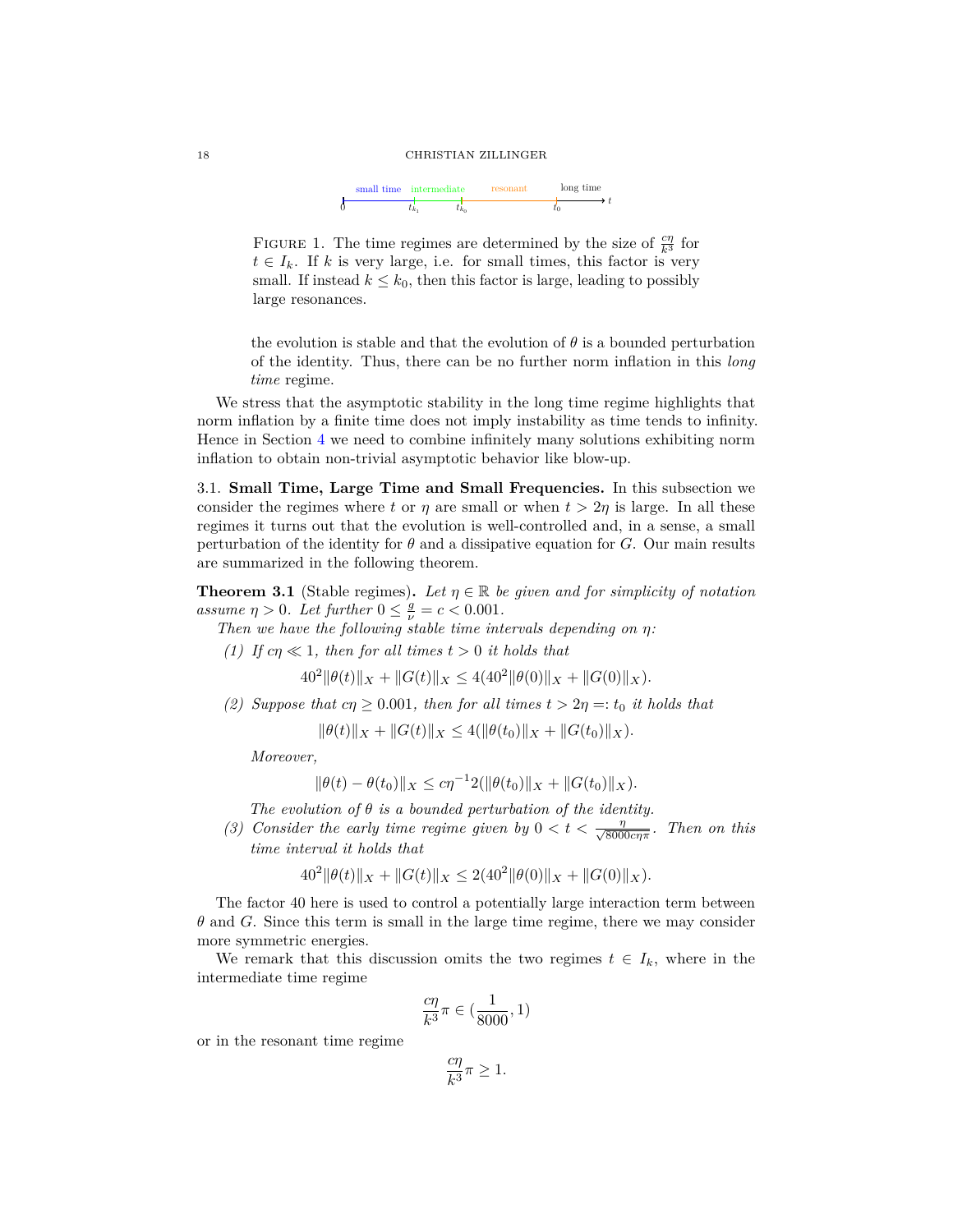FIGURE 1. The time regimes are determined by the size of $\frac{c\eta}{k^3}$ for $t \in I_k$. If $k$ is very large, i.e. for small times, this factor is very small. If instead $k \leq k_0$, then this factor is large, leading to possibly large resonances.

the evolution is stable and that the evolution of $\theta$ is a bounded perturbation of the identity. Thus, there can be no further norm inflation in this *long time* regime.

We stress that the asymptotic stability in the long time regime highlights that norm inflation by a finite time does not imply instability as time tends to infinity. Hence in Section 4 we need to combine infinitely many solutions exhibiting norm inflation to obtain non-trivial asymptotic behavior like blow-up.

### 3.1. Small Time, Large Time and Small Frequencies.

In this subsection we consider the regimes where $t$ or $\eta$ are small or when $t > 2\eta$ is large. In all these regimes it turns out that the evolution is well-controlled and, in a sense, a small perturbation of the identity for $\theta$ and a dissipative equation for $G$. Our main results are summarized in the following theorem.

**Theorem 3.1** (Stable regimes)**.** *Let $\eta \in \mathbb{R}$ be given and for simplicity of notation assume $\eta > 0$. Let further $0 \leq \frac{g}{\nu} = c < 0.001$.*

*Then we have the following stable time intervals depending on $\eta$:*

*(1) If $c\eta \ll 1$, then for all times $t > 0$ it holds that*

$$40^2\|\theta(t)\|_X + \|G(t)\|_X \leq 4(40^2\|\theta(0)\|_X + \|G(0)\|_X).$$

*(2) Suppose that $c\eta \geq 0.001$, then for all times $t > 2\eta =: t_0$ it holds that*

$$\|\theta(t)\|_X + \|G(t)\|_X \leq 4(\|\theta(t_0)\|_X + \|G(t_0)\|_X).$$

*Moreover,*

$$\|\theta(t) - \theta(t_0)\|_X \leq c\eta^{-1}2(\|\theta(t_0)\|_X + \|G(t_0)\|_X).$$

*The evolution of $\theta$ is a bounded perturbation of the identity.*

*(3) Consider the early time regime given by $0 < t < \frac{\eta}{\sqrt{8000c\eta\pi}}$. Then on this time interval it holds that*

$$40^2\|\theta(t)\|_X + \|G(t)\|_X \leq 2(40^2\|\theta(0)\|_X + \|G(0)\|_X).$$

The factor 40 here is used to control a potentially large interaction term between $\theta$ and $G$. Since this term is small in the large time regime, there we may consider more symmetric energies.

We remark that this discussion omits the two regimes $t \in I_k$, where in the intermediate time regime

$$\frac{c\eta}{k^3}\pi \in (\frac{1}{8000}, 1)$$

or in the resonant time regime

$$\frac{c\eta}{k^3}\pi \geq 1.$$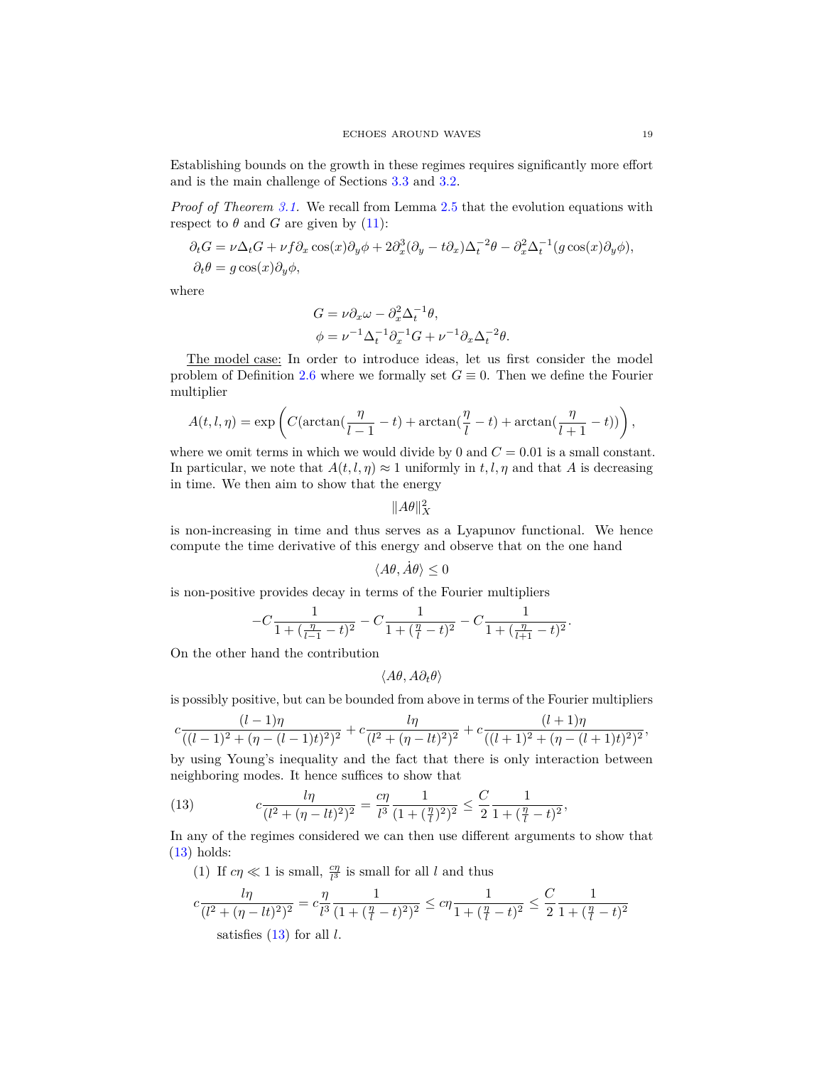Establishing bounds on the growth in these regimes requires significantly more effort and is the main challenge of Sections 3.3 and 3.2.

*Proof of Theorem 3.1.* We recall from Lemma 2.5 that the evolution equations with respect to $\theta$ and $G$ are given by (11):

$$
\begin{aligned}
\partial_t G &= \nu \Delta_t G + \nu f \partial_x \cos(x) \partial_y \phi + 2\partial_x^3(\partial_y - t\partial_x)\Delta_t^{-2}\theta - \partial_x^2 \Delta_t^{-1}(g\cos(x)\partial_y\phi),\\
\partial_t \theta &= g\cos(x)\partial_y \phi,
\end{aligned}
$$

where

$$
\begin{aligned}
G &= \nu \partial_x \omega - \partial_x^2 \Delta_t^{-1}\theta,\\
\phi &= \nu^{-1}\Delta_t^{-1}\partial_x^{-1} G + \nu^{-1}\partial_x \Delta_t^{-2}\theta.
\end{aligned}
$$

<u>The model case:</u> In order to introduce ideas, let us first consider the model problem of Definition 2.6 where we formally set $G \equiv 0$. Then we define the Fourier multiplier

$$
A(t,l,\eta) = \exp\left( C(\arctan(\frac{\eta}{l-1} - t) + \arctan(\frac{\eta}{l} - t) + \arctan(\frac{\eta}{l+1} - t)) \right),
$$

where we omit terms in which we would divide by 0 and $C = 0.01$ is a small constant. In particular, we note that $A(t,l,\eta) \approx 1$ uniformly in $t, l, \eta$ and that $A$ is decreasing in time. We then aim to show that the energy

$$
\|A\theta\|_X^2
$$

is non-increasing in time and thus serves as a Lyapunov functional. We hence compute the time derivative of this energy and observe that on the one hand

$$
\langle A\theta, \dot{A}\theta\rangle \leq 0
$$

is non-positive provides decay in terms of the Fourier multipliers

$$
-C\frac{1}{1+(\frac{\eta}{l-1}-t)^2} - C\frac{1}{1+(\frac{\eta}{l}-t)^2} - C\frac{1}{1+(\frac{\eta}{l+1}-t)^2}.
$$

On the other hand the contribution

$$
\langle A\theta, A\partial_t\theta\rangle
$$

is possibly positive, but can be bounded from above in terms of the Fourier multipliers

$$
c\frac{(l-1)\eta}{((l-1)^2 + (\eta-(l-1)t)^2)^2} + c\frac{l\eta}{(l^2+(\eta-lt)^2)^2} + c\frac{(l+1)\eta}{((l+1)^2+(\eta-(l+1)t)^2)^2},
$$

by using Young's inequality and the fact that there is only interaction between neighboring modes. It hence suffices to show that

$$
c\frac{l\eta}{(l^2+(\eta-lt)^2)^2} = \frac{c\eta}{l^3}\frac{1}{(1+(\frac{\eta}{l})^2)^2} \leq \frac{C}{2}\frac{1}{1+(\frac{\eta}{l}-t)^2}, \tag{13}
$$

In any of the regimes considered we can then use different arguments to show that (13) holds:

(1) If $c\eta \ll 1$ is small, $\frac{c\eta}{l^3}$ is small for all $l$ and thus

$$
c\frac{l\eta}{(l^2+(\eta-lt)^2)^2} = c\frac{\eta}{l^3}\frac{1}{(1+(\frac{\eta}{l}-t)^2)^2} \leq c\eta\frac{1}{1+(\frac{\eta}{l}-t)^2} \leq \frac{C}{2}\frac{1}{1+(\frac{\eta}{l}-t)^2}
$$

satisfies (13) for all $l$.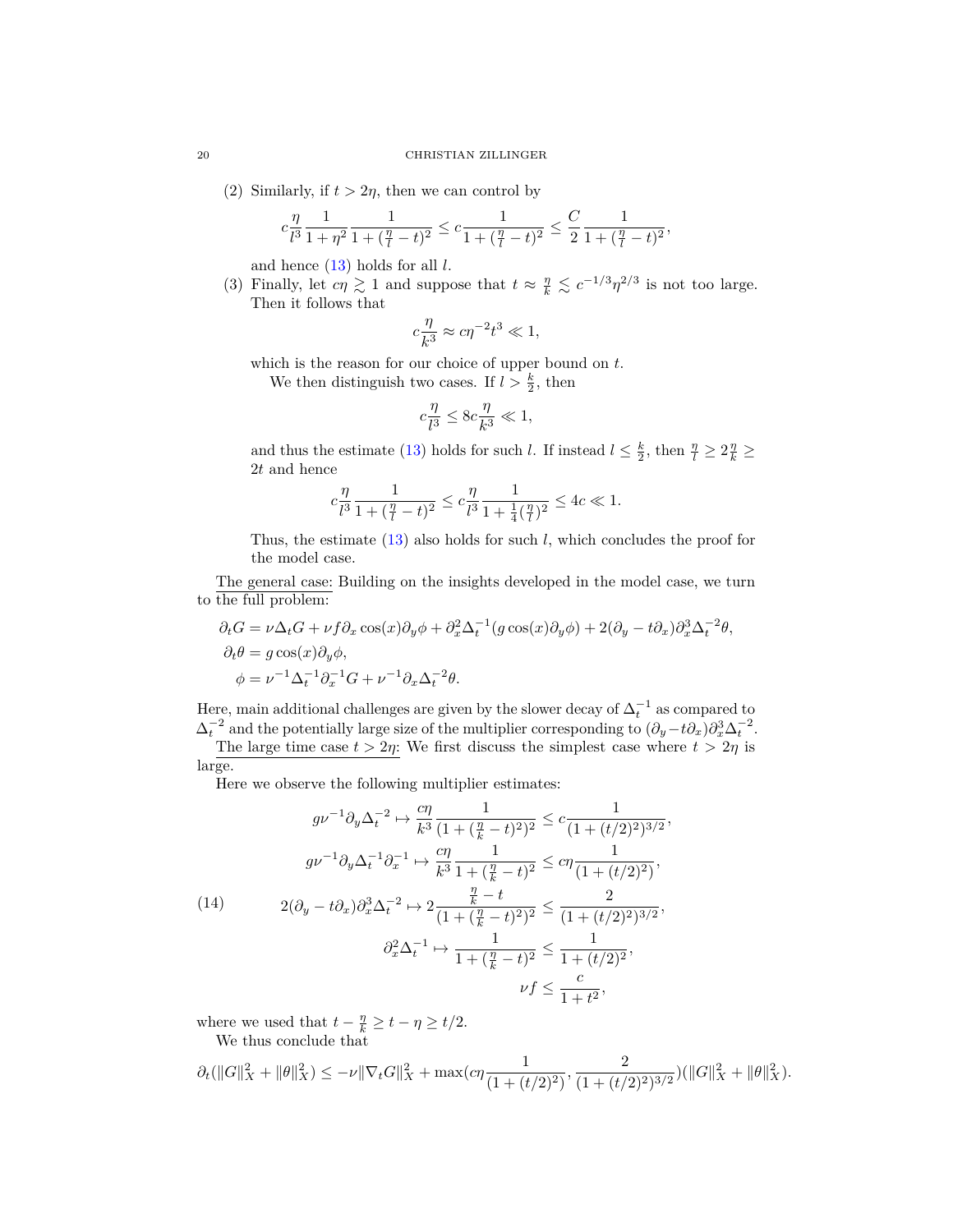(2) Similarly, if $t > 2\eta$, then we can control by

$$c\frac{\eta}{l^3}\frac{1}{1+\eta^2}\frac{1}{1+(\frac{\eta}{l}-t)^2} \leq c\frac{1}{1+(\frac{\eta}{l}-t)^2} \leq \frac{C}{2}\frac{1}{1+(\frac{\eta}{l}-t)^2},$$

and hence (13) holds for all $l$.

(3) Finally, let $c\eta \gtrsim 1$ and suppose that $t \approx \frac{\eta}{k} \lesssim c^{-1/3}\eta^{2/3}$ is not too large. Then it follows that

$$c\frac{\eta}{k^3} \approx c\eta^{-2}t^3 \ll 1,$$

which is the reason for our choice of upper bound on $t$.

We then distinguish two cases. If $l > \frac{k}{2}$, then

$$c\frac{\eta}{l^3} \leq 8c\frac{\eta}{k^3} \ll 1,$$

and thus the estimate (13) holds for such $l$. If instead $l \leq \frac{k}{2}$, then $\frac{\eta}{l} \geq 2\frac{\eta}{k} \geq 2t$ and hence

$$c\frac{\eta}{l^3}\frac{1}{1+(\frac{\eta}{l}-t)^2} \leq c\frac{\eta}{l^3}\frac{1}{1+\frac{1}{4}(\frac{\eta}{l})^2} \leq 4c \ll 1.$$

Thus, the estimate (13) also holds for such $l$, which concludes the proof for the model case.

The general case: Building on the insights developed in the model case, we turn to the full problem:

$$\begin{aligned}
\partial_t G &= \nu\Delta_t G + \nu f \partial_x \cos(x)\partial_y\phi + \partial_x^2\Delta_t^{-1}(g\cos(x)\partial_y\phi) + 2(\partial_y - t\partial_x)\partial_x^3\Delta_t^{-2}\theta,\\
\partial_t\theta &= g\cos(x)\partial_y\phi,\\
\phi &= \nu^{-1}\Delta_t^{-1}\partial_x^{-1}G + \nu^{-1}\partial_x\Delta_t^{-2}\theta.
\end{aligned}$$

Here, main additional challenges are given by the slower decay of $\Delta_t^{-1}$ as compared to $\Delta_t^{-2}$ and the potentially large size of the multiplier corresponding to $(\partial_y - t\partial_x)\partial_x^3\Delta_t^{-2}$.

The large time case $t > 2\eta$: We first discuss the simplest case where $t > 2\eta$ is large.

Here we observe the following multiplier estimates:

$$\begin{aligned}
g\nu^{-1}\partial_y\Delta_t^{-2} &\mapsto \frac{c\eta}{k^3}\frac{1}{(1+(\frac{\eta}{k}-t)^2)^2} \leq c\frac{1}{(1+(t/2)^2)^{3/2}},\\
g\nu^{-1}\partial_y\Delta_t^{-1}\partial_x^{-1} &\mapsto \frac{c\eta}{k^3}\frac{1}{1+(\frac{\eta}{k}-t)^2} \leq c\eta\frac{1}{(1+(t/2)^2)},\\
2(\partial_y - t\partial_x)\partial_x^3\Delta_t^{-2} &\mapsto 2\frac{\frac{\eta}{k}-t}{(1+(\frac{\eta}{k}-t)^2)^2} \leq \frac{2}{(1+(t/2)^2)^{3/2}},\\
\partial_x^2\Delta_t^{-1} &\mapsto \frac{1}{1+(\frac{\eta}{k}-t)^2} \leq \frac{1}{1+(t/2)^2},\\
\nu f &\leq \frac{c}{1+t^2},
\end{aligned} \tag{14}$$

where we used that $t - \frac{\eta}{k} \geq t - \eta \geq t/2$.

We thus conclude that

$$\partial_t(\|G\|_X^2 + \|\theta\|_X^2) \leq -\nu\|\nabla_t G\|_X^2 + \max(c\eta\frac{1}{(1+(t/2)^2)}, \frac{2}{(1+(t/2)^2)^{3/2}})(\|G\|_X^2 + \|\theta\|_X^2).$$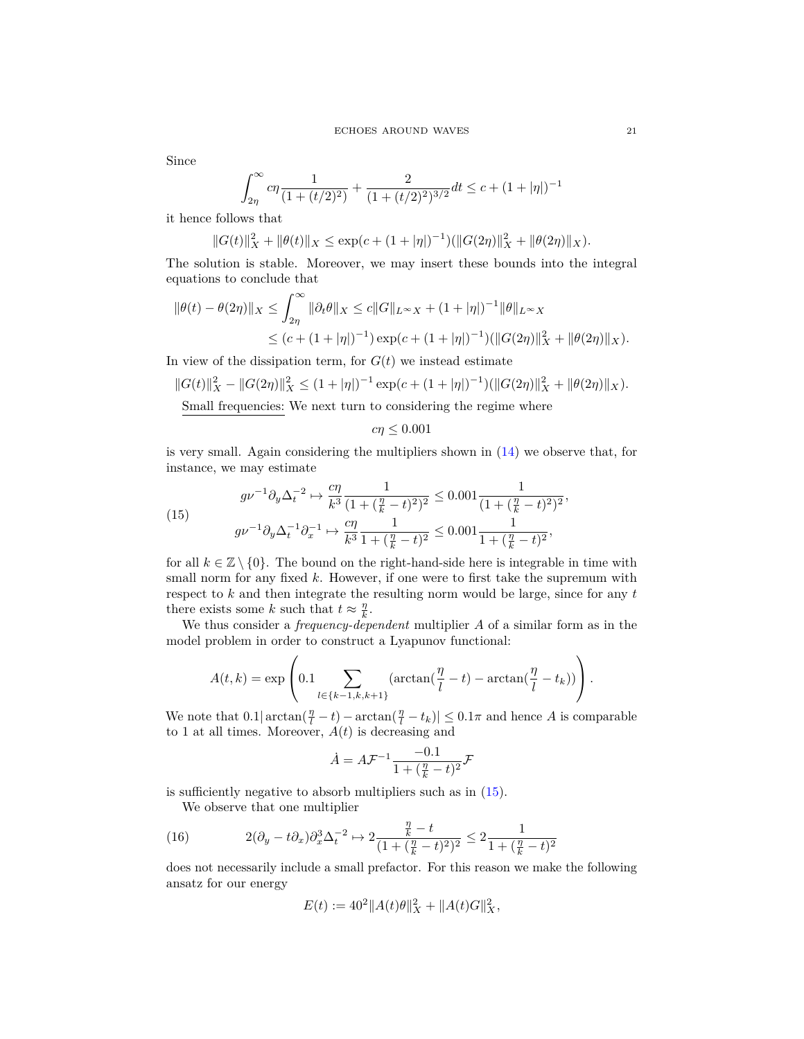Since

$$\int_{2\eta}^{\infty} c\eta \frac{1}{(1+(t/2)^2)} + \frac{2}{(1+(t/2)^2)^{3/2}} dt \leq c + (1+|\eta|)^{-1}$$

it hence follows that

$$\|G(t)\|_X^2 + \|\theta(t)\|_X \leq \exp(c + (1+|\eta|)^{-1})(\|G(2\eta)\|_X^2 + \|\theta(2\eta)\|_X).$$

The solution is stable. Moreover, we may insert these bounds into the integral equations to conclude that

$$\begin{aligned}\|\theta(t) - \theta(2\eta)\|_X &\leq \int_{2\eta}^{\infty} \|\partial_t \theta\|_X \leq c\|G\|_{L^\infty X} + (1+|\eta|)^{-1}\|\theta\|_{L^\infty X} \\ &\leq (c + (1+|\eta|)^{-1}) \exp(c + (1+|\eta|)^{-1})(\|G(2\eta)\|_X^2 + \|\theta(2\eta)\|_X).\end{aligned}$$

In view of the dissipation term, for $G(t)$ we instead estimate

$$\|G(t)\|_X^2 - \|G(2\eta)\|_X^2 \leq (1+|\eta|)^{-1} \exp(c + (1+|\eta|)^{-1})(\|G(2\eta)\|_X^2 + \|\theta(2\eta)\|_X).$$

<u>Small frequencies:</u> We next turn to considering the regime where

$$c\eta \leq 0.001$$

is very small. Again considering the multipliers shown in (14) we observe that, for instance, we may estimate

$$\begin{aligned} g\nu^{-1}\partial_y \Delta_t^{-2} &\mapsto \frac{c\eta}{k^3} \frac{1}{(1+(\frac{\eta}{k}-t)^2)^2} \leq 0.001 \frac{1}{(1+(\frac{\eta}{k}-t)^2)^2}, \\ g\nu^{-1}\partial_y \Delta_t^{-1}\partial_x^{-1} &\mapsto \frac{c\eta}{k^3} \frac{1}{1+(\frac{\eta}{k}-t)^2} \leq 0.001 \frac{1}{1+(\frac{\eta}{k}-t)^2}, \end{aligned} \tag{15}$$

for all $k \in \mathbb{Z} \setminus \{0\}$. The bound on the right-hand-side here is integrable in time with small norm for any fixed $k$. However, if one were to first take the supremum with respect to $k$ and then integrate the resulting norm would be large, since for any $t$ there exists some $k$ such that $t \approx \frac{\eta}{k}$.

We thus consider a *frequency-dependent* multiplier $A$ of a similar form as in the model problem in order to construct a Lyapunov functional:

$$A(t,k) = \exp\left(0.1 \sum_{l \in \{k-1,k,k+1\}} (\arctan(\frac{\eta}{l} - t) - \arctan(\frac{\eta}{l} - t_k))\right).$$

We note that $0.1|\arctan(\frac{\eta}{l} - t) - \arctan(\frac{\eta}{l} - t_k)| \leq 0.1\pi$ and hence $A$ is comparable to 1 at all times. Moreover, $A(t)$ is decreasing and

$$\dot{A} = A\mathcal{F}^{-1} \frac{-0.1}{1+(\frac{\eta}{k}-t)^2} \mathcal{F}$$

is sufficiently negative to absorb multipliers such as in (15).

We observe that one multiplier

$$2(\partial_y - t\partial_x)\partial_x^3 \Delta_t^{-2} \mapsto 2\frac{\frac{\eta}{k} - t}{(1+(\frac{\eta}{k}-t)^2)^2} \leq 2\frac{1}{1+(\frac{\eta}{k}-t)^2} \tag{16}$$

does not necessarily include a small prefactor. For this reason we make the following ansatz for our energy

$$E(t) := 40^2 \|A(t)\theta\|_X^2 + \|A(t)G\|_X^2,$$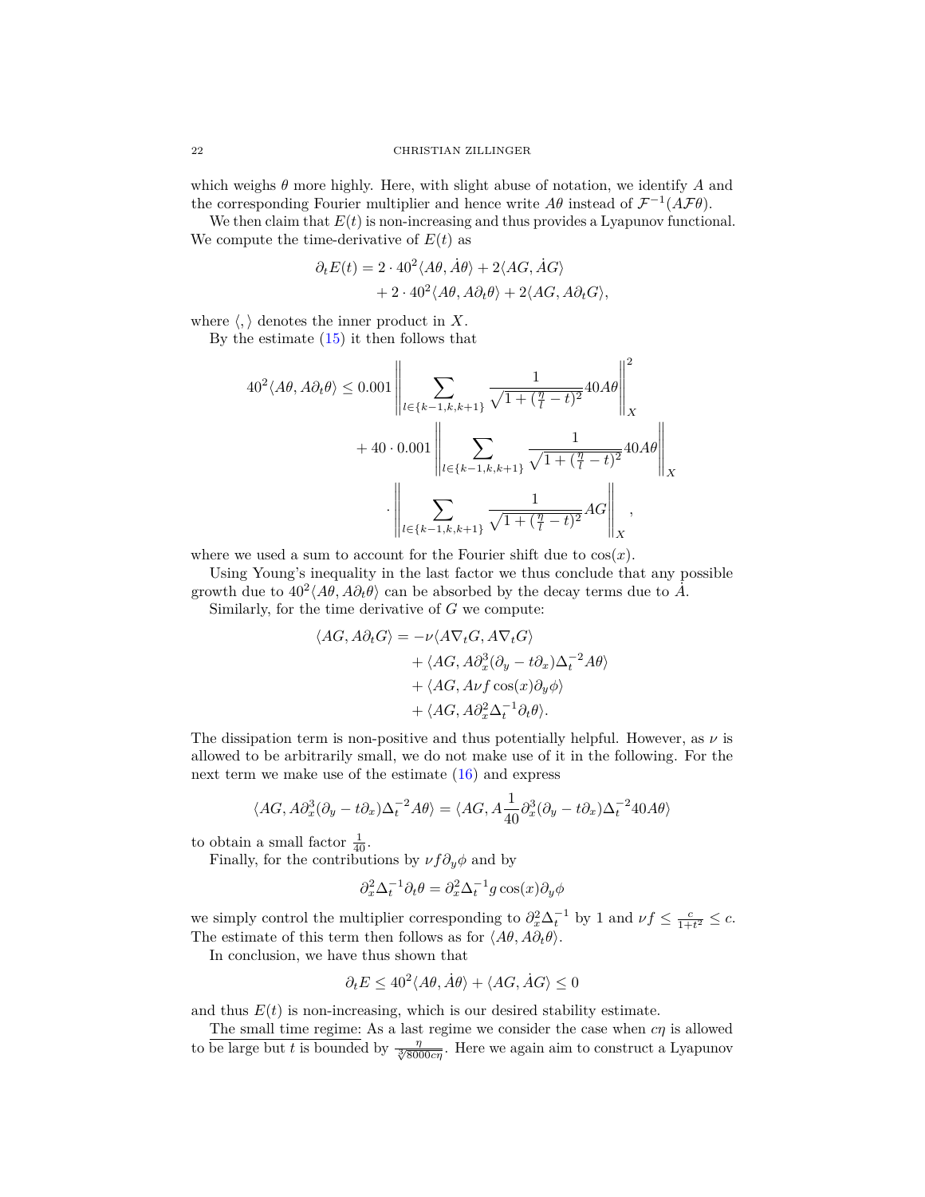which weighs $\theta$ more highly. Here, with slight abuse of notation, we identify $A$ and the corresponding Fourier multiplier and hence write $A\theta$ instead of $\mathcal{F}^{-1}(A\mathcal{F}\theta)$.

We then claim that $E(t)$ is non-increasing and thus provides a Lyapunov functional. We compute the time-derivative of $E(t)$ as

$$
\begin{aligned}
\partial_t E(t) &= 2 \cdot 40^2 \langle A\theta, \dot{A}\theta \rangle + 2\langle AG, \dot{A}G \rangle \\
&\quad + 2 \cdot 40^2 \langle A\theta, A\partial_t \theta \rangle + 2\langle AG, A\partial_t G \rangle,
\end{aligned}
$$

where $\langle , \rangle$ denotes the inner product in $X$.

By the estimate (15) it then follows that

$$
\begin{aligned}
40^2 \langle A\theta, A\partial_t \theta \rangle &\leq 0.001 \left\| \sum_{l \in \{k-1,k,k+1\}} \frac{1}{\sqrt{1+(\frac{\eta}{l}-t)^2}} 40A\theta \right\|_X^2 \\
&\quad + 40 \cdot 0.001 \left\| \sum_{l \in \{k-1,k,k+1\}} \frac{1}{\sqrt{1+(\frac{\eta}{l}-t)^2}} 40A\theta \right\|_X \\
&\quad \cdot \left\| \sum_{l \in \{k-1,k,k+1\}} \frac{1}{\sqrt{1+(\frac{\eta}{l}-t)^2}} AG \right\|_X,
\end{aligned}
$$

where we used a sum to account for the Fourier shift due to $\cos(x)$.

Using Young's inequality in the last factor we thus conclude that any possible growth due to $40^2\langle A\theta, A\partial_t\theta\rangle$ can be absorbed by the decay terms due to $\dot{A}$.

Similarly, for the time derivative of $G$ we compute:

$$
\begin{aligned}
\langle AG, A\partial_t G \rangle &= -\nu \langle A\nabla_t G, A\nabla_t G \rangle \\
&\quad + \langle AG, A\partial_x^3(\partial_y - t\partial_x)\Delta_t^{-2} A\theta \rangle \\
&\quad + \langle AG, A\nu f \cos(x)\partial_y \phi \rangle \\
&\quad + \langle AG, A\partial_x^2 \Delta_t^{-1} \partial_t \theta \rangle.
\end{aligned}
$$

The dissipation term is non-positive and thus potentially helpful. However, as $\nu$ is allowed to be arbitrarily small, we do not make use of it in the following. For the next term we make use of the estimate (16) and express

$$
\langle AG, A\partial_x^3(\partial_y - t\partial_x)\Delta_t^{-2} A\theta \rangle = \langle AG, A\frac{1}{40}\partial_x^3(\partial_y - t\partial_x)\Delta_t^{-2} 40A\theta \rangle
$$

to obtain a small factor $\frac{1}{40}$.

Finally, for the contributions by $\nu f \partial_y \phi$ and by

$$
\partial_x^2 \Delta_t^{-1} \partial_t \theta = \partial_x^2 \Delta_t^{-1} g \cos(x) \partial_y \phi
$$

we simply control the multiplier corresponding to $\partial_x^2 \Delta_t^{-1}$ by 1 and $\nu f \leq \frac{c}{1+t^2} \leq c$. The estimate of this term then follows as for $\langle A\theta, A\partial_t\theta \rangle$.

In conclusion, we have thus shown that

$$
\partial_t E \leq 40^2 \langle A\theta, \dot{A}\theta \rangle + \langle AG, \dot{A}G \rangle \leq 0
$$

and thus $E(t)$ is non-increasing, which is our desired stability estimate.

The small time regime: As a last regime we consider the case when $c\eta$ is allowed to be large but $t$ is bounded by $\frac{\eta}{\sqrt[3]{8000c\eta}}$. Here we again aim to construct a Lyapunov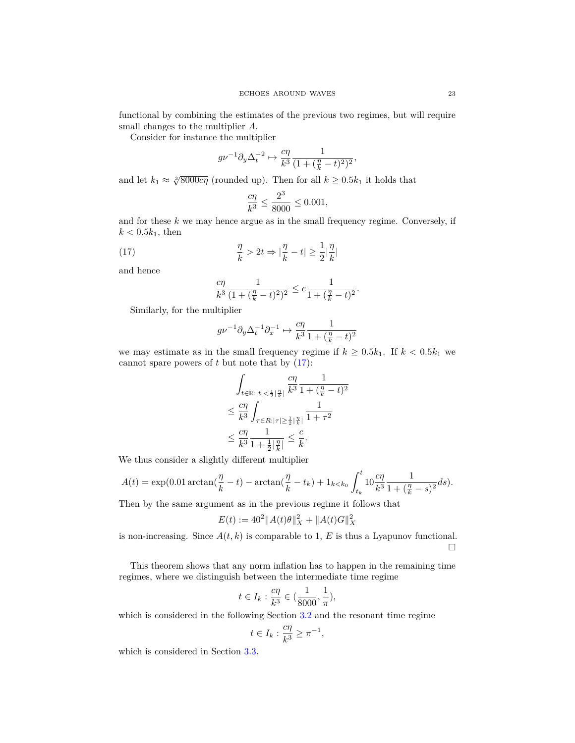functional by combining the estimates of the previous two regimes, but will require small changes to the multiplier $A$.

Consider for instance the multiplier

$$g\nu^{-1}\partial_y \Delta_t^{-2} \mapsto \frac{c\eta}{k^3}\frac{1}{(1+(\frac{\eta}{k}-t)^2)^2},$$

and let $k_1 \approx \sqrt[3]{8000c\eta}$ (rounded up). Then for all $k \geq 0.5k_1$ it holds that

$$\frac{c\eta}{k^3} \leq \frac{2^3}{8000} \leq 0.001,$$

and for these $k$ we may hence argue as in the small frequency regime. Conversely, if $k < 0.5k_1$, then

$$\frac{\eta}{k} > 2t \Rightarrow |\frac{\eta}{k} - t| \geq \frac{1}{2}|\frac{\eta}{k}| \tag{17}$$

and hence

$$\frac{c\eta}{k^3}\frac{1}{(1+(\frac{\eta}{k}-t)^2)^2} \leq c\frac{1}{1+(\frac{\eta}{k}-t)^2}.$$

Similarly, for the multiplier

$$g\nu^{-1}\partial_y \Delta_t^{-1}\partial_x^{-1} \mapsto \frac{c\eta}{k^3}\frac{1}{1+(\frac{\eta}{k}-t)^2}$$

we may estimate as in the small frequency regime if $k \geq 0.5k_1$. If $k < 0.5k_1$ we cannot spare powers of $t$ but note that by (17):

$$\begin{aligned}
&\int_{t\in\mathbb{R}:|t|<\frac{1}{2}|\frac{\eta}{k}|} \frac{c\eta}{k^3}\frac{1}{1+(\frac{\eta}{k}-t)^2} \\
&\leq \frac{c\eta}{k^3}\int_{\tau\in R:|\tau|\geq\frac{1}{2}|\frac{\eta}{k}|}\frac{1}{1+\tau^2} \\
&\leq \frac{c\eta}{k^3}\frac{1}{1+\frac{1}{2}|\frac{\eta}{k}|} \leq \frac{c}{k}.
\end{aligned}$$

We thus consider a slightly different multiplier

$$A(t) = \exp(0.01\arctan(\frac{\eta}{k}-t) - \arctan(\frac{\eta}{k}-t_k) + 1_{k<k_0}\int_{t_k}^t 10\frac{c\eta}{k^3}\frac{1}{1+(\frac{\eta}{k}-s)^2}ds).$$

Then by the same argument as in the previous regime it follows that

$$E(t) := 40^2\|A(t)\theta\|_X^2 + \|A(t)G\|_X^2$$

is non-increasing. Since $A(t,k)$ is comparable to 1, $E$ is thus a Lyapunov functional. $\square$

This theorem shows that any norm inflation has to happen in the remaining time regimes, where we distinguish between the intermediate time regime

$$t \in I_k : \frac{c\eta}{k^3} \in (\frac{1}{8000}, \frac{1}{\pi}),$$

which is considered in the following Section 3.2 and the resonant time regime

$$t \in I_k : \frac{c\eta}{k^3} \geq \pi^{-1},$$

which is considered in Section 3.3.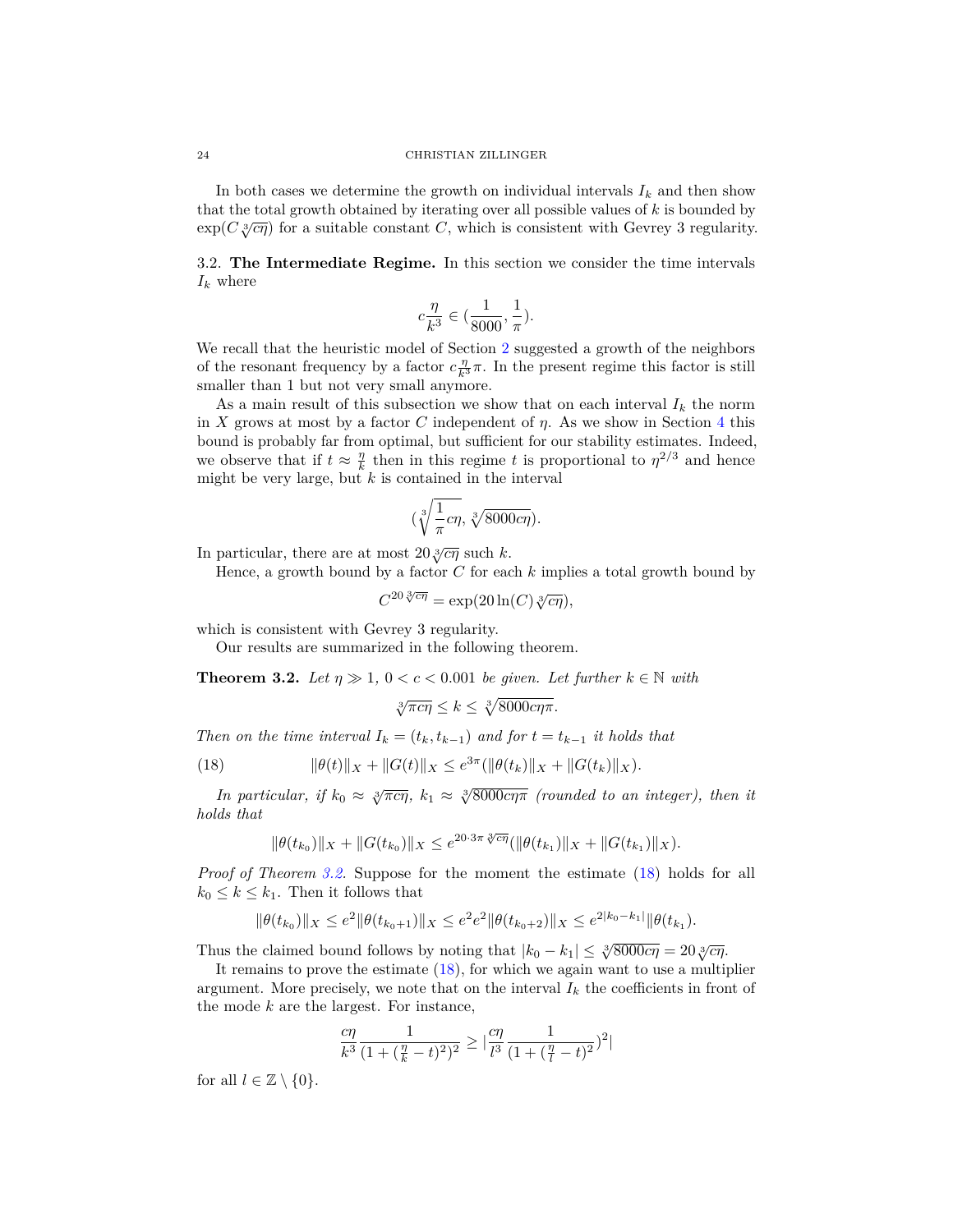In both cases we determine the growth on individual intervals $I_k$ and then show that the total growth obtained by iterating over all possible values of $k$ is bounded by $\exp(C\sqrt[3]{c\eta})$ for a suitable constant $C$, which is consistent with Gevrey 3 regularity.

### 3.2. **The Intermediate Regime.**

In this section we consider the time intervals $I_k$ where

$$c\frac{\eta}{k^3} \in (\frac{1}{8000}, \frac{1}{\pi}).$$

We recall that the heuristic model of Section 2 suggested a growth of the neighbors of the resonant frequency by a factor $c\frac{\eta}{k^3}\pi$. In the present regime this factor is still smaller than 1 but not very small anymore.

As a main result of this subsection we show that on each interval $I_k$ the norm in $X$ grows at most by a factor $C$ independent of $\eta$. As we show in Section 4 this bound is probably far from optimal, but sufficient for our stability estimates. Indeed, we observe that if $t \approx \frac{\eta}{k}$ then in this regime $t$ is proportional to $\eta^{2/3}$ and hence might be very large, but $k$ is contained in the interval

$$(\sqrt[3]{\frac{1}{\pi}c\eta}, \sqrt[3]{8000c\eta}).$$

In particular, there are at most $20\sqrt[3]{c\eta}$ such $k$.

Hence, a growth bound by a factor $C$ for each $k$ implies a total growth bound by

$$C^{20\sqrt[3]{c\eta}} = \exp(20\ln(C)\sqrt[3]{c\eta}),$$

which is consistent with Gevrey 3 regularity.

Our results are summarized in the following theorem.

**Theorem 3.2.** *Let $\eta \gg 1$, $0 < c < 0.001$ be given. Let further $k \in \mathbb{N}$ with*

$$\sqrt[3]{\pi c\eta} \leq k \leq \sqrt[3]{8000c\eta\pi}.$$

*Then on the time interval $I_k = (t_k, t_{k-1})$ and for $t = t_{k-1}$ it holds that*

$$\|\theta(t)\|_X + \|G(t)\|_X \leq e^{3\pi}(\|\theta(t_k)\|_X + \|G(t_k)\|_X). \tag{18}$$

*In particular, if $k_0 \approx \sqrt[3]{\pi c\eta}$, $k_1 \approx \sqrt[3]{8000c\eta\pi}$ (rounded to an integer), then it holds that*

$$\|\theta(t_{k_0})\|_X + \|G(t_{k_0})\|_X \leq e^{20\cdot 3\pi\sqrt[3]{c\eta}}(\|\theta(t_{k_1})\|_X + \|G(t_{k_1})\|_X).$$

*Proof of Theorem 3.2.* Suppose for the moment the estimate (18) holds for all $k_0 \leq k \leq k_1$. Then it follows that

$$\|\theta(t_{k_0})\|_X \leq e^2\|\theta(t_{k_0+1})\|_X \leq e^2e^2\|\theta(t_{k_0+2})\|_X \leq e^{2|k_0-k_1|}\|\theta(t_{k_1}).$$

Thus the claimed bound follows by noting that $|k_0 - k_1| \leq \sqrt[3]{8000c\eta} = 20\sqrt[3]{c\eta}$.

It remains to prove the estimate (18), for which we again want to use a multiplier argument. More precisely, we note that on the interval $I_k$ the coefficients in front of the mode $k$ are the largest. For instance,

$$\frac{c\eta}{k^3}\frac{1}{(1+(\frac{\eta}{k}-t)^2)^2} \geq |\frac{c\eta}{l^3}\frac{1}{(1+(\frac{\eta}{l}-t)^2}\Big)^2|$$

for all $l \in \mathbb{Z} \setminus \{0\}$.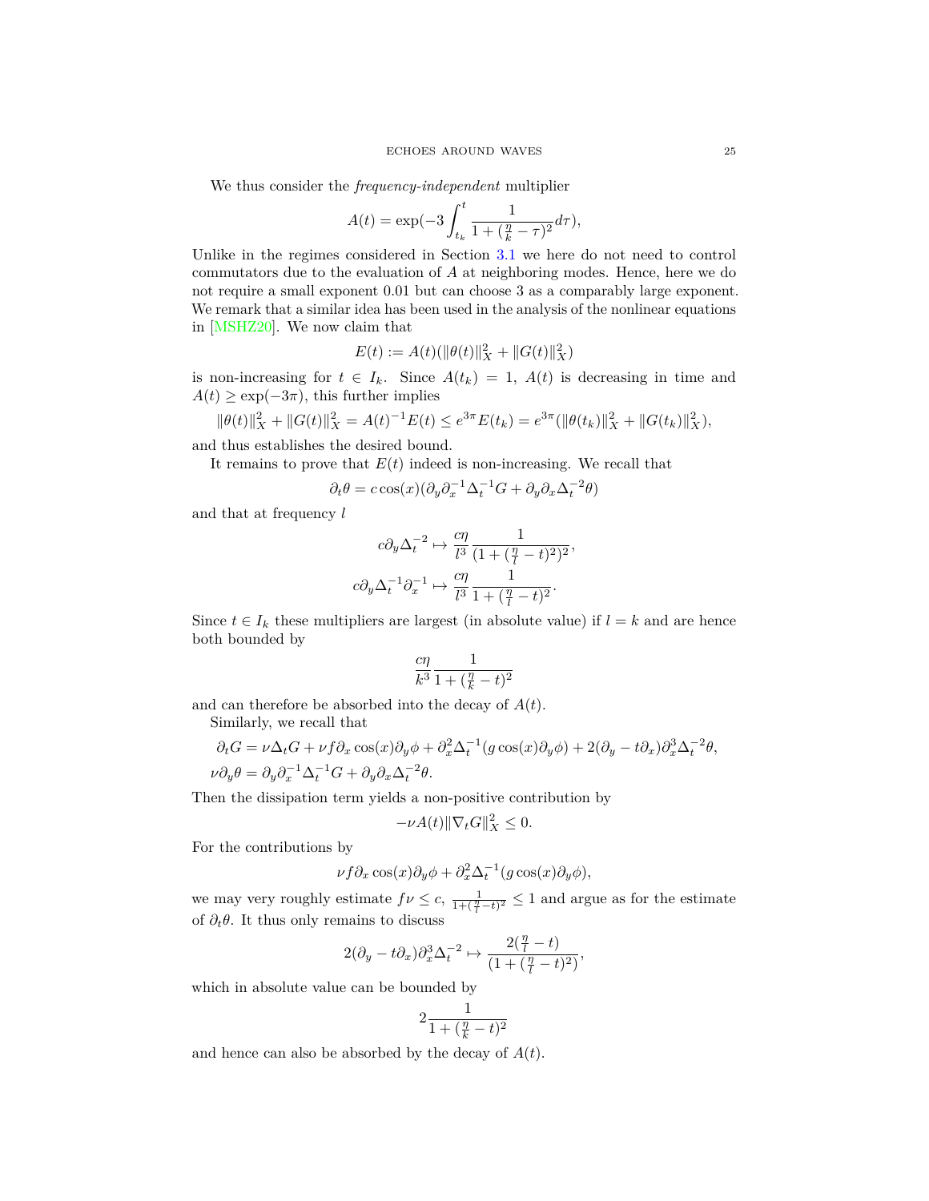We thus consider the *frequency-independent* multiplier

$$A(t) = \exp(-3\int_{t_k}^{t} \frac{1}{1+(\frac{\eta}{k}-\tau)^2} d\tau),$$

Unlike in the regimes considered in Section 3.1 we here do not need to control commutators due to the evaluation of $A$ at neighboring modes. Hence, here we do not require a small exponent 0.01 but can choose 3 as a comparably large exponent. We remark that a similar idea has been used in the analysis of the nonlinear equations in [MSHZ20]. We now claim that

$$E(t) := A(t)(\|\theta(t)\|_X^2 + \|G(t)\|_X^2)$$

is non-increasing for $t \in I_k$. Since $A(t_k) = 1$, $A(t)$ is decreasing in time and $A(t) \geq \exp(-3\pi)$, this further implies

$$\|\theta(t)\|_X^2 + \|G(t)\|_X^2 = A(t)^{-1}E(t) \leq e^{3\pi}E(t_k) = e^{3\pi}(\|\theta(t_k)\|_X^2 + \|G(t_k)\|_X^2),$$

and thus establishes the desired bound.

It remains to prove that $E(t)$ indeed is non-increasing. We recall that

$$\partial_t \theta = c\cos(x)(\partial_y \partial_x^{-1}\Delta_t^{-1} G + \partial_y \partial_x \Delta_t^{-2}\theta)$$

and that at frequency $l$

$$c\partial_y \Delta_t^{-2} \mapsto \frac{c\eta}{l^3}\frac{1}{(1+(\frac{\eta}{l}-t)^2)^2},$$
$$c\partial_y \Delta_t^{-1}\partial_x^{-1} \mapsto \frac{c\eta}{l^3}\frac{1}{1+(\frac{\eta}{l}-t)^2}.$$

Since $t \in I_k$ these multipliers are largest (in absolute value) if $l = k$ and are hence both bounded by

$$\frac{c\eta}{k^3}\frac{1}{1+(\frac{\eta}{k}-t)^2}$$

and can therefore be absorbed into the decay of $A(t)$.

Similarly, we recall that

$$\partial_t G = \nu\Delta_t G + \nu f \partial_x \cos(x)\partial_y \phi + \partial_x^2 \Delta_t^{-1}(g\cos(x)\partial_y \phi) + 2(\partial_y - t\partial_x)\partial_x^3 \Delta_t^{-2}\theta,$$
$$\nu\partial_y \theta = \partial_y \partial_x^{-1}\Delta_t^{-1} G + \partial_y \partial_x \Delta_t^{-2}\theta.$$

Then the dissipation term yields a non-positive contribution by

$$-\nu A(t)\|\nabla_t G\|_X^2 \leq 0.$$

For the contributions by

$$\nu f \partial_x \cos(x)\partial_y \phi + \partial_x^2 \Delta_t^{-1}(g\cos(x)\partial_y \phi),$$

we may very roughly estimate $f\nu \leq c$, $\frac{1}{1+(\frac{\eta}{l}-t)^2} \leq 1$ and argue as for the estimate of $\partial_t \theta$. It thus only remains to discuss

$$2(\partial_y - t\partial_x)\partial_x^3 \Delta_t^{-2} \mapsto \frac{2(\frac{\eta}{l}-t)}{(1+(\frac{\eta}{l}-t)^2)},$$

which in absolute value can be bounded by

$$2\frac{1}{1+(\frac{\eta}{k}-t)^2}$$

and hence can also be absorbed by the decay of $A(t)$.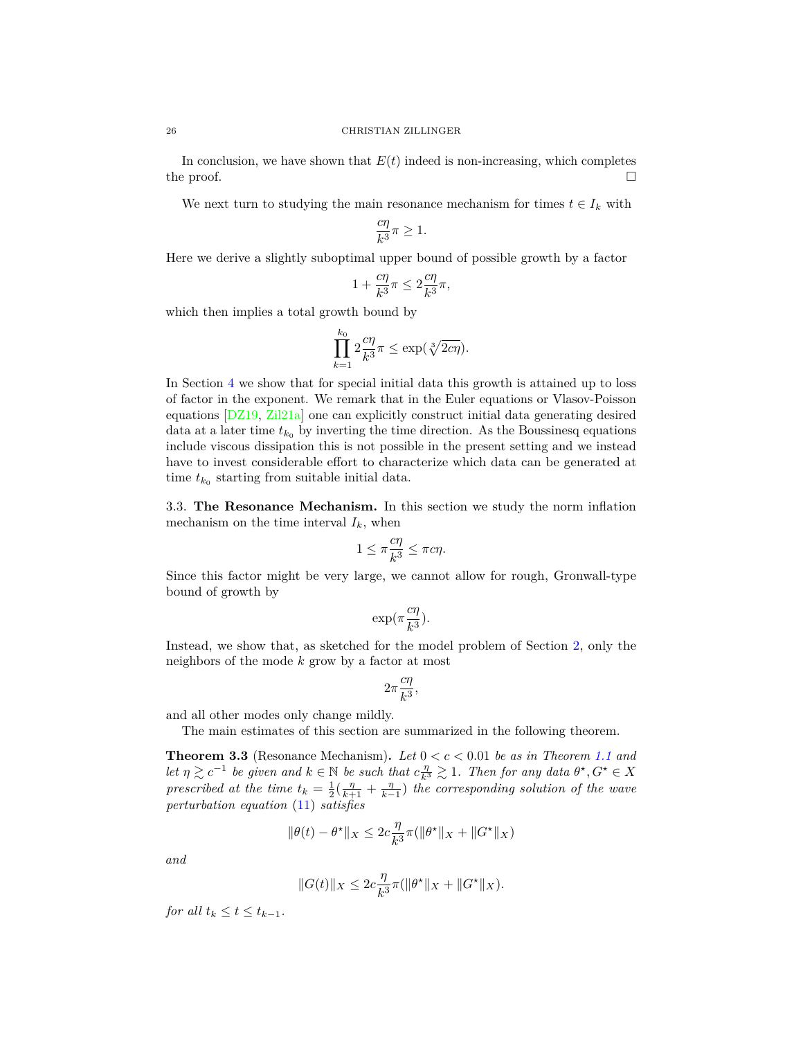In conclusion, we have shown that $E(t)$ indeed is non-increasing, which completes the proof. $\square$

We next turn to studying the main resonance mechanism for times $t \in I_k$ with

$$\frac{c\eta}{k^3}\pi \geq 1.$$

Here we derive a slightly suboptimal upper bound of possible growth by a factor

$$1 + \frac{c\eta}{k^3}\pi \leq 2\frac{c\eta}{k^3}\pi,$$

which then implies a total growth bound by

$$\prod_{k=1}^{k_0} 2\frac{c\eta}{k^3}\pi \leq \exp(\sqrt[3]{2c\eta}).$$

In Section 4 we show that for special initial data this growth is attained up to loss of factor in the exponent. We remark that in the Euler equations or Vlasov-Poisson equations [DZ19, Zil21a] one can explicitly construct initial data generating desired data at a later time $t_{k_0}$ by inverting the time direction. As the Boussinesq equations include viscous dissipation this is not possible in the present setting and we instead have to invest considerable effort to characterize which data can be generated at time $t_{k_0}$ starting from suitable initial data.

### 3.3. **The Resonance Mechanism.**

In this section we study the norm inflation mechanism on the time interval $I_k$, when

$$1 \leq \pi\frac{c\eta}{k^3} \leq \pi c\eta.$$

Since this factor might be very large, we cannot allow for rough, Gronwall-type bound of growth by

$$\exp(\pi\frac{c\eta}{k^3}).$$

Instead, we show that, as sketched for the model problem of Section 2, only the neighbors of the mode $k$ grow by a factor at most

$$2\pi\frac{c\eta}{k^3},$$

and all other modes only change mildly.

The main estimates of this section are summarized in the following theorem.

**Theorem 3.3** (Resonance Mechanism)**.** *Let $0 < c < 0.01$ be as in Theorem 1.1 and let $\eta \gtrsim c^{-1}$ be given and $k \in \mathbb{N}$ be such that $c\frac{\eta}{k^3} \gtrsim 1$. Then for any data $\theta^\star, G^\star \in X$ prescribed at the time $t_k = \frac{1}{2}(\frac{\eta}{k+1} + \frac{\eta}{k-1})$ the corresponding solution of the wave perturbation equation (11) satisfies*

$$\|\theta(t) - \theta^\star\|_X \leq 2c\frac{\eta}{k^3}\pi(\|\theta^\star\|_X + \|G^\star\|_X)$$

*and*

$$\|G(t)\|_X \leq 2c\frac{\eta}{k^3}\pi(\|\theta^\star\|_X + \|G^\star\|_X).$$

*for all $t_k \leq t \leq t_{k-1}$.*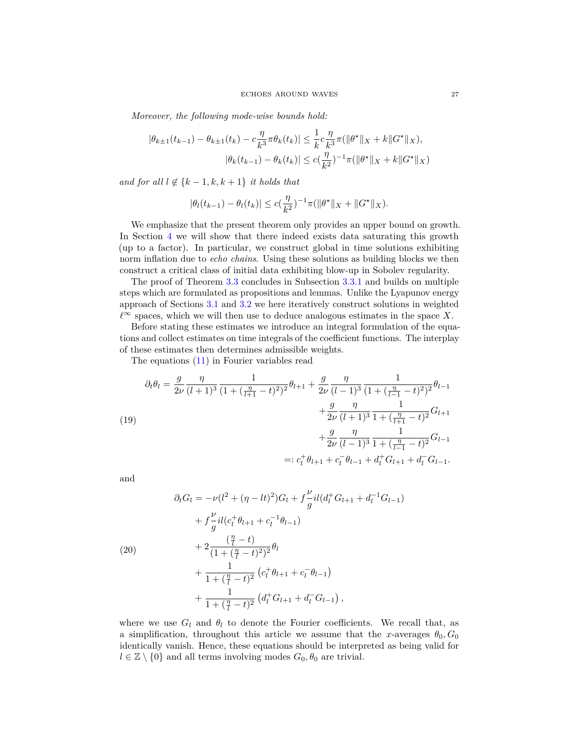*Moreover, the following mode-wise bounds hold:*

$$
\begin{aligned}
|\theta_{k\pm 1}(t_{k-1}) - \theta_{k\pm 1}(t_k) - c\frac{\eta}{k^3}\pi\theta_k(t_k)| &\leq \frac{1}{k}c\frac{\eta}{k^3}\pi(\|\theta^\star\|_X + k\|G^\star\|_X), \\
|\theta_k(t_{k-1}) - \theta_k(t_k)| &\leq c(\frac{\eta}{k^2})^{-1}\pi(\|\theta^\star\|_X + k\|G^\star\|_X)
\end{aligned}
$$

*and for all $l \notin \{k-1, k, k+1\}$ it holds that*

$$
|\theta_l(t_{k-1}) - \theta_l(t_k)| \leq c(\frac{\eta}{k^2})^{-1}\pi(\|\theta^\star\|_X + \|G^\star\|_X).
$$

We emphasize that the present theorem only provides an upper bound on growth. In Section 4 we will show that there indeed exists data saturating this growth (up to a factor). In particular, we construct global in time solutions exhibiting norm inflation due to *echo chains*. Using these solutions as building blocks we then construct a critical class of initial data exhibiting blow-up in Sobolev regularity.

The proof of Theorem 3.3 concludes in Subsection 3.3.1 and builds on multiple steps which are formulated as propositions and lemmas. Unlike the Lyapunov energy approach of Sections 3.1 and 3.2 we here iteratively construct solutions in weighted $\ell^\infty$ spaces, which we will then use to deduce analogous estimates in the space $X$.

Before stating these estimates we introduce an integral formulation of the equations and collect estimates on time integrals of the coefficient functions. The interplay of these estimates then determines admissible weights.

The equations (11) in Fourier variables read

$$
\begin{aligned}
\partial_t\theta_l = \frac{g}{2\nu}\frac{\eta}{(l+1)^3}\frac{1}{(1+(\frac{\eta}{l+1}-t)^2)^2}\theta_{l+1} &+ \frac{g}{2\nu}\frac{\eta}{(l-1)^3}\frac{1}{(1+(\frac{\eta}{l-1}-t)^2)^2}\theta_{l-1} \\
&+ \frac{g}{2\nu}\frac{\eta}{(l+1)^3}\frac{1}{1+(\frac{\eta}{l+1}-t)^2}G_{l+1} \\
&+ \frac{g}{2\nu}\frac{\eta}{(l-1)^3}\frac{1}{1+(\frac{\eta}{l-1}-t)^2}G_{l-1} \\
&=: c_l^+\theta_{l+1} + c_l^-\theta_{l-1} + d_l^+G_{l+1} + d_l^-G_{l-1}.
\end{aligned}
\tag{19}
$$

and

$$
\begin{aligned}
\partial_t G_l = &-\nu(l^2+(\eta-lt)^2)G_l + f\frac{\nu}{g}il(d_l^+G_{l+1} + d_l^{-1}G_{l-1}) \\
&+ f\frac{\nu}{g}il(c_l^+\theta_{l+1} + c_l^{-1}\theta_{l-1}) \\
&+ 2\frac{(\frac{\eta}{l}-t)}{(1+(\frac{\eta}{l}-t)^2)^2}\theta_l \\
&+ \frac{1}{1+(\frac{\eta}{l}-t)^2}\left(c_l^+\theta_{l+1} + c_l^-\theta_{l-1}\right) \\
&+ \frac{1}{1+(\frac{\eta}{l}-t)^2}\left(d_l^+G_{l+1} + d_l^-G_{l-1}\right),
\end{aligned}
\tag{20}
$$

where we use $G_l$ and $\theta_l$ to denote the Fourier coefficients. We recall that, as a simplification, throughout this article we assume that the $x$-averages $\theta_0, G_0$ identically vanish. Hence, these equations should be interpreted as being valid for $l \in \mathbb{Z} \setminus \{0\}$ and all terms involving modes $G_0, \theta_0$ are trivial.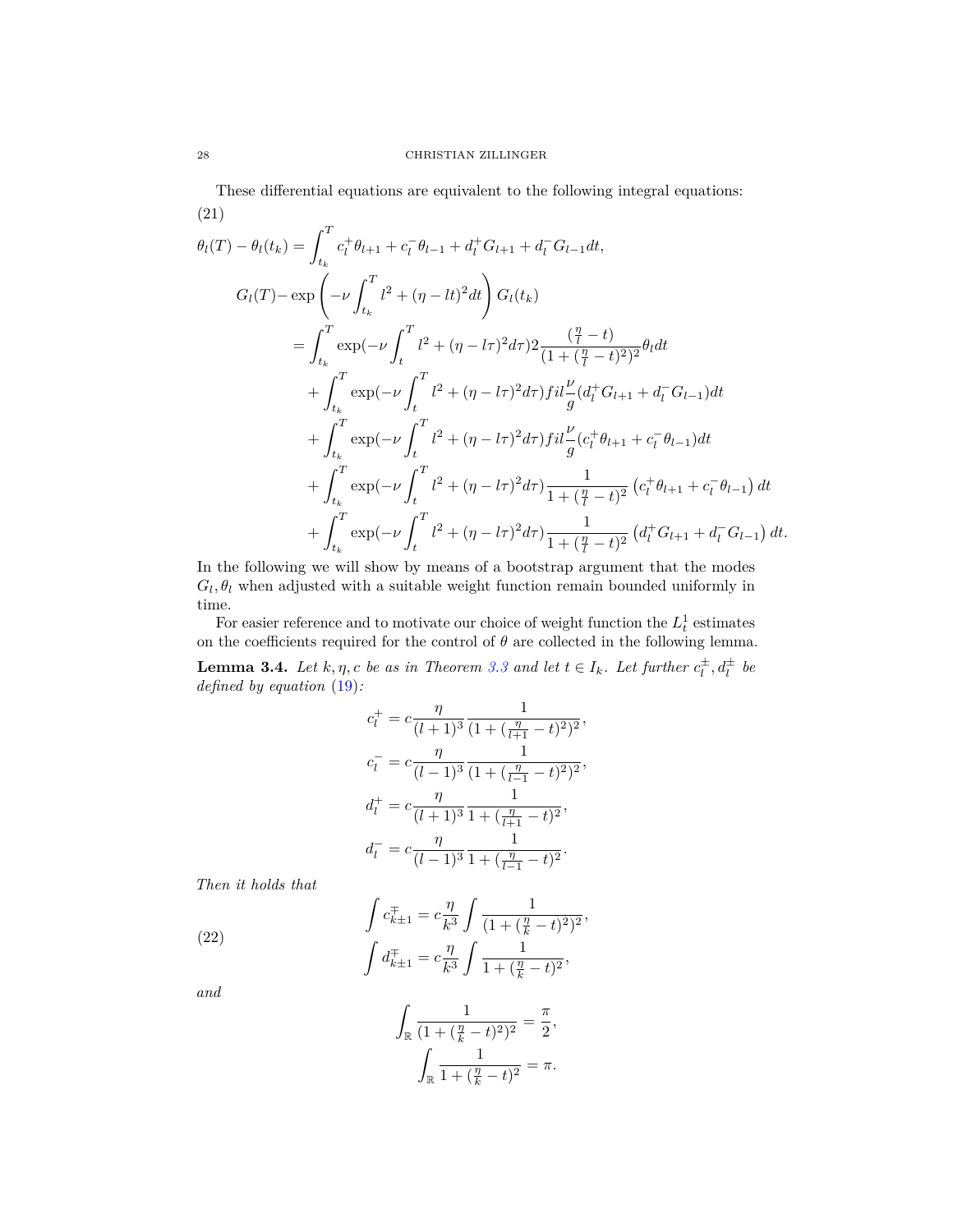These differential equations are equivalent to the following integral equations:

(21)

$$
\begin{aligned}
\theta_l(T)-\theta_l(t_k) &= \int_{t_k}^T c_l^+\theta_{l+1}+c_l^-\theta_{l-1}+d_l^+G_{l+1}+d_l^-G_{l-1}dt,\\
G_l(T)-&\exp\left(-\nu\int_{t_k}^T l^2+(\eta-lt)^2dt\right)G_l(t_k)\\
&=\int_{t_k}^T \exp(-\nu\int_t^T l^2+(\eta-l\tau)^2d\tau)2\frac{(\frac{\eta}{l}-t)}{(1+(\frac{\eta}{l}-t)^2)^2}\theta_l dt\\
&\quad+\int_{t_k}^T \exp(-\nu\int_t^T l^2+(\eta-l\tau)^2d\tau)fil\frac{\nu}{g}(d_l^+G_{l+1}+d_l^-G_{l-1})dt\\
&\quad+\int_{t_k}^T \exp(-\nu\int_t^T l^2+(\eta-l\tau)^2d\tau)fil\frac{\nu}{g}(c_l^+\theta_{l+1}+c_l^-\theta_{l-1})dt\\
&\quad+\int_{t_k}^T \exp(-\nu\int_t^T l^2+(\eta-l\tau)^2d\tau)\frac{1}{1+(\frac{\eta}{l}-t)^2}\left(c_l^+\theta_{l+1}+c_l^-\theta_{l-1}\right)dt\\
&\quad+\int_{t_k}^T \exp(-\nu\int_t^T l^2+(\eta-l\tau)^2d\tau)\frac{1}{1+(\frac{\eta}{l}-t)^2}\left(d_l^+G_{l+1}+d_l^-G_{l-1}\right)dt.
\end{aligned}
$$

In the following we will show by means of a bootstrap argument that the modes $G_l, \theta_l$ when adjusted with a suitable weight function remain bounded uniformly in time.

For easier reference and to motivate our choice of weight function the $L^1_t$ estimates on the coefficients required for the control of $\theta$ are collected in the following lemma.

**Lemma 3.4.** *Let $k,\eta,c$ be as in Theorem 3.3 and let $t\in I_k$. Let further $c_l^\pm, d_l^\pm$ be defined by equation (19):*

$$
\begin{aligned}
c_l^+ &= c\frac{\eta}{(l+1)^3}\frac{1}{(1+(\frac{\eta}{l+1}-t)^2)^2},\\
c_l^- &= c\frac{\eta}{(l-1)^3}\frac{1}{(1+(\frac{\eta}{l-1}-t)^2)^2},\\
d_l^+ &= c\frac{\eta}{(l+1)^3}\frac{1}{1+(\frac{\eta}{l+1}-t)^2},\\
d_l^- &= c\frac{\eta}{(l-1)^3}\frac{1}{1+(\frac{\eta}{l-1}-t)^2}.
\end{aligned}
$$

*Then it holds that*

(22)
$$
\begin{aligned}
\int c_{k\pm1}^\mp &= c\frac{\eta}{k^3}\int\frac{1}{(1+(\frac{\eta}{k}-t)^2)^2},\\
\int d_{k\pm1}^\mp &= c\frac{\eta}{k^3}\int\frac{1}{1+(\frac{\eta}{k}-t)^2},
\end{aligned}
$$

*and*

$$
\begin{aligned}
\int_{\mathbb{R}}\frac{1}{(1+(\frac{\eta}{k}-t)^2)^2} &= \frac{\pi}{2},\\
\int_{\mathbb{R}}\frac{1}{1+(\frac{\eta}{k}-t)^2} &= \pi.
\end{aligned}
$$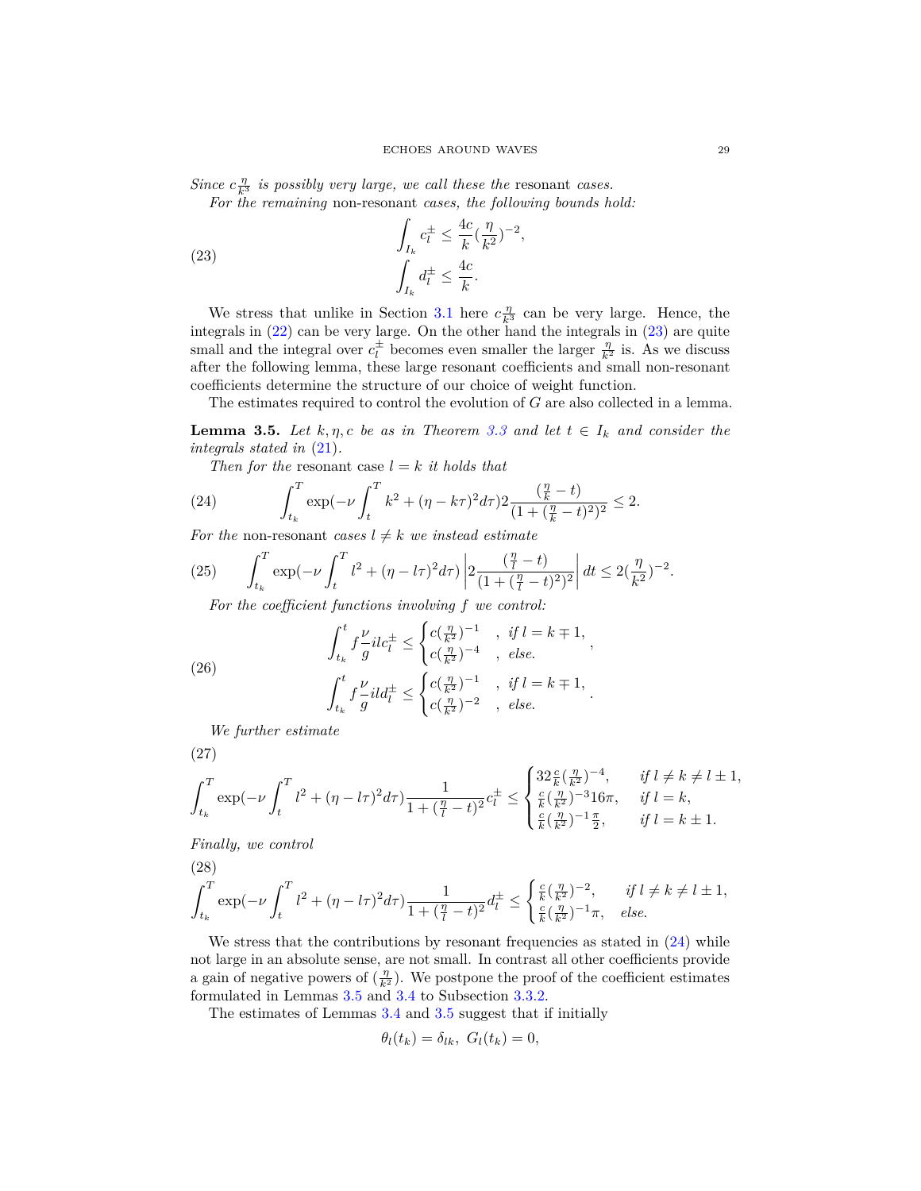*Since $c\frac{\eta}{k^3}$ is possibly very large, we call these the* resonant *cases.*

*For the remaining* non-resonant *cases, the following bounds hold:*

$$
\begin{aligned}
\int_{I_k} c_l^{\pm} &\leq \frac{4c}{k}(\frac{\eta}{k^2})^{-2}, \\
\int_{I_k} d_l^{\pm} &\leq \frac{4c}{k}.
\end{aligned}
\tag{23}
$$

We stress that unlike in Section 3.1 here $c\frac{\eta}{k^3}$ can be very large. Hence, the integrals in (22) can be very large. On the other hand the integrals in (23) are quite small and the integral over $c_l^{\pm}$ becomes even smaller the larger $\frac{\eta}{k^2}$ is. As we discuss after the following lemma, these large resonant coefficients and small non-resonant coefficients determine the structure of our choice of weight function.

The estimates required to control the evolution of $G$ are also collected in a lemma.

**Lemma 3.5.** *Let $k, \eta, c$ be as in Theorem 3.3 and let $t \in I_k$ and consider the integrals stated in (21).*

*Then for the* resonant *case $l = k$ it holds that*

$$
\int_{t_k}^{T} \exp(-\nu \int_t^T k^2 + (\eta - k\tau)^2 d\tau) 2\frac{(\frac{\eta}{k} - t)}{(1 + (\frac{\eta}{k} - t)^2)^2} \leq 2. \tag{24}
$$

*For the* non-resonant *cases $l \neq k$ we instead estimate*

$$
\int_{t_k}^{T} \exp(-\nu \int_t^T l^2 + (\eta - l\tau)^2 d\tau) \left| 2\frac{(\frac{\eta}{l} - t)}{(1 + (\frac{\eta}{l} - t)^2)^2} \right| dt \leq 2(\frac{\eta}{k^2})^{-2}. \tag{25}
$$

*For the coefficient functions involving $f$ we control:*

$$
\begin{aligned}
\int_{t_k}^{t} f\frac{\nu}{g} ilc_l^{\pm} &\leq \begin{cases} c(\frac{\eta}{k^2})^{-1} & , \text{ if } l = k \mp 1, \\ c(\frac{\eta}{k^2})^{-4} & , \text{ else.} \end{cases}, \\
\int_{t_k}^{t} f\frac{\nu}{g} ild_l^{\pm} &\leq \begin{cases} c(\frac{\eta}{k^2})^{-1} & , \text{ if } l = k \mp 1, \\ c(\frac{\eta}{k^2})^{-2} & , \text{ else.} \end{cases}.
\end{aligned}
\tag{26}
$$

*We further estimate*

$$
\int_{t_k}^{T} \exp(-\nu \int_t^T l^2 + (\eta - l\tau)^2 d\tau) \frac{1}{1 + (\frac{\eta}{l} - t)^2} c_l^{\pm} \leq \begin{cases} 32\frac{c}{k}(\frac{\eta}{k^2})^{-4}, & \text{if } l \neq k \neq l \pm 1, \\ \frac{c}{k}(\frac{\eta}{k^2})^{-3} 16\pi, & \text{if } l = k, \\ \frac{c}{k}(\frac{\eta}{k^2})^{-1}\frac{\pi}{2}, & \text{if } l = k \pm 1. \end{cases} \tag{27}
$$

*Finally, we control*

$$
\int_{t_k}^{T} \exp(-\nu \int_t^T l^2 + (\eta - l\tau)^2 d\tau) \frac{1}{1 + (\frac{\eta}{l} - t)^2} d_l^{\pm} \leq \begin{cases} \frac{c}{k}(\frac{\eta}{k^2})^{-2}, & \text{if } l \neq k \neq l \pm 1, \\ \frac{c}{k}(\frac{\eta}{k^2})^{-1}\pi, & \text{else.} \end{cases} \tag{28}
$$

We stress that the contributions by resonant frequencies as stated in (24) while not large in an absolute sense, are not small. In contrast all other coefficients provide a gain of negative powers of $(\frac{\eta}{k^2})$. We postpone the proof of the coefficient estimates formulated in Lemmas 3.5 and 3.4 to Subsection 3.3.2.

The estimates of Lemmas 3.4 and 3.5 suggest that if initially

$$
\theta_l(t_k) = \delta_{lk},\ G_l(t_k) = 0,
$$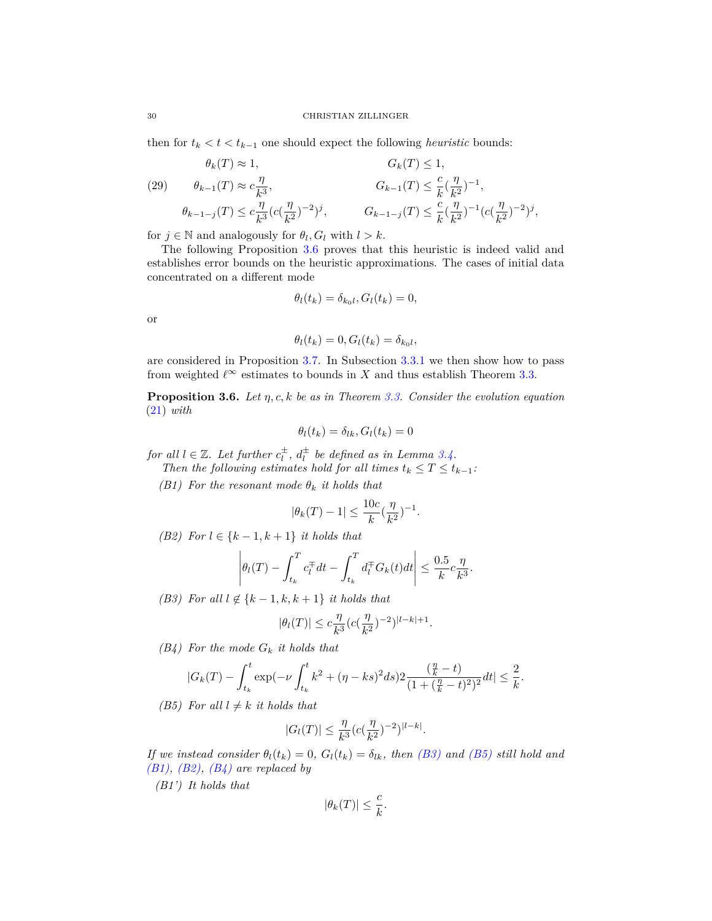then for $t_k < t < t_{k-1}$ one should expect the following *heuristic* bounds:

$$
\begin{aligned}
&\theta_k(T) \approx 1, && G_k(T) \leq 1, \\
&\theta_{k-1}(T) \approx c\frac{\eta}{k^3}, && G_{k-1}(T) \leq \frac{c}{k}(\frac{\eta}{k^2})^{-1}, \\
&\theta_{k-1-j}(T) \leq c\frac{\eta}{k^3}(c(\frac{\eta}{k^2})^{-2})^j, && G_{k-1-j}(T) \leq \frac{c}{k}(\frac{\eta}{k^2})^{-1}(c(\frac{\eta}{k^2})^{-2})^j,
\end{aligned}
\tag{29}
$$

for $j \in \mathbb{N}$ and analogously for $\theta_l, G_l$ with $l > k$.

The following Proposition 3.6 proves that this heuristic is indeed valid and establishes error bounds on the heuristic approximations. The cases of initial data concentrated on a different mode

$$
\theta_l(t_k) = \delta_{k_0 l}, G_l(t_k) = 0,
$$

or

$$
\theta_l(t_k) = 0, G_l(t_k) = \delta_{k_0 l},
$$

are considered in Proposition 3.7. In Subsection 3.3.1 we then show how to pass from weighted $\ell^\infty$ estimates to bounds in $X$ and thus establish Theorem 3.3.

**Proposition 3.6.** *Let $\eta, c, k$ be as in Theorem 3.3. Consider the evolution equation (21) with*

$$
\theta_l(t_k) = \delta_{lk}, G_l(t_k) = 0
$$

*for all $l \in \mathbb{Z}$. Let further $c_l^\pm$, $d_l^\pm$ be defined as in Lemma 3.4.*

*Then the following estimates hold for all times $t_k \leq T \leq t_{k-1}$:*

*(B1) For the resonant mode $\theta_k$ it holds that*

$$
|\theta_k(T) - 1| \leq \frac{10c}{k}(\frac{\eta}{k^2})^{-1}.
$$

*(B2) For $l \in \{k-1, k+1\}$ it holds that*

$$
\left|\theta_l(T) - \int_{t_k}^T c_l^\mp dt - \int_{t_k}^T d_l^\mp G_k(t) dt\right| \leq \frac{0.5}{k} c\frac{\eta}{k^3}.
$$

*(B3) For all $l \notin \{k-1, k, k+1\}$ it holds that*

$$
|\theta_l(T)| \leq c\frac{\eta}{k^3}(c(\frac{\eta}{k^2})^{-2})^{|l-k|+1}.
$$

*(B4) For the mode $G_k$ it holds that*

$$
|G_k(T) - \int_{t_k}^t \exp(-\nu\int_{t_k}^t k^2 + (\eta - ks)^2 ds) 2\frac{(\frac{\eta}{k} - t)}{(1 + (\frac{\eta}{k} - t)^2)^2} dt| \leq \frac{2}{k}.
$$

*(B5) For all $l \neq k$ it holds that*

$$
|G_l(T)| \leq \frac{\eta}{k^3}(c(\frac{\eta}{k^2})^{-2})^{|l-k|}.
$$

*If we instead consider $\theta_l(t_k) = 0$, $G_l(t_k) = \delta_{lk}$, then (B3) and (B5) still hold and (B1), (B2), (B4) are replaced by*

*(B1') It holds that*

$$
|\theta_k(T)| \leq \frac{c}{k}.
$$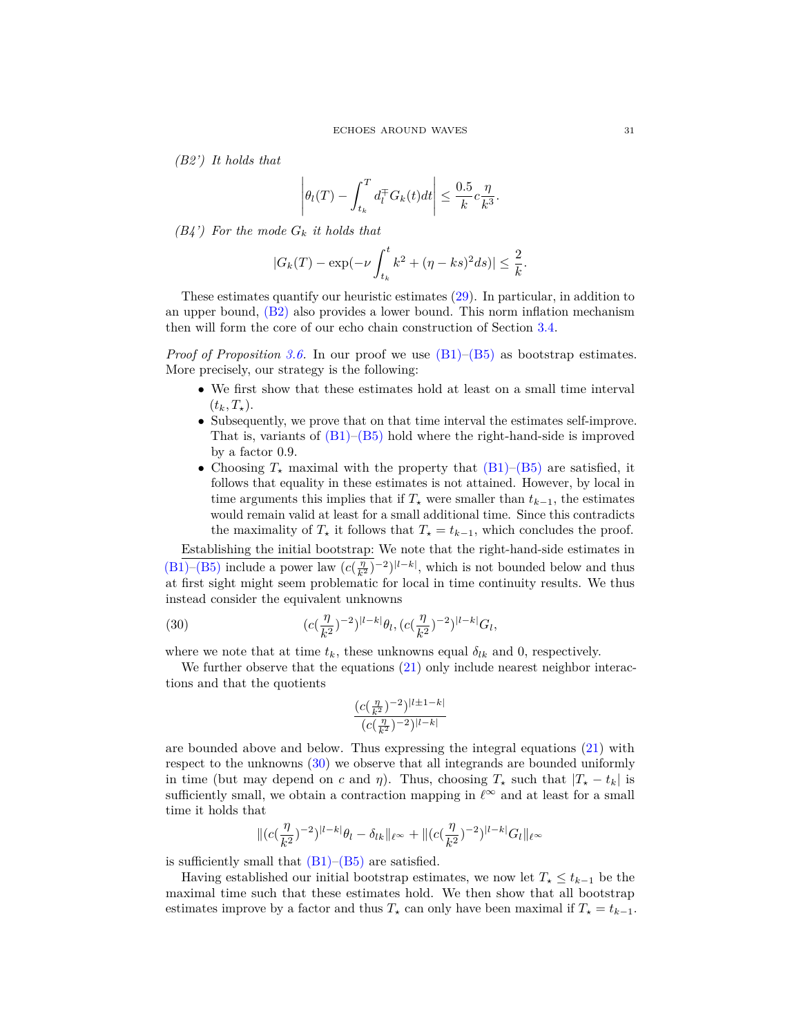*(B2') It holds that*

$$\left|\theta_l(T) - \int_{t_k}^{T} d_l^{\mp} G_k(t)dt\right| \leq \frac{0.5}{k} c \frac{\eta}{k^3}.$$

*(B4') For the mode $G_k$ it holds that*

$$|G_k(T) - \exp(-\nu \int_{t_k}^{t} k^2 + (\eta - ks)^2 ds)| \leq \frac{2}{k}.$$

These estimates quantify our heuristic estimates (29). In particular, in addition to an upper bound, (B2) also provides a lower bound. This norm inflation mechanism then will form the core of our echo chain construction of Section 3.4.

*Proof of Proposition 3.6.* In our proof we use (B1)–(B5) as bootstrap estimates. More precisely, our strategy is the following:

- We first show that these estimates hold at least on a small time interval $(t_k, T_\star)$.
- Subsequently, we prove that on that time interval the estimates self-improve. That is, variants of (B1)–(B5) hold where the right-hand-side is improved by a factor 0.9.
- Choosing $T_\star$ maximal with the property that (B1)–(B5) are satisfied, it follows that equality in these estimates is not attained. However, by local in time arguments this implies that if $T_\star$ were smaller than $t_{k-1}$, the estimates would remain valid at least for a small additional time. Since this contradicts the maximality of $T_\star$ it follows that $T_\star = t_{k-1}$, which concludes the proof.

Establishing the initial bootstrap: We note that the right-hand-side estimates in (B1)–(B5) include a power law $(c(\frac{\eta}{k^2})^{-2})^{|l-k|}$, which is not bounded below and thus at first sight might seem problematic for local in time continuity results. We thus instead consider the equivalent unknowns

$$(c(\frac{\eta}{k^2})^{-2})^{|l-k|}\theta_l, (c(\frac{\eta}{k^2})^{-2})^{|l-k|}G_l, \tag{30}$$

where we note that at time $t_k$, these unknowns equal $\delta_{lk}$ and 0, respectively.

We further observe that the equations (21) only include nearest neighbor interactions and that the quotients

$$\frac{(c(\frac{\eta}{k^2})^{-2})^{|l\pm1-k|}}{(c(\frac{\eta}{k^2})^{-2})^{|l-k|}}$$

are bounded above and below. Thus expressing the integral equations (21) with respect to the unknowns (30) we observe that all integrands are bounded uniformly in time (but may depend on $c$ and $\eta$). Thus, choosing $T_\star$ such that $|T_\star - t_k|$ is sufficiently small, we obtain a contraction mapping in $\ell^\infty$ and at least for a small time it holds that

$$\|(c(\frac{\eta}{k^2})^{-2})^{|l-k|}\theta_l - \delta_{lk}\|_{\ell^\infty} + \|(c(\frac{\eta}{k^2})^{-2})^{|l-k|}G_l\|_{\ell^\infty}$$

is sufficiently small that (B1)–(B5) are satisfied.

Having established our initial bootstrap estimates, we now let $T_\star \leq t_{k-1}$ be the maximal time such that these estimates hold. We then show that all bootstrap estimates improve by a factor and thus $T_\star$ can only have been maximal if $T_\star = t_{k-1}$.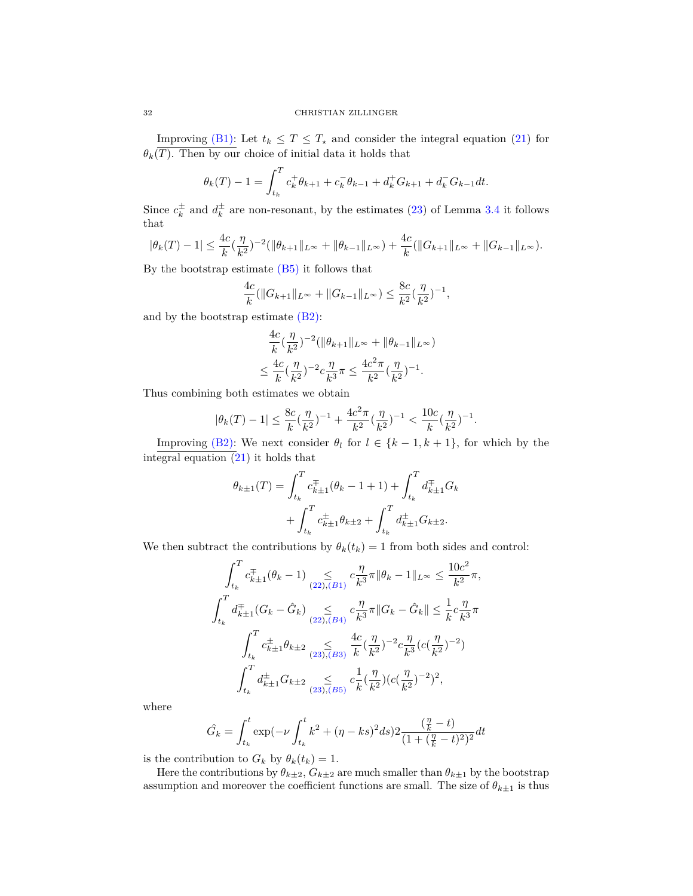Improving (B1): Let $t_k \leq T \leq T_\star$ and consider the integral equation (21) for $\theta_k(T)$. Then by our choice of initial data it holds that

$$\theta_k(T) - 1 = \int_{t_k}^{T} c_k^+ \theta_{k+1} + c_k^- \theta_{k-1} + d_k^+ G_{k+1} + d_k^- G_{k-1} dt.$$

Since $c_k^\pm$ and $d_k^\pm$ are non-resonant, by the estimates (23) of Lemma 3.4 it follows that

$$|\theta_k(T) - 1| \leq \frac{4c}{k}(\frac{\eta}{k^2})^{-2}(\|\theta_{k+1}\|_{L^\infty} + \|\theta_{k-1}\|_{L^\infty}) + \frac{4c}{k}(\|G_{k+1}\|_{L^\infty} + \|G_{k-1}\|_{L^\infty}).$$

By the bootstrap estimate (B5) it follows that

$$\frac{4c}{k}(\|G_{k+1}\|_{L^\infty} + \|G_{k-1}\|_{L^\infty}) \leq \frac{8c}{k^2}(\frac{\eta}{k^2})^{-1},$$

and by the bootstrap estimate (B2):

$$\begin{aligned}
&\frac{4c}{k}(\frac{\eta}{k^2})^{-2}(\|\theta_{k+1}\|_{L^\infty} + \|\theta_{k-1}\|_{L^\infty}) \\
&\leq \frac{4c}{k}(\frac{\eta}{k^2})^{-2} c\frac{\eta}{k^3}\pi \leq \frac{4c^2\pi}{k^2}(\frac{\eta}{k^2})^{-1}.
\end{aligned}$$

Thus combining both estimates we obtain

$$|\theta_k(T) - 1| \leq \frac{8c}{k}(\frac{\eta}{k^2})^{-1} + \frac{4c^2\pi}{k^2}(\frac{\eta}{k^2})^{-1} < \frac{10c}{k}(\frac{\eta}{k^2})^{-1}.$$

Improving (B2): We next consider $\theta_l$ for $l \in \{k-1, k+1\}$, for which by the integral equation (21) it holds that

$$\begin{aligned}
\theta_{k\pm 1}(T) = &\int_{t_k}^{T} c_{k\pm 1}^{\mp}(\theta_k - 1 + 1) + \int_{t_k}^{T} d_{k\pm 1}^{\mp} G_k \\
&+ \int_{t_k}^{T} c_{k\pm 1}^{\pm}\theta_{k\pm 2} + \int_{t_k}^{T} d_{k\pm 1}^{\pm} G_{k\pm 2}.
\end{aligned}$$

We then subtract the contributions by $\theta_k(t_k) = 1$ from both sides and control:

$$\begin{aligned}
\int_{t_k}^{T} c_{k\pm 1}^{\mp}(\theta_k - 1) &\underset{(22),(B1)}{\leq} c\frac{\eta}{k^3}\pi\|\theta_k - 1\|_{L^\infty} \leq \frac{10c^2}{k^2}\pi, \\
\int_{t_k}^{T} d_{k\pm 1}^{\mp}(G_k - \hat{G}_k) &\underset{(22),(B4)}{\leq} c\frac{\eta}{k^3}\pi\|G_k - \hat{G}_k\| \leq \frac{1}{k}c\frac{\eta}{k^3}\pi \\
\int_{t_k}^{T} c_{k\pm 1}^{\pm}\theta_{k\pm 2} &\underset{(23),(B3)}{\leq} \frac{4c}{k}(\frac{\eta}{k^2})^{-2} c\frac{\eta}{k^3}(c(\frac{\eta}{k^2})^{-2}) \\
\int_{t_k}^{T} d_{k\pm 1}^{\pm} G_{k\pm 2} &\underset{(23),(B5)}{\leq} c\frac{1}{k}(\frac{\eta}{k^2})(c(\frac{\eta}{k^2})^{-2})^2,
\end{aligned}$$

where

$$\hat{G}_k = \int_{t_k}^{t} \exp(-\nu \int_{t_k}^{t} k^2 + (\eta - ks)^2 ds) 2\frac{(\frac{\eta}{k} - t)}{(1 + (\frac{\eta}{k} - t)^2)^2} dt$$

is the contribution to $G_k$ by $\theta_k(t_k) = 1$.

Here the contributions by $\theta_{k\pm 2}$, $G_{k\pm 2}$ are much smaller than $\theta_{k\pm 1}$ by the bootstrap assumption and moreover the coefficient functions are small. The size of $\theta_{k\pm 1}$ is thus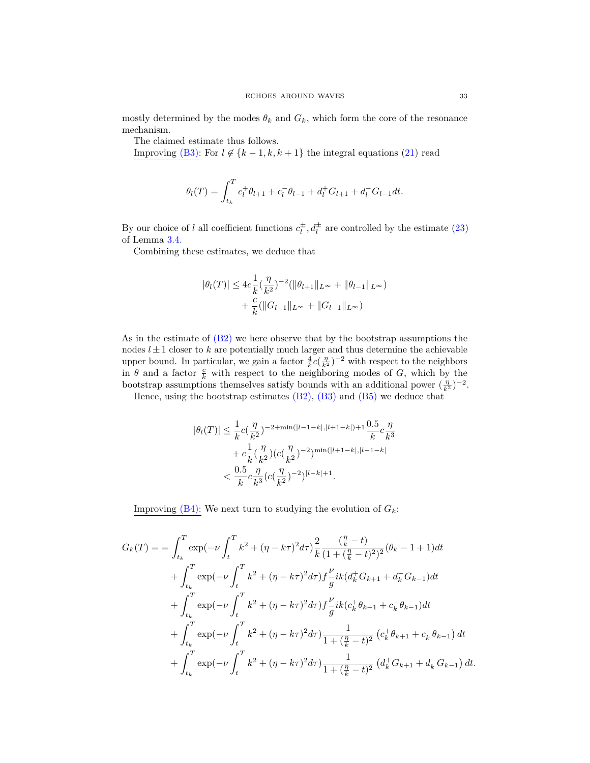mostly determined by the modes $\theta_k$ and $G_k$, which form the core of the resonance mechanism.

The claimed estimate thus follows.

Improving (B3): For $l \not\in \{k-1, k, k+1\}$ the integral equations (21) read

$$\theta_l(T) = \int_{t_k}^{T} c_l^+ \theta_{l+1} + c_l^- \theta_{l-1} + d_l^+ G_{l+1} + d_l^- G_{l-1} dt.$$

By our choice of $l$ all coefficient functions $c_l^\pm, d_l^\pm$ are controlled by the estimate (23) of Lemma 3.4.

Combining these estimates, we deduce that

$$\begin{aligned}|\theta_l(T)| &\leq 4c\frac{1}{k}(\frac{\eta}{k^2})^{-2}(\|\theta_{l+1}\|_{L^\infty} + \|\theta_{l-1}\|_{L^\infty}) \\ &\quad + \frac{c}{k}(\|G_{l+1}\|_{L^\infty} + \|G_{l-1}\|_{L^\infty})\end{aligned}$$

As in the estimate of (B2) we here observe that by the bootstrap assumptions the nodes $l \pm 1$ closer to $k$ are potentially much larger and thus determine the achievable upper bound. In particular, we gain a factor $\frac{4}{k}c(\frac{\eta}{k^2})^{-2}$ with respect to the neighbors in $\theta$ and a factor $\frac{c}{k}$ with respect to the neighboring modes of $G$, which by the bootstrap assumptions themselves satisfy bounds with an additional power $(\frac{\eta}{k^2})^{-2}$.

Hence, using the bootstrap estimates (B2), (B3) and (B5) we deduce that

$$\begin{aligned}|\theta_l(T)| &\leq \frac{1}{k}c(\frac{\eta}{k^2})^{-2+\min(|l-1-k|,|l+1-k|)+1}\frac{0.5}{k}c\frac{\eta}{k^3} \\ &\quad + c\frac{1}{k}(\frac{\eta}{k^2})(c(\frac{\eta}{k^2})^{-2})^{\min(|l+1-k|,|l-1-k|} \\ &< \frac{0.5}{k}c\frac{\eta}{k^3}(c(\frac{\eta}{k^2})^{-2})^{|l-k|+1}.\end{aligned}$$

Improving (B4): We next turn to studying the evolution of $G_k$:

$$\begin{aligned}G_k(T) = &= \int_{t_k}^{T} \exp(-\nu\int_t^T k^2 + (\eta - k\tau)^2 d\tau)\frac{2}{k}\frac{(\frac{\eta}{k} - t)}{(1 + (\frac{\eta}{k} - t)^2)^2}(\theta_k - 1 + 1)dt \\ &+ \int_{t_k}^{T} \exp(-\nu\int_t^T k^2 + (\eta - k\tau)^2 d\tau)f\frac{\nu}{g}ik(d_k^+ G_{k+1} + d_k^- G_{k-1})dt \\ &+ \int_{t_k}^{T} \exp(-\nu\int_t^T k^2 + (\eta - k\tau)^2 d\tau)f\frac{\nu}{g}ik(c_k^+ \theta_{k+1} + c_k^- \theta_{k-1})dt \\ &+ \int_{t_k}^{T} \exp(-\nu\int_t^T k^2 + (\eta - k\tau)^2 d\tau)\frac{1}{1 + (\frac{\eta}{k} - t)^2}\left(c_k^+ \theta_{k+1} + c_k^- \theta_{k-1}\right)dt \\ &+ \int_{t_k}^{T} \exp(-\nu\int_t^T k^2 + (\eta - k\tau)^2 d\tau)\frac{1}{1 + (\frac{\eta}{k} - t)^2}\left(d_k^+ G_{k+1} + d_k^- G_{k-1}\right)dt.\end{aligned}$$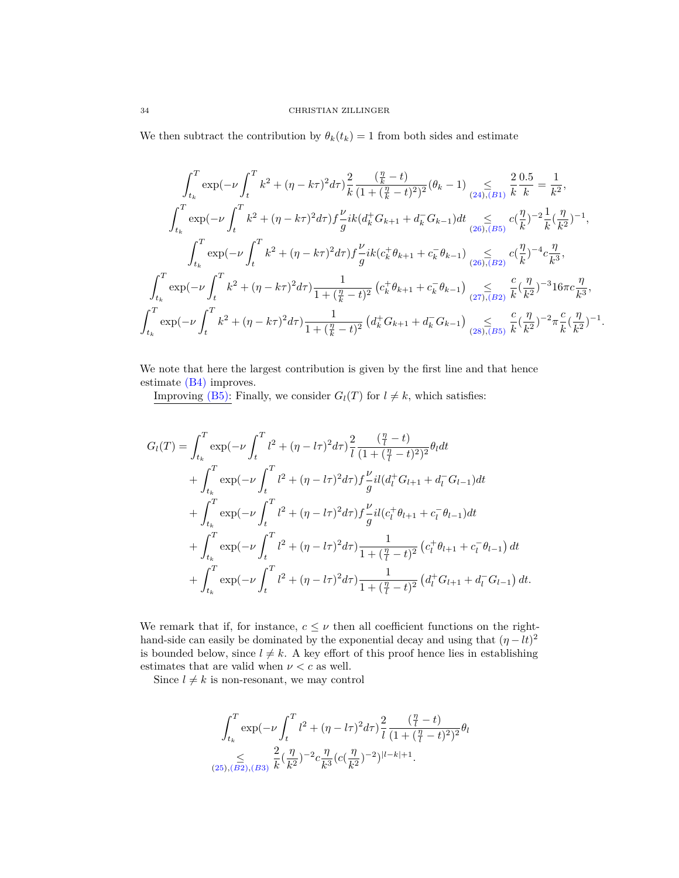We then subtract the contribution by $\theta_k(t_k) = 1$ from both sides and estimate

$$
\begin{aligned}
\int_{t_k}^T \exp(-\nu \int_t^T k^2 + (\eta - k\tau)^2 d\tau) \frac{2}{k} \frac{(\frac{\eta}{k} - t)}{(1 + (\frac{\eta}{k} - t)^2)^2} (\theta_k - 1) &\underset{(24),(B1)}{\leq} \frac{2}{k} \frac{0.5}{k} = \frac{1}{k^2}, \\
\int_{t_k}^T \exp(-\nu \int_t^T k^2 + (\eta - k\tau)^2 d\tau) f \frac{\nu}{g} ik(d_k^+ G_{k+1} + d_k^- G_{k-1}) dt &\underset{(26),(B5)}{\leq} c(\frac{\eta}{k})^{-2} \frac{1}{k} (\frac{\eta}{k^2})^{-1}, \\
\int_{t_k}^T \exp(-\nu \int_t^T k^2 + (\eta - k\tau)^2 d\tau) f \frac{\nu}{g} ik(c_k^+ \theta_{k+1} + c_k^- \theta_{k-1}) &\underset{(26),(B2)}{\leq} c(\frac{\eta}{k})^{-4} c \frac{\eta}{k^3}, \\
\int_{t_k}^T \exp(-\nu \int_t^T k^2 + (\eta - k\tau)^2 d\tau) \frac{1}{1 + (\frac{\eta}{k} - t)^2} \left(c_k^+ \theta_{k+1} + c_k^- \theta_{k-1}\right) &\underset{(27),(B2)}{\leq} \frac{c}{k} (\frac{\eta}{k^2})^{-3} 16\pi c \frac{\eta}{k^3}, \\
\int_{t_k}^T \exp(-\nu \int_t^T k^2 + (\eta - k\tau)^2 d\tau) \frac{1}{1 + (\frac{\eta}{k} - t)^2} \left(d_k^+ G_{k+1} + d_k^- G_{k-1}\right) &\underset{(28),(B5)}{\leq} \frac{c}{k} (\frac{\eta}{k^2})^{-2} \pi \frac{c}{k} (\frac{\eta}{k^2})^{-1}.
\end{aligned}
$$

We note that here the largest contribution is given by the first line and that hence estimate (B4) improves.

Improving (B5): Finally, we consider $G_l(T)$ for $l \neq k$, which satisfies:

$$
\begin{aligned}
G_l(T) = &\int_{t_k}^T \exp(-\nu \int_t^T l^2 + (\eta - l\tau)^2 d\tau) \frac{2}{l} \frac{(\frac{\eta}{l} - t)}{(1 + (\frac{\eta}{l} - t)^2)^2} \theta_l dt \\
&+ \int_{t_k}^T \exp(-\nu \int_t^T l^2 + (\eta - l\tau)^2 d\tau) f \frac{\nu}{g} il(d_l^+ G_{l+1} + d_l^- G_{l-1}) dt \\
&+ \int_{t_k}^T \exp(-\nu \int_t^T l^2 + (\eta - l\tau)^2 d\tau) f \frac{\nu}{g} il(c_l^+ \theta_{l+1} + c_l^- \theta_{l-1}) dt \\
&+ \int_{t_k}^T \exp(-\nu \int_t^T l^2 + (\eta - l\tau)^2 d\tau) \frac{1}{1 + (\frac{\eta}{l} - t)^2} \left(c_l^+ \theta_{l+1} + c_l^- \theta_{l-1}\right) dt \\
&+ \int_{t_k}^T \exp(-\nu \int_t^T l^2 + (\eta - l\tau)^2 d\tau) \frac{1}{1 + (\frac{\eta}{l} - t)^2} \left(d_l^+ G_{l+1} + d_l^- G_{l-1}\right) dt.
\end{aligned}
$$

We remark that if, for instance, $c \leq \nu$ then all coefficient functions on the right-hand-side can easily be dominated by the exponential decay and using that $(\eta - lt)^2$ is bounded below, since $l \neq k$. A key effort of this proof hence lies in establishing estimates that are valid when $\nu < c$ as well.

Since $l \neq k$ is non-resonant, we may control

$$
\begin{aligned}
&\int_{t_k}^T \exp(-\nu \int_t^T l^2 + (\eta - l\tau)^2 d\tau) \frac{2}{l} \frac{(\frac{\eta}{l} - t)}{(1 + (\frac{\eta}{l} - t)^2)^2} \theta_l \\
&\underset{(25),(B2),(B3)}{\leq} \frac{2}{k} (\frac{\eta}{k^2})^{-2} c \frac{\eta}{k^3} (c(\frac{\eta}{k^2})^{-2})^{|l-k|+1}.
\end{aligned}
$$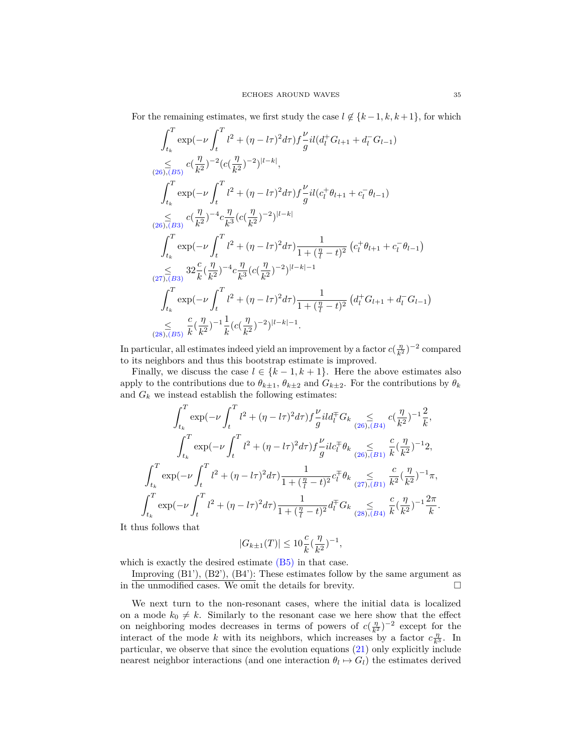For the remaining estimates, we first study the case $l \notin \{k-1, k, k+1\}$, for which

$$
\begin{aligned}
&\int_{t_k}^{T} \exp(-\nu \int_t^T l^2 + (\eta - l\tau)^2 d\tau) f \frac{\nu}{g} il(d_l^+ G_{l+1} + d_l^- G_{l-1}) \\
&\underset{(26),(B5)}{\leq} c(\frac{\eta}{k^2})^{-2}(c(\frac{\eta}{k^2})^{-2})^{|l-k|}, \\
&\int_{t_k}^{T} \exp(-\nu \int_t^T l^2 + (\eta - l\tau)^2 d\tau) f \frac{\nu}{g} il(c_l^+ \theta_{l+1} + c_l^- \theta_{l-1}) \\
&\underset{(26),(B3)}{\leq} c(\frac{\eta}{k^2})^{-4} c\frac{\eta}{k^3}(c(\frac{\eta}{k^2})^{-2})^{|l-k|} \\
&\int_{t_k}^{T} \exp(-\nu \int_t^T l^2 + (\eta - l\tau)^2 d\tau) \frac{1}{1+(\frac{\eta}{l}-t)^2} \left(c_l^+ \theta_{l+1} + c_l^- \theta_{l-1}\right) \\
&\underset{(27),(B3)}{\leq} 32\frac{c}{k}(\frac{\eta}{k^2})^{-4} c\frac{\eta}{k^3}(c(\frac{\eta}{k^2})^{-2})^{|l-k|-1} \\
&\int_{t_k}^{T} \exp(-\nu \int_t^T l^2 + (\eta - l\tau)^2 d\tau) \frac{1}{1+(\frac{\eta}{l}-t)^2} \left(d_l^+ G_{l+1} + d_l^- G_{l-1}\right) \\
&\underset{(28),(B5)}{\leq} \frac{c}{k}(\frac{\eta}{k^2})^{-1}\frac{1}{k}(c(\frac{\eta}{k^2})^{-2})^{|l-k|-1}.
\end{aligned}
$$

In particular, all estimates indeed yield an improvement by a factor $c(\frac{\eta}{k^2})^{-2}$ compared to its neighbors and thus this bootstrap estimate is improved.

Finally, we discuss the case $l \in \{k-1, k+1\}$. Here the above estimates also apply to the contributions due to $\theta_{k\pm1}$, $\theta_{k\pm2}$ and $G_{k\pm2}$. For the contributions by $\theta_k$ and $G_k$ we instead establish the following estimates:

$$
\begin{aligned}
\int_{t_k}^{T} \exp(-\nu \int_t^T l^2 + (\eta - l\tau)^2 d\tau) f \frac{\nu}{g} il d_l^{\mp} G_k &\underset{(26),(B4)}{\leq} c(\frac{\eta}{k^2})^{-1}\frac{2}{k}, \\
\int_{t_k}^{T} \exp(-\nu \int_t^T l^2 + (\eta - l\tau)^2 d\tau) f \frac{\nu}{g} il c_l^{\mp} \theta_k &\underset{(26),(B1)}{\leq} \frac{c}{k}(\frac{\eta}{k^2})^{-1} 2, \\
\int_{t_k}^{T} \exp(-\nu \int_t^T l^2 + (\eta - l\tau)^2 d\tau) \frac{1}{1+(\frac{\eta}{l}-t)^2} c_l^{\mp} \theta_k &\underset{(27),(B1)}{\leq} \frac{c}{k^2}(\frac{\eta}{k^2})^{-1}\pi, \\
\int_{t_k}^{T} \exp(-\nu \int_t^T l^2 + (\eta - l\tau)^2 d\tau) \frac{1}{1+(\frac{\eta}{l}-t)^2} d_l^{\mp} G_k &\underset{(28),(B4)}{\leq} \frac{c}{k}(\frac{\eta}{k^2})^{-1}\frac{2\pi}{k}.
\end{aligned}
$$

It thus follows that

$$
|G_{k\pm1}(T)| \leq 10\frac{c}{k}(\frac{\eta}{k^2})^{-1},
$$

which is exactly the desired estimate (B5) in that case.

<u>Improving (B1'), (B2'), (B4')</u>: These estimates follow by the same argument as in the unmodified cases. We omit the details for brevity. □

We next turn to the non-resonant cases, where the initial data is localized on a mode $k_0 \neq k$. Similarly to the resonant case we here show that the effect on neighboring modes decreases in terms of powers of $c(\frac{\eta}{k^2})^{-2}$ except for the interact of the mode $k$ with its neighbors, which increases by a factor $c\frac{\eta}{k^3}$. In particular, we observe that since the evolution equations (21) only explicitly include nearest neighbor interactions (and one interaction $\theta_l \mapsto G_l$) the estimates derived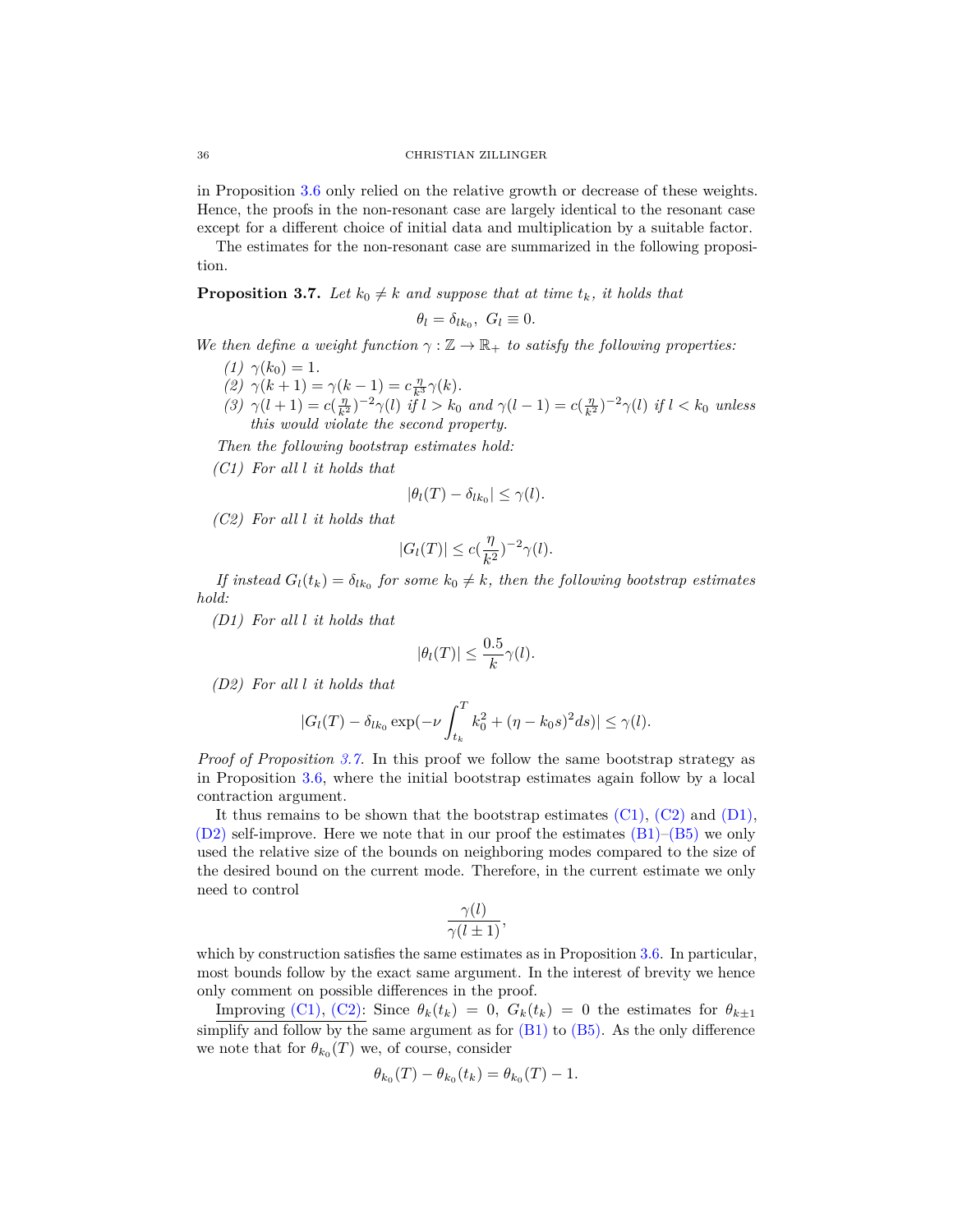in Proposition 3.6 only relied on the relative growth or decrease of these weights. Hence, the proofs in the non-resonant case are largely identical to the resonant case except for a different choice of initial data and multiplication by a suitable factor.

The estimates for the non-resonant case are summarized in the following proposition.

**Proposition 3.7.** *Let $k_0 \neq k$ and suppose that at time $t_k$, it holds that*

$$\theta_l = \delta_{lk_0}, \; G_l \equiv 0.$$

*We then define a weight function $\gamma : \mathbb{Z} \to \mathbb{R}_+$ to satisfy the following properties:*

1. *$\gamma(k_0) = 1$.*
2. *$\gamma(k+1) = \gamma(k-1) = c\frac{\eta}{k^3}\gamma(k)$.*
3. *$\gamma(l+1) = c(\frac{\eta}{k^2})^{-2}\gamma(l)$ if $l > k_0$ and $\gamma(l-1) = c(\frac{\eta}{k^2})^{-2}\gamma(l)$ if $l < k_0$ unless this would violate the second property.*

*Then the following bootstrap estimates hold:*

*(C1) For all $l$ it holds that*

$$|\theta_l(T) - \delta_{lk_0}| \leq \gamma(l).$$

*(C2) For all $l$ it holds that*

$$|G_l(T)| \leq c(\frac{\eta}{k^2})^{-2}\gamma(l).$$

*If instead $G_l(t_k) = \delta_{lk_0}$ for some $k_0 \neq k$, then the following bootstrap estimates hold:*

*(D1) For all $l$ it holds that*

$$|\theta_l(T)| \leq \frac{0.5}{k}\gamma(l).$$

*(D2) For all $l$ it holds that*

$$|G_l(T) - \delta_{lk_0}\exp(-\nu\int_{t_k}^{T} k_0^2 + (\eta - k_0 s)^2 ds)| \leq \gamma(l).$$

*Proof of Proposition 3.7.* In this proof we follow the same bootstrap strategy as in Proposition 3.6, where the initial bootstrap estimates again follow by a local contraction argument.

It thus remains to be shown that the bootstrap estimates (C1), (C2) and (D1), (D2) self-improve. Here we note that in our proof the estimates (B1)–(B5) we only used the relative size of the bounds on neighboring modes compared to the size of the desired bound on the current mode. Therefore, in the current estimate we only need to control

$$\frac{\gamma(l)}{\gamma(l \pm 1)},$$

which by construction satisfies the same estimates as in Proposition 3.6. In particular, most bounds follow by the exact same argument. In the interest of brevity we hence only comment on possible differences in the proof.

Improving (C1), (C2): Since $\theta_k(t_k) = 0$, $G_k(t_k) = 0$ the estimates for $\theta_{k\pm1}$ simplify and follow by the same argument as for (B1) to (B5). As the only difference we note that for $\theta_{k_0}(T)$ we, of course, consider

$$\theta_{k_0}(T) - \theta_{k_0}(t_k) = \theta_{k_0}(T) - 1.$$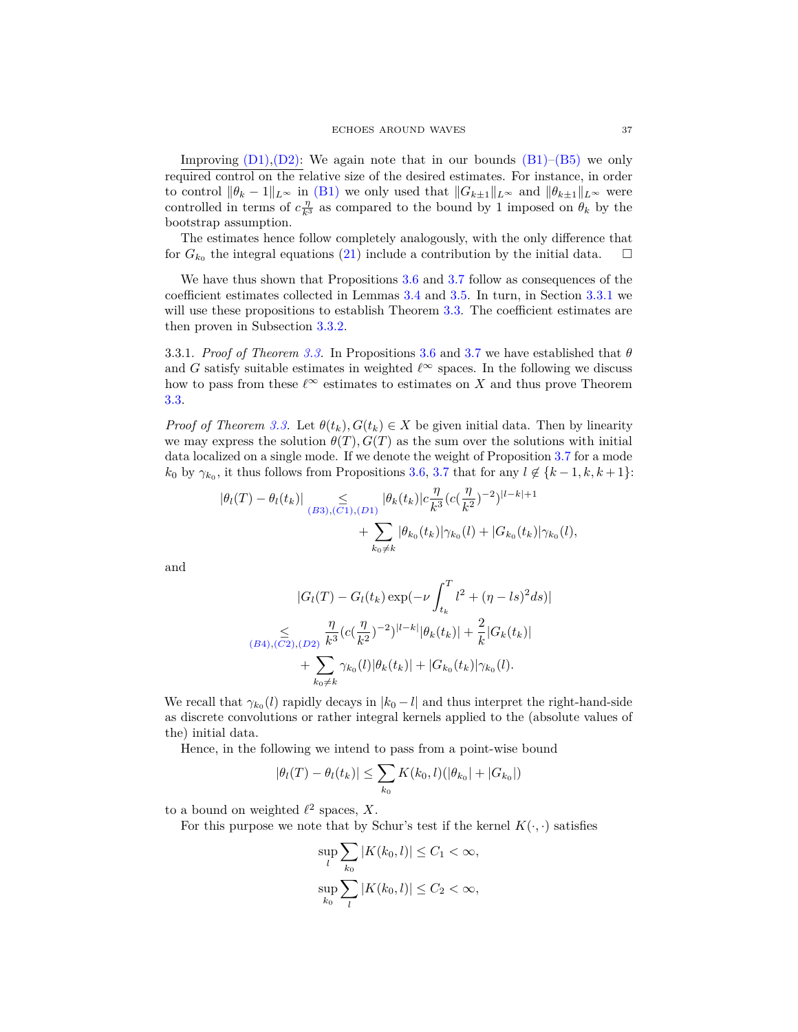Improving (D1),(D2): We again note that in our bounds (B1)–(B5) we only required control on the relative size of the desired estimates. For instance, in order to control $\|\theta_k - 1\|_{L^\infty}$ in (B1) we only used that $\|G_{k\pm1}\|_{L^\infty}$ and $\|\theta_{k\pm1}\|_{L^\infty}$ were controlled in terms of $c\frac{\eta}{k^3}$ as compared to the bound by 1 imposed on $\theta_k$ by the bootstrap assumption.

The estimates hence follow completely analogously, with the only difference that for $G_{k_0}$ the integral equations (21) include a contribution by the initial data. □

We have thus shown that Propositions 3.6 and 3.7 follow as consequences of the coefficient estimates collected in Lemmas 3.4 and 3.5. In turn, in Section 3.3.1 we will use these propositions to establish Theorem 3.3. The coefficient estimates are then proven in Subsection 3.3.2.

3.3.1. *Proof of Theorem 3.3.* In Propositions 3.6 and 3.7 we have established that $\theta$ and $G$ satisfy suitable estimates in weighted $\ell^\infty$ spaces. In the following we discuss how to pass from these $\ell^\infty$ estimates to estimates on $X$ and thus prove Theorem 3.3.

*Proof of Theorem 3.3.* Let $\theta(t_k), G(t_k) \in X$ be given initial data. Then by linearity we may express the solution $\theta(T), G(T)$ as the sum over the solutions with initial data localized on a single mode. If we denote the weight of Proposition 3.7 for a mode $k_0$ by $\gamma_{k_0}$, it thus follows from Propositions 3.6, 3.7 that for any $l \notin \{k-1, k, k+1\}$:

$$
\begin{aligned}
|\theta_l(T) - \theta_l(t_k)| \underset{(B3),(C1),(D1)}{\leq} & |\theta_k(t_k)| c\frac{\eta}{k^3}(c(\frac{\eta}{k^2})^{-2})^{|l-k|+1} \\
& + \sum_{k_0 \neq k} |\theta_{k_0}(t_k)|\gamma_{k_0}(l) + |G_{k_0}(t_k)|\gamma_{k_0}(l),
\end{aligned}
$$

and

$$
\begin{aligned}
& |G_l(T) - G_l(t_k)\exp(-\nu\int_{t_k}^T l^2 + (\eta - ls)^2 ds)| \\
\underset{(B4),(C2),(D2)}{\leq} & \frac{\eta}{k^3}(c(\frac{\eta}{k^2})^{-2})^{|l-k|}|\theta_k(t_k)| + \frac{2}{k}|G_k(t_k)| \\
& + \sum_{k_0 \neq k} \gamma_{k_0}(l)|\theta_k(t_k)| + |G_{k_0}(t_k)|\gamma_{k_0}(l).
\end{aligned}
$$

We recall that $\gamma_{k_0}(l)$ rapidly decays in $|k_0 - l|$ and thus interpret the right-hand-side as discrete convolutions or rather integral kernels applied to the (absolute values of the) initial data.

Hence, in the following we intend to pass from a point-wise bound

$$
|\theta_l(T) - \theta_l(t_k)| \leq \sum_{k_0} K(k_0, l)(|\theta_{k_0}| + |G_{k_0}|)
$$

to a bound on weighted $\ell^2$ spaces, $X$.

For this purpose we note that by Schur's test if the kernel $K(\cdot,\cdot)$ satisfies

$$
\begin{aligned}
\sup_l \sum_{k_0} |K(k_0, l)| \leq C_1 < \infty, \\
\sup_{k_0} \sum_l |K(k_0, l)| \leq C_2 < \infty,
\end{aligned}
$$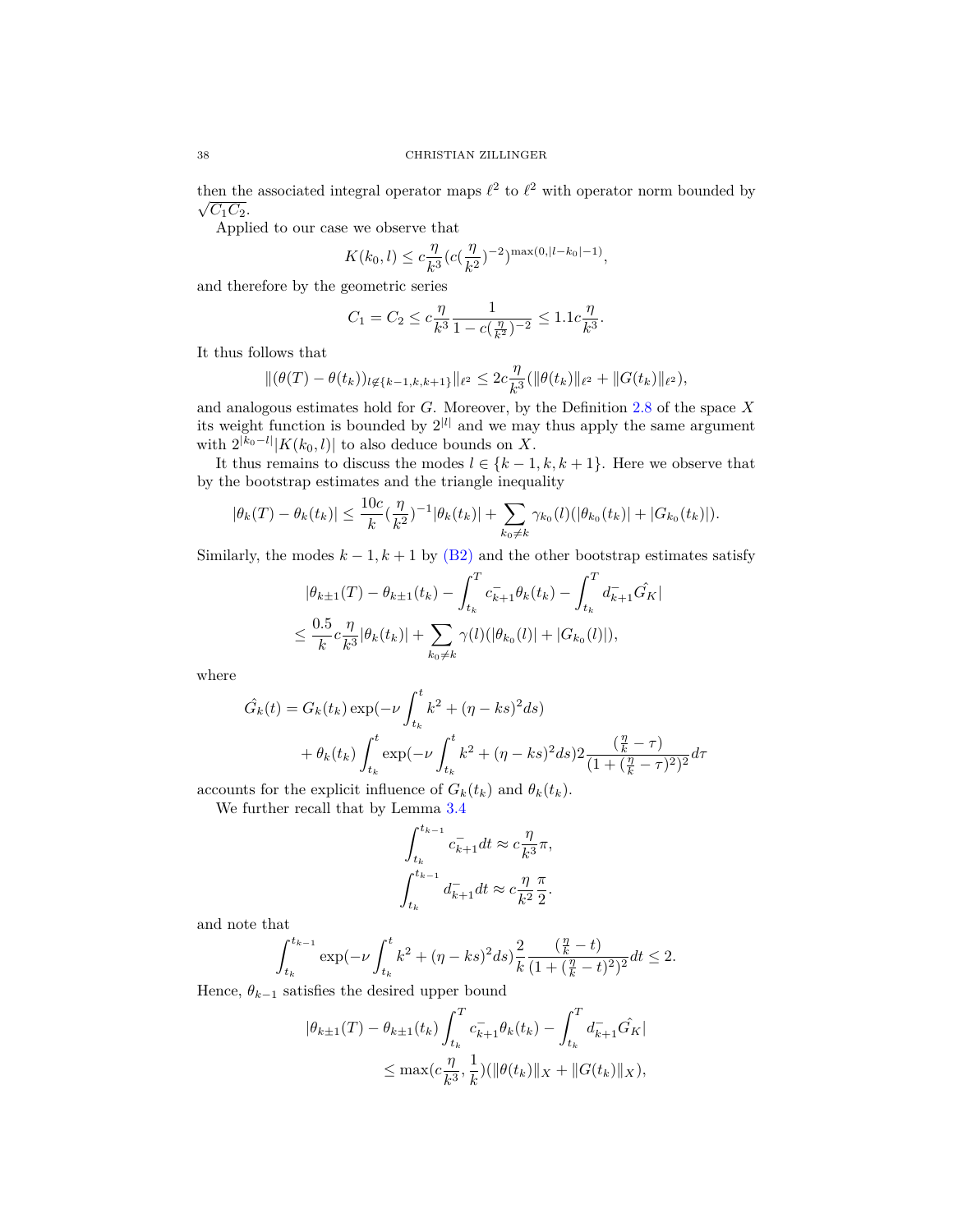then the associated integral operator maps $\ell^2$ to $\ell^2$ with operator norm bounded by $\sqrt{C_1 C_2}$.

Applied to our case we observe that

$$K(k_0, l) \leq c\frac{\eta}{k^3}(c(\frac{\eta}{k^2})^{-2})^{\max(0,|l-k_0|-1)},$$

and therefore by the geometric series

$$C_1 = C_2 \leq c\frac{\eta}{k^3}\frac{1}{1 - c(\frac{\eta}{k^2})^{-2}} \leq 1.1c\frac{\eta}{k^3}.$$

It thus follows that

$$\|(\theta(T) - \theta(t_k))_{l \notin \{k-1,k,k+1\}}\|_{\ell^2} \leq 2c\frac{\eta}{k^3}(\|\theta(t_k)\|_{\ell^2} + \|G(t_k)\|_{\ell^2}),$$

and analogous estimates hold for $G$. Moreover, by the Definition 2.8 of the space $X$ its weight function is bounded by $2^{|l|}$ and we may thus apply the same argument with $2^{|k_0-l|}|K(k_0,l)|$ to also deduce bounds on $X$.

It thus remains to discuss the modes $l \in \{k-1, k, k+1\}$. Here we observe that by the bootstrap estimates and the triangle inequality

$$|\theta_k(T) - \theta_k(t_k)| \leq \frac{10c}{k}(\frac{\eta}{k^2})^{-1}|\theta_k(t_k)| + \sum_{k_0 \neq k}\gamma_{k_0}(l)(|\theta_{k_0}(t_k)| + |G_{k_0}(t_k)|).$$

Similarly, the modes $k-1, k+1$ by (B2) and the other bootstrap estimates satisfy

$$\begin{aligned}
&|\theta_{k\pm1}(T) - \theta_{k\pm1}(t_k) - \int_{t_k}^T c_{k+1}^- \theta_k(t_k) - \int_{t_k}^T d_{k+1}^- \hat{G_K}| \\
&\leq \frac{0.5}{k}c\frac{\eta}{k^3}|\theta_k(t_k)| + \sum_{k_0 \neq k}\gamma(l)(|\theta_{k_0}(l)| + |G_{k_0}(l)|),
\end{aligned}$$

where

$$\begin{aligned}
\hat{G_k}(t) &= G_k(t_k)\exp(-\nu\int_{t_k}^t k^2 + (\eta - ks)^2 ds) \\
&\quad + \theta_k(t_k)\int_{t_k}^t \exp(-\nu\int_{t_k}^t k^2 + (\eta - ks)^2 ds) 2\frac{(\frac{\eta}{k} - \tau)}{(1 + (\frac{\eta}{k} - \tau)^2)^2} d\tau
\end{aligned}$$

accounts for the explicit influence of $G_k(t_k)$ and $\theta_k(t_k)$.

We further recall that by Lemma 3.4

$$\begin{aligned}
\int_{t_k}^{t_{k-1}} c_{k+1}^- dt &\approx c\frac{\eta}{k^3}\pi, \\
\int_{t_k}^{t_{k-1}} d_{k+1}^- dt &\approx c\frac{\eta}{k^2}\frac{\pi}{2}.
\end{aligned}$$

and note that

$$\int_{t_k}^{t_{k-1}} \exp(-\nu\int_{t_k}^t k^2 + (\eta - ks)^2 ds)\frac{2}{k}\frac{(\frac{\eta}{k} - t)}{(1 + (\frac{\eta}{k} - t)^2)^2} dt \leq 2.$$

Hence, $\theta_{k-1}$ satisfies the desired upper bound

$$\begin{aligned}
&|\theta_{k\pm1}(T) - \theta_{k\pm1}(t_k)\int_{t_k}^T c_{k+1}^- \theta_k(t_k) - \int_{t_k}^T d_{k+1}^- \hat{G_K}| \\
&\leq \max(c\frac{\eta}{k^3}, \frac{1}{k})(\|\theta(t_k)\|_X + \|G(t_k)\|_X),
\end{aligned}$$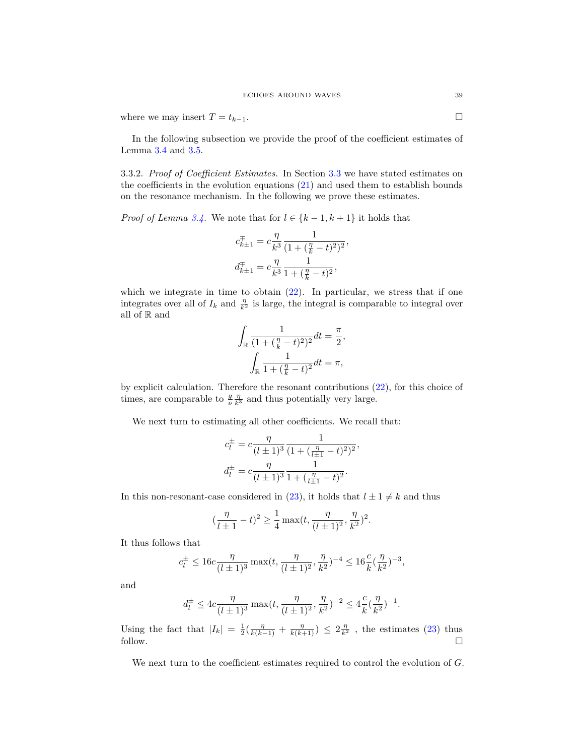where we may insert $T = t_{k-1}$. $\square$

In the following subsection we provide the proof of the coefficient estimates of Lemma 3.4 and 3.5.

3.3.2. *Proof of Coefficient Estimates.* In Section 3.3 we have stated estimates on the coefficients in the evolution equations (21) and used them to establish bounds on the resonance mechanism. In the following we prove these estimates.

*Proof of Lemma 3.4.* We note that for $l \in \{k-1, k+1\}$ it holds that

$$
\begin{aligned}
c^{\mp}_{k\pm 1} &= c\frac{\eta}{k^3}\frac{1}{(1+(\frac{\eta}{k}-t)^2)^2},\\
d^{\mp}_{k\pm 1} &= c\frac{\eta}{k^3}\frac{1}{1+(\frac{\eta}{k}-t)^2},
\end{aligned}
$$

which we integrate in time to obtain (22). In particular, we stress that if one integrates over all of $I_k$ and $\frac{\eta}{k^2}$ is large, the integral is comparable to integral over all of $\mathbb{R}$ and

$$
\begin{aligned}
\int_{\mathbb{R}} \frac{1}{(1+(\frac{\eta}{k}-t)^2)^2} dt &= \frac{\pi}{2},\\
\int_{\mathbb{R}} \frac{1}{1+(\frac{\eta}{k}-t)^2} dt &= \pi,
\end{aligned}
$$

by explicit calculation. Therefore the resonant contributions (22), for this choice of times, are comparable to $\frac{g}{\nu}\frac{\eta}{k^3}$ and thus potentially very large.

We next turn to estimating all other coefficients. We recall that:

$$
\begin{aligned}
c^{\pm}_{l} &= c\frac{\eta}{(l\pm 1)^3}\frac{1}{(1+(\frac{\eta}{l\pm 1}-t)^2)^2},\\
d^{\pm}_{l} &= c\frac{\eta}{(l\pm 1)^3}\frac{1}{1+(\frac{\eta}{l\pm 1}-t)^2}.
\end{aligned}
$$

In this non-resonant-case considered in (23), it holds that $l \pm 1 \neq k$ and thus

$$
(\frac{\eta}{l\pm 1}-t)^2 \geq \frac{1}{4}\max(t, \frac{\eta}{(l\pm 1)^2}, \frac{\eta}{k^2})^2.
$$

It thus follows that

$$
c^{\pm}_{l} \leq 16c\frac{\eta}{(l\pm 1)^3}\max(t, \frac{\eta}{(l\pm 1)^2}, \frac{\eta}{k^2})^{-4} \leq 16\frac{c}{k}(\frac{\eta}{k^2})^{-3},
$$

and

$$
d^{\pm}_{l} \leq 4c\frac{\eta}{(l\pm 1)^3}\max(t, \frac{\eta}{(l\pm 1)^2}, \frac{\eta}{k^2})^{-2} \leq 4\frac{c}{k}(\frac{\eta}{k^2})^{-1}.
$$

Using the fact that $|I_k| = \frac{1}{2}(\frac{\eta}{k(k-1)} + \frac{\eta}{k(k+1)}) \leq 2\frac{\eta}{k^2}$ , the estimates (23) thus follow. $\square$

We next turn to the coefficient estimates required to control the evolution of $G$.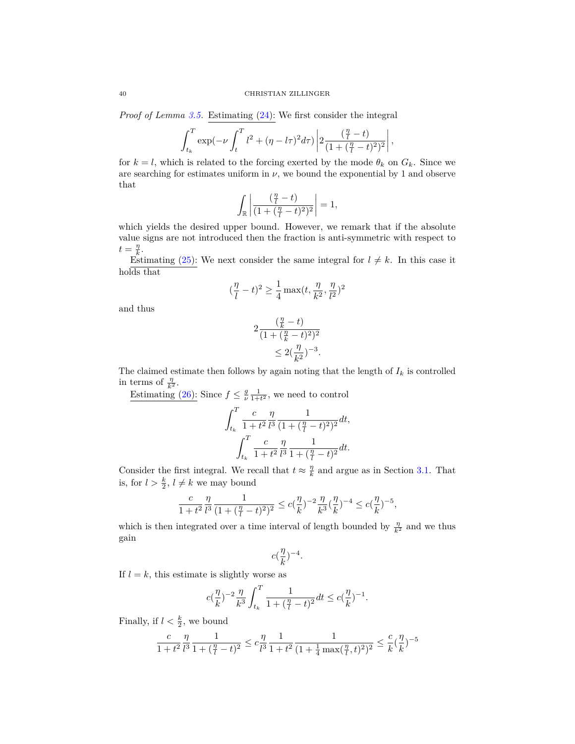*Proof of Lemma 3.5.* Estimating (24): We first consider the integral

$$\int_{t_k}^{T} \exp(-\nu \int_t^T l^2 + (\eta - l\tau)^2 d\tau) \left| 2\frac{(\frac{\eta}{l} - t)}{(1 + (\frac{\eta}{l} - t)^2)^2} \right|,$$

for $k = l$, which is related to the forcing exerted by the mode $\theta_k$ on $G_k$. Since we are searching for estimates uniform in $\nu$, we bound the exponential by 1 and observe that

$$\int_{\mathbb{R}} \left| \frac{(\frac{\eta}{l} - t)}{(1 + (\frac{\eta}{l} - t)^2)^2} \right| = 1,$$

which yields the desired upper bound. However, we remark that if the absolute value signs are not introduced then the fraction is anti-symmetric with respect to $t = \frac{\eta}{k}$.

Estimating (25): We next consider the same integral for $l \neq k$. In this case it holds that

$$(\frac{\eta}{l} - t)^2 \geq \frac{1}{4} \max(t, \frac{\eta}{k^2}, \frac{\eta}{l^2})^2$$

and thus

$$\begin{aligned} 2\frac{(\frac{\eta}{k} - t)}{(1 + (\frac{\eta}{k} - t)^2)^2} \\ \leq 2(\frac{\eta}{k^2})^{-3}. \end{aligned}$$

The claimed estimate then follows by again noting that the length of $I_k$ is controlled in terms of $\frac{\eta}{k^2}$.

Estimating (26): Since $f \leq \frac{g}{\nu} \frac{1}{1+t^2}$, we need to control

$$\int_{t_k}^{T} \frac{c}{1+t^2} \frac{\eta}{l^3} \frac{1}{(1 + (\frac{\eta}{l} - t)^2)^2} dt,$$

$$\int_{t_k}^{T} \frac{c}{1+t^2} \frac{\eta}{l^3} \frac{1}{1 + (\frac{\eta}{l} - t)^2} dt.$$

Consider the first integral. We recall that $t \approx \frac{\eta}{k}$ and argue as in Section 3.1. That is, for $l > \frac{k}{2}$, $l \neq k$ we may bound

$$\frac{c}{1+t^2} \frac{\eta}{l^3} \frac{1}{(1 + (\frac{\eta}{l} - t)^2)^2} \leq c(\frac{\eta}{k})^{-2} \frac{\eta}{k^3} (\frac{\eta}{k})^{-4} \leq c(\frac{\eta}{k})^{-5},$$

which is then integrated over a time interval of length bounded by $\frac{\eta}{k^2}$ and we thus gain

$$c(\frac{\eta}{k})^{-4}.$$

If $l = k$, this estimate is slightly worse as

$$c(\frac{\eta}{k})^{-2} \frac{\eta}{k^3} \int_{t_k}^{T} \frac{1}{1 + (\frac{\eta}{l} - t)^2} dt \leq c(\frac{\eta}{k})^{-1}.$$

Finally, if $l < \frac{k}{2}$, we bound

$$\frac{c}{1+t^2} \frac{\eta}{l^3} \frac{1}{1 + (\frac{\eta}{l} - t)^2} \leq c\frac{\eta}{l^3} \frac{1}{1+t^2} \frac{1}{(1 + \frac{1}{4}\max(\frac{\eta}{l}, t)^2)^2} \leq \frac{c}{k} (\frac{\eta}{k})^{-5}$$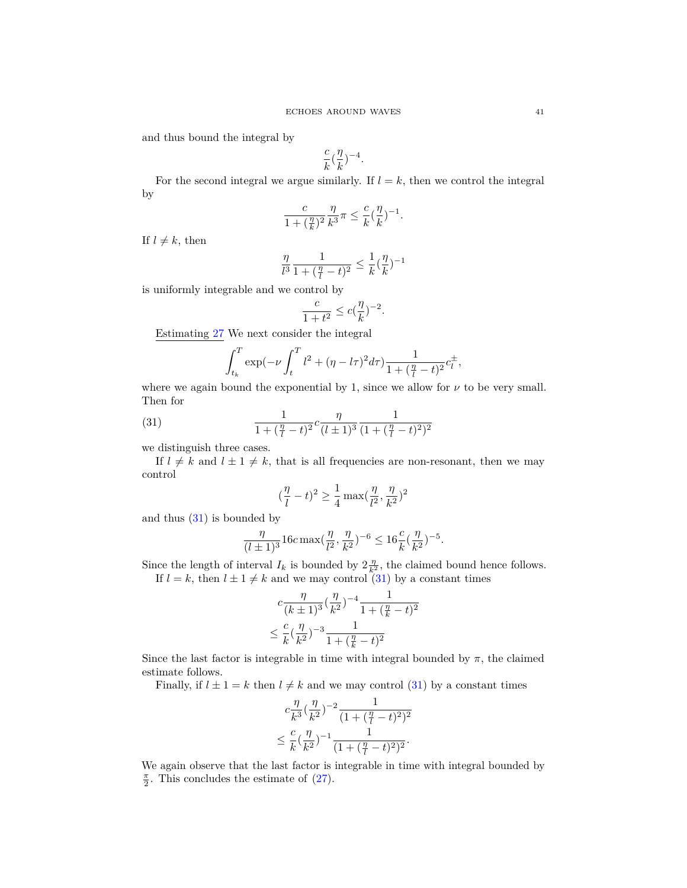and thus bound the integral by

$$\frac{c}{k}(\frac{\eta}{k})^{-4}.$$

For the second integral we argue similarly. If $l = k$, then we control the integral by

$$\frac{c}{1+(\frac{\eta}{k})^2}\frac{\eta}{k^3}\pi \leq \frac{c}{k}(\frac{\eta}{k})^{-1}.$$

If $l \neq k$, then

$$\frac{\eta}{l^3}\frac{1}{1+(\frac{\eta}{l}-t)^2} \leq \frac{1}{k}(\frac{\eta}{k})^{-1}$$

is uniformly integrable and we control by

$$\frac{c}{1+t^2} \leq c(\frac{\eta}{k})^{-2}.$$

Estimating 27 We next consider the integral

$$\int_{t_k}^T \exp(-\nu \int_t^T l^2 + (\eta - l\tau)^2 d\tau) \frac{1}{1+(\frac{\eta}{l}-t)^2} c_l^{\pm},$$

where we again bound the exponential by 1, since we allow for $\nu$ to be very small. Then for

$$\frac{1}{1+(\frac{\eta}{l}-t)^2} c \frac{\eta}{(l\pm 1)^3} \frac{1}{(1+(\frac{\eta}{l}-t)^2)^2} \tag{31}$$

we distinguish three cases.

If $l \neq k$ and $l \pm 1 \neq k$, that is all frequencies are non-resonant, then we may control

$$(\frac{\eta}{l}-t)^2 \geq \frac{1}{4}\max(\frac{\eta}{l^2}, \frac{\eta}{k^2})^2$$

and thus (31) is bounded by

$$\frac{\eta}{(l\pm 1)^3} 16c \max(\frac{\eta}{l^2}, \frac{\eta}{k^2})^{-6} \leq 16\frac{c}{k}(\frac{\eta}{k^2})^{-5}.$$

Since the length of interval $I_k$ is bounded by $2\frac{\eta}{k^2}$, the claimed bound hence follows.

If $l = k$, then $l \pm 1 \neq k$ and we may control (31) by a constant times

$$\begin{aligned}
&c\frac{\eta}{(k\pm 1)^3}(\frac{\eta}{k^2})^{-4}\frac{1}{1+(\frac{\eta}{k}-t)^2} \\
&\leq \frac{c}{k}(\frac{\eta}{k^2})^{-3}\frac{1}{1+(\frac{\eta}{k}-t)^2}
\end{aligned}$$

Since the last factor is integrable in time with integral bounded by $\pi$, the claimed estimate follows.

Finally, if $l \pm 1 = k$ then $l \neq k$ and we may control (31) by a constant times

$$\begin{aligned}
&c\frac{\eta}{k^3}(\frac{\eta}{k^2})^{-2}\frac{1}{(1+(\frac{\eta}{l}-t)^2)^2} \\
&\leq \frac{c}{k}(\frac{\eta}{k^2})^{-1}\frac{1}{(1+(\frac{\eta}{l}-t)^2)^2}.
\end{aligned}$$

We again observe that the last factor is integrable in time with integral bounded by $\frac{\pi}{2}$. This concludes the estimate of (27).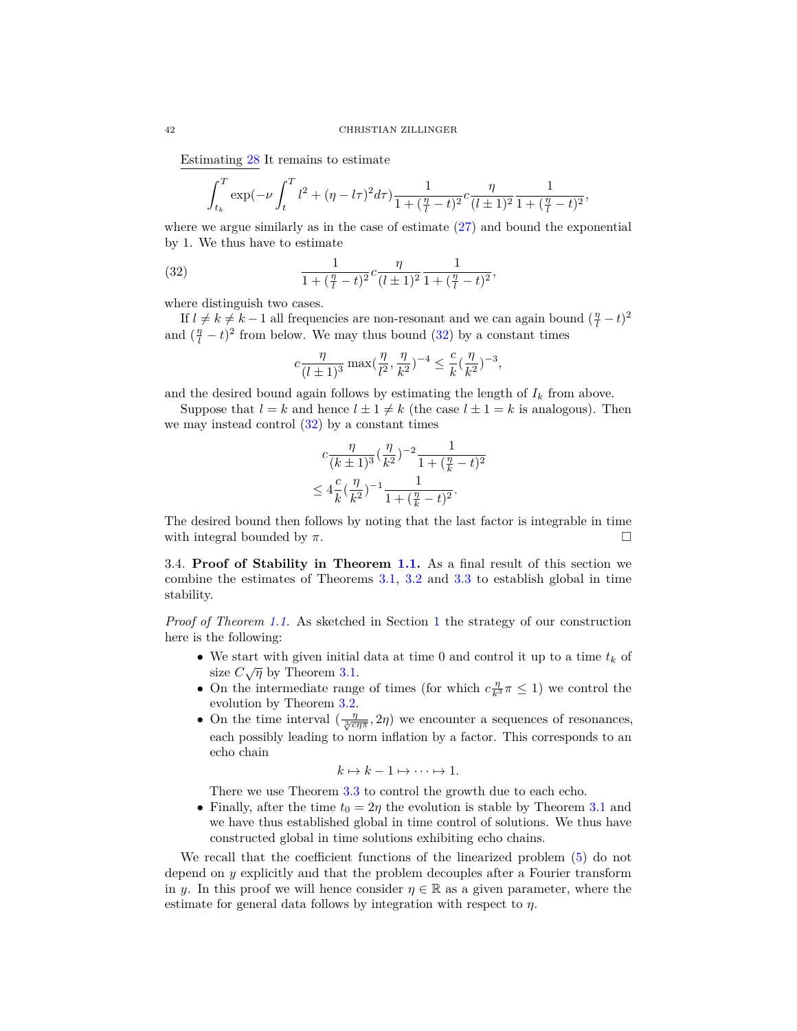Estimating 28 It remains to estimate

$$\int_{t_k}^T \exp(-\nu \int_t^T l^2 + (\eta - l\tau)^2 d\tau) \frac{1}{1+(\frac{\eta}{l}-t)^2} c \frac{\eta}{(l\pm 1)^2} \frac{1}{1+(\frac{\eta}{l}-t)^2},$$

where we argue similarly as in the case of estimate (27) and bound the exponential by 1. We thus have to estimate

$$\frac{1}{1+(\frac{\eta}{l}-t)^2} c \frac{\eta}{(l\pm 1)^2} \frac{1}{1+(\frac{\eta}{l}-t)^2}, \tag{32}$$

where distinguish two cases.

If $l \neq k \neq k-1$ all frequencies are non-resonant and we can again bound $(\frac{\eta}{l}-t)^2$ and $(\frac{\eta}{l}-t)^2$ from below. We may thus bound (32) by a constant times

$$c\frac{\eta}{(l\pm 1)^3} \max(\frac{\eta}{l^2}, \frac{\eta}{k^2})^{-4} \leq \frac{c}{k}(\frac{\eta}{k^2})^{-3},$$

and the desired bound again follows by estimating the length of $I_k$ from above.

Suppose that $l = k$ and hence $l \pm 1 \neq k$ (the case $l \pm 1 = k$ is analogous). Then we may instead control (32) by a constant times

$$\begin{aligned}
&c\frac{\eta}{(k\pm 1)^3}(\frac{\eta}{k^2})^{-2}\frac{1}{1+(\frac{\eta}{k}-t)^2} \\
&\leq 4\frac{c}{k}(\frac{\eta}{k^2})^{-1}\frac{1}{1+(\frac{\eta}{k}-t)^2}.
\end{aligned}$$

The desired bound then follows by noting that the last factor is integrable in time with integral bounded by $\pi$. □

### 3.4. Proof of Stability in Theorem 1.1.

As a final result of this section we combine the estimates of Theorems 3.1, 3.2 and 3.3 to establish global in time stability.

*Proof of Theorem 1.1.* As sketched in Section 1 the strategy of our construction here is the following:

- We start with given initial data at time 0 and control it up to a time $t_k$ of size $C\sqrt{\eta}$ by Theorem 3.1.
- On the intermediate range of times (for which $c\frac{\eta}{k^3}\pi \leq 1$) we control the evolution by Theorem 3.2.
- On the time interval $(\frac{\eta}{\sqrt[3]{c\eta\pi}}, 2\eta)$ we encounter a sequences of resonances, each possibly leading to norm inflation by a factor. This corresponds to an echo chain
$$k \mapsto k-1 \mapsto \cdots \mapsto 1.$$
There we use Theorem 3.3 to control the growth due to each echo.
- Finally, after the time $t_0 = 2\eta$ the evolution is stable by Theorem 3.1 and we have thus established global in time control of solutions. We thus have constructed global in time solutions exhibiting echo chains.

We recall that the coefficient functions of the linearized problem (5) do not depend on $y$ explicitly and that the problem decouples after a Fourier transform in $y$. In this proof we will hence consider $\eta \in \mathbb{R}$ as a given parameter, where the estimate for general data follows by integration with respect to $\eta$.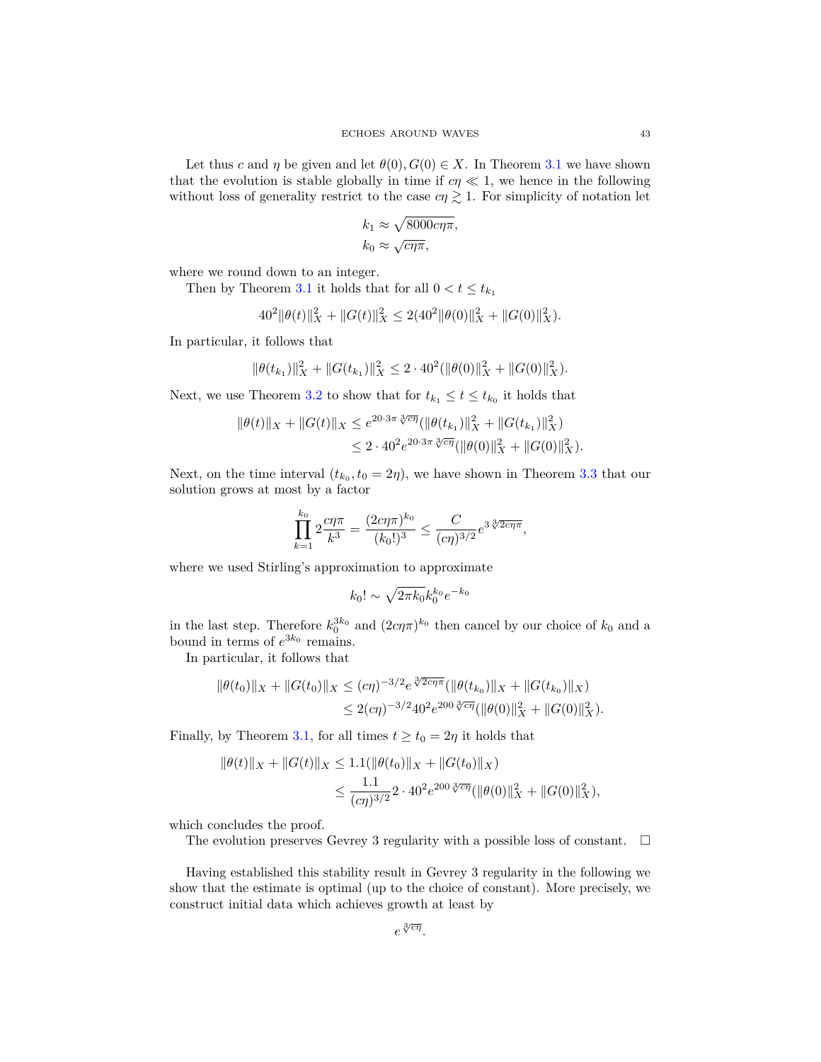Let thus $c$ and $\eta$ be given and let $\theta(0), G(0) \in X$. In Theorem 3.1 we have shown that the evolution is stable globally in time if $c\eta \ll 1$, we hence in the following without loss of generality restrict to the case $c\eta \gtrsim 1$. For simplicity of notation let

$$
\begin{aligned}
k_1 &\approx \sqrt{8000c\eta\pi}, \\
k_0 &\approx \sqrt{c\eta\pi},
\end{aligned}
$$

where we round down to an integer.

Then by Theorem 3.1 it holds that for all $0 < t \leq t_{k_1}$

$$
40^2\|\theta(t)\|_X^2 + \|G(t)\|_X^2 \leq 2(40^2\|\theta(0)\|_X^2 + \|G(0)\|_X^2).
$$

In particular, it follows that

$$
\|\theta(t_{k_1})\|_X^2 + \|G(t_{k_1})\|_X^2 \leq 2 \cdot 40^2(\|\theta(0)\|_X^2 + \|G(0)\|_X^2).
$$

Next, we use Theorem 3.2 to show that for $t_{k_1} \leq t \leq t_{k_0}$ it holds that

$$
\begin{aligned}
\|\theta(t)\|_X + \|G(t)\|_X &\leq e^{20\cdot 3\pi \sqrt[3]{c\eta}}(\|\theta(t_{k_1})\|_X^2 + \|G(t_{k_1})\|_X^2) \\
&\leq 2 \cdot 40^2 e^{20\cdot 3\pi \sqrt[3]{c\eta}}(\|\theta(0)\|_X^2 + \|G(0)\|_X^2).
\end{aligned}
$$

Next, on the time interval $(t_{k_0}, t_0 = 2\eta)$, we have shown in Theorem 3.3 that our solution grows at most by a factor

$$
\prod_{k=1}^{k_0} 2\frac{c\eta\pi}{k^3} = \frac{(2c\eta\pi)^{k_0}}{(k_0!)^3} \leq \frac{C}{(c\eta)^{3/2}} e^{3\sqrt[3]{2c\eta\pi}},
$$

where we used Stirling's approximation to approximate

$$
k_0! \sim \sqrt{2\pi k_0} k_0^{k_0} e^{-k_0}
$$

in the last step. Therefore $k_0^{3k_0}$ and $(2c\eta\pi)^{k_0}$ then cancel by our choice of $k_0$ and a bound in terms of $e^{3k_0}$ remains.

In particular, it follows that

$$
\begin{aligned}
\|\theta(t_0)\|_X + \|G(t_0)\|_X &\leq (c\eta)^{-3/2} e^{\sqrt[3]{2c\eta\pi}}(\|\theta(t_{k_0})\|_X + \|G(t_{k_0})\|_X) \\
&\leq 2(c\eta)^{-3/2} 40^2 e^{200\sqrt[3]{c\eta}}(\|\theta(0)\|_X^2 + \|G(0)\|_X^2).
\end{aligned}
$$

Finally, by Theorem 3.1, for all times $t \geq t_0 = 2\eta$ it holds that

$$
\begin{aligned}
\|\theta(t)\|_X + \|G(t)\|_X &\leq 1.1(\|\theta(t_0)\|_X + \|G(t_0)\|_X) \\
&\leq \frac{1.1}{(c\eta)^{3/2}} 2 \cdot 40^2 e^{200\sqrt[3]{c\eta}}(\|\theta(0)\|_X^2 + \|G(0)\|_X^2),
\end{aligned}
$$

which concludes the proof.

The evolution preserves Gevrey 3 regularity with a possible loss of constant. $\square$

Having established this stability result in Gevrey 3 regularity in the following we show that the estimate is optimal (up to the choice of constant). More precisely, we construct initial data which achieves growth at least by

$$
e^{\sqrt[3]{c\eta}}.
$$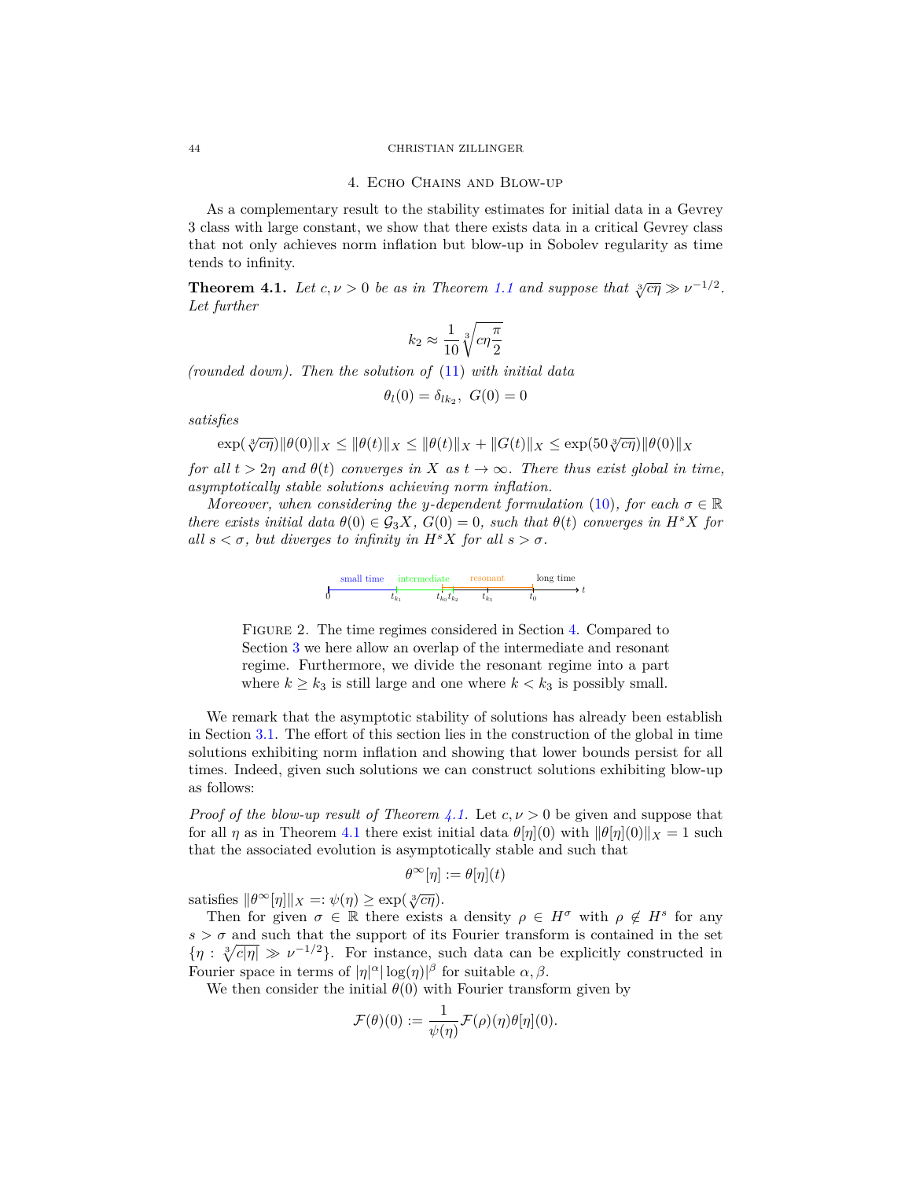## 4. Echo Chains and Blow-up

As a complementary result to the stability estimates for initial data in a Gevrey 3 class with large constant, we show that there exists data in a critical Gevrey class that not only achieves norm inflation but blow-up in Sobolev regularity as time tends to infinity.

**Theorem 4.1.** *Let $c, \nu > 0$ be as in Theorem 1.1 and suppose that $\sqrt[3]{c\eta} \gg \nu^{-1/2}$. Let further*

$$k_2 \approx \frac{1}{10}\sqrt[3]{c\eta\frac{\pi}{2}}$$

*(rounded down). Then the solution of (11) with initial data*

$$\theta_l(0) = \delta_{lk_2},\ G(0) = 0$$

*satisfies*

$$\exp(\sqrt[3]{c\eta})\|\theta(0)\|_X \leq \|\theta(t)\|_X \leq \|\theta(t)\|_X + \|G(t)\|_X \leq \exp(50\sqrt[3]{c\eta})\|\theta(0)\|_X$$

*for all $t > 2\eta$ and $\theta(t)$ converges in $X$ as $t \to \infty$. There thus exist global in time, asymptotically stable solutions achieving norm inflation.*

*Moreover, when considering the $y$-dependent formulation (10), for each $\sigma \in \mathbb{R}$ there exists initial data $\theta(0) \in \mathcal{G}_3 X$, $G(0) = 0$, such that $\theta(t)$ converges in $H^s X$ for all $s < \sigma$, but diverges to infinity in $H^s X$ for all $s > \sigma$.*

Figure 2. The time regimes considered in Section 4. Compared to Section 3 we here allow an overlap of the intermediate and resonant regime. Furthermore, we divide the resonant regime into a part where $k \geq k_3$ is still large and one where $k < k_3$ is possibly small.

We remark that the asymptotic stability of solutions has already been establish in Section 3.1. The effort of this section lies in the construction of the global in time solutions exhibiting norm inflation and showing that lower bounds persist for all times. Indeed, given such solutions we can construct solutions exhibiting blow-up as follows:

*Proof of the blow-up result of Theorem 4.1.* Let $c, \nu > 0$ be given and suppose that for all $\eta$ as in Theorem 4.1 there exist initial data $\theta[\eta](0)$ with $\|\theta[\eta](0)\|_X = 1$ such that the associated evolution is asymptotically stable and such that

$$\theta^\infty[\eta] := \theta[\eta](t)$$

satisfies $\|\theta^\infty[\eta]\|_X =: \psi(\eta) \geq \exp(\sqrt[3]{c\eta})$.

Then for given $\sigma \in \mathbb{R}$ there exists a density $\rho \in H^\sigma$ with $\rho \notin H^s$ for any $s > \sigma$ and such that the support of its Fourier transform is contained in the set $\{\eta : \sqrt[3]{c|\eta|} \gg \nu^{-1/2}\}$. For instance, such data can be explicitly constructed in Fourier space in terms of $|\eta|^\alpha |\log(\eta)|^\beta$ for suitable $\alpha, \beta$.

We then consider the initial $\theta(0)$ with Fourier transform given by

$$\mathcal{F}(\theta)(0) := \frac{1}{\psi(\eta)}\mathcal{F}(\rho)(\eta)\theta[\eta](0).$$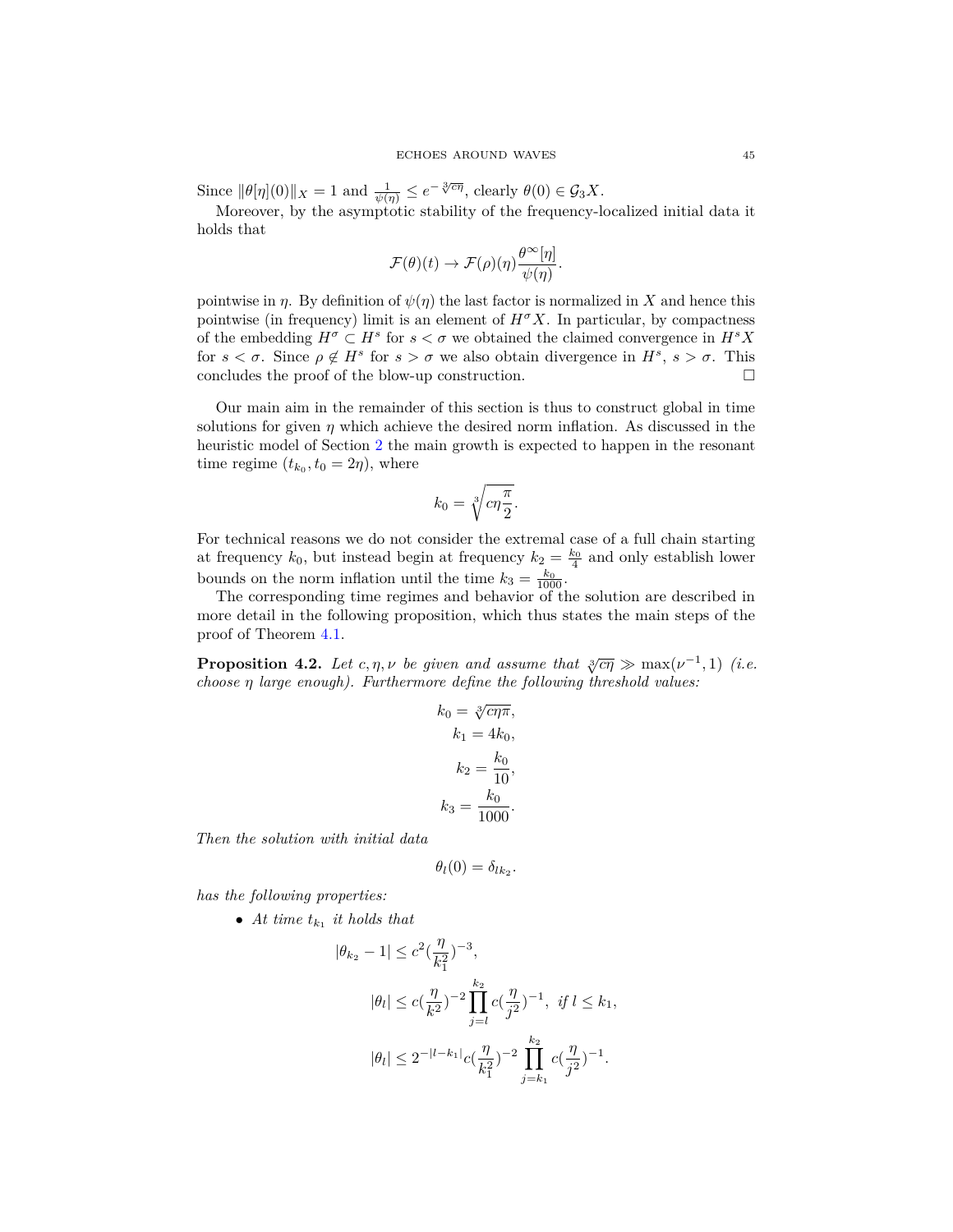Since $\|\theta[\eta](0)\|_X = 1$ and $\frac{1}{\psi(\eta)} \leq e^{-\sqrt[3]{c\eta}}$, clearly $\theta(0) \in \mathcal{G}_3 X$.

Moreover, by the asymptotic stability of the frequency-localized initial data it holds that

$$\mathcal{F}(\theta)(t) \to \mathcal{F}(\rho)(\eta)\frac{\theta^\infty[\eta]}{\psi(\eta)}.$$

pointwise in $\eta$. By definition of $\psi(\eta)$ the last factor is normalized in $X$ and hence this pointwise (in frequency) limit is an element of $H^\sigma X$. In particular, by compactness of the embedding $H^\sigma \subset H^s$ for $s < \sigma$ we obtained the claimed convergence in $H^s X$ for $s < \sigma$. Since $\rho \notin H^s$ for $s > \sigma$ we also obtain divergence in $H^s$, $s > \sigma$. This concludes the proof of the blow-up construction. $\square$

Our main aim in the remainder of this section is thus to construct global in time solutions for given $\eta$ which achieve the desired norm inflation. As discussed in the heuristic model of Section 2 the main growth is expected to happen in the resonant time regime $(t_{k_0}, t_0 = 2\eta)$, where

$$k_0 = \sqrt[3]{c\eta\frac{\pi}{2}}.$$

For technical reasons we do not consider the extremal case of a full chain starting at frequency $k_0$, but instead begin at frequency $k_2 = \frac{k_0}{4}$ and only establish lower bounds on the norm inflation until the time $k_3 = \frac{k_0}{1000}$.

The corresponding time regimes and behavior of the solution are described in more detail in the following proposition, which thus states the main steps of the proof of Theorem 4.1.

**Proposition 4.2.** *Let $c, \eta, \nu$ be given and assume that $\sqrt[3]{c\eta} \gg \max(\nu^{-1}, 1)$ (i.e. choose $\eta$ large enough). Furthermore define the following threshold values:*

$$k_0 = \sqrt[3]{c\eta\pi},$$
$$k_1 = 4k_0,$$
$$k_2 = \frac{k_0}{10},$$
$$k_3 = \frac{k_0}{1000}.$$

*Then the solution with initial data*

$$\theta_l(0) = \delta_{lk_2}.$$

*has the following properties:*

- *At time $t_{k_1}$ it holds that*

$$|\theta_{k_2} - 1| \leq c^2(\frac{\eta}{k_1^2})^{-3},$$

$$|\theta_l| \leq c(\frac{\eta}{k^2})^{-2}\prod_{j=l}^{k_2} c(\frac{\eta}{j^2})^{-1}, \text{ if } l \leq k_1,$$

$$|\theta_l| \leq 2^{-|l-k_1|}c(\frac{\eta}{k_1^2})^{-2}\prod_{j=k_1}^{k_2} c(\frac{\eta}{j^2})^{-1}.$$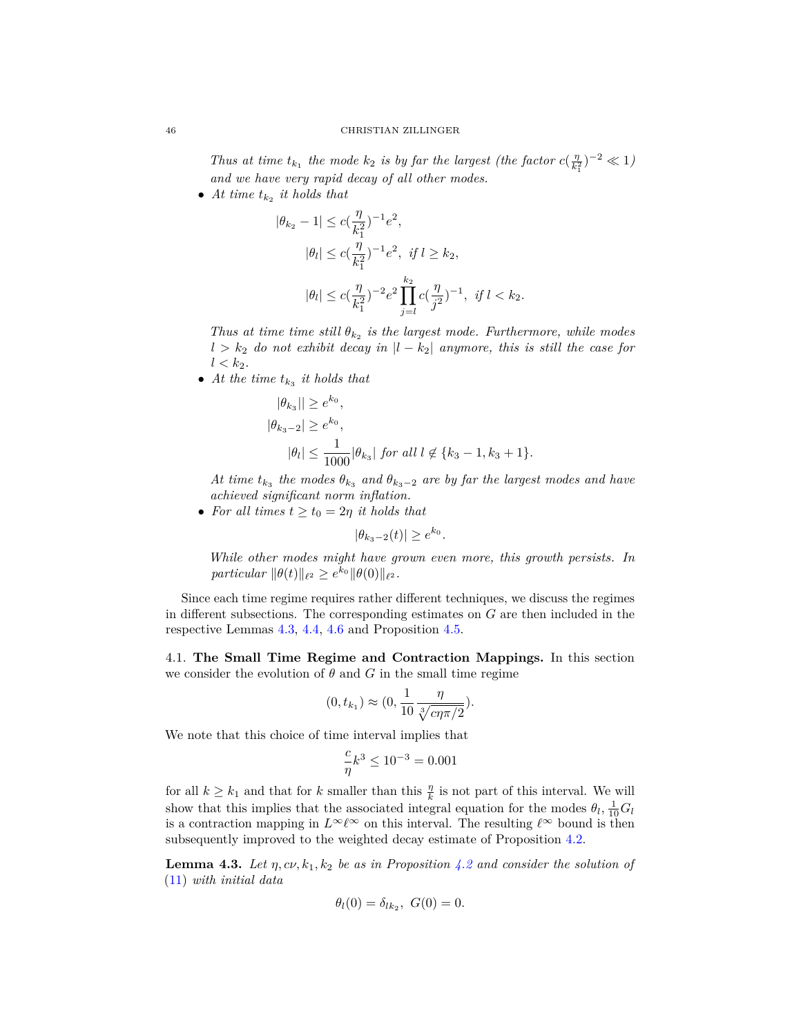*Thus at time $t_{k_1}$ the mode $k_2$ is by far the largest (the factor $c(\frac{\eta}{k_1^2})^{-2} \ll 1$) and we have very rapid decay of all other modes.*

- *At time $t_{k_2}$ it holds that*

$$
\begin{aligned}
|\theta_{k_2} - 1| &\leq c(\frac{\eta}{k_1^2})^{-1} e^2, \\
|\theta_l| &\leq c(\frac{\eta}{k_1^2})^{-1} e^2, \text{ if } l \geq k_2, \\
|\theta_l| &\leq c(\frac{\eta}{k_1^2})^{-2} e^2 \prod_{j=l}^{k_2} c(\frac{\eta}{j^2})^{-1}, \text{ if } l < k_2.
\end{aligned}
$$

*Thus at time time still $\theta_{k_2}$ is the largest mode. Furthermore, while modes $l > k_2$ do not exhibit decay in $|l - k_2|$ anymore, this is still the case for $l < k_2$.*

- *At the time $t_{k_3}$ it holds that*

$$
\begin{aligned}
|\theta_{k_3}|| &\geq e^{k_0}, \\
|\theta_{k_3-2}| &\geq e^{k_0}, \\
|\theta_l| &\leq \frac{1}{1000}|\theta_{k_3}| \text{ for all } l \notin \{k_3 - 1, k_3 + 1\}.
\end{aligned}
$$

*At time $t_{k_3}$ the modes $\theta_{k_3}$ and $\theta_{k_3-2}$ are by far the largest modes and have achieved significant norm inflation.*

- *For all times $t \geq t_0 = 2\eta$ it holds that*

$$
|\theta_{k_3-2}(t)| \geq e^{k_0}.
$$

*While other modes might have grown even more, this growth persists. In particular $\|\theta(t)\|_{\ell^2} \geq e^{k_0}\|\theta(0)\|_{\ell^2}$.*

Since each time regime requires rather different techniques, we discuss the regimes in different subsections. The corresponding estimates on $G$ are then included in the respective Lemmas 4.3, 4.4, 4.6 and Proposition 4.5.

### 4.1. The Small Time Regime and Contraction Mappings.

In this section we consider the evolution of $\theta$ and $G$ in the small time regime

$$
(0, t_{k_1}) \approx (0, \frac{1}{10}\frac{\eta}{\sqrt[3]{c\eta\pi/2}}).
$$

We note that this choice of time interval implies that

$$
\frac{c}{\eta}k^3 \leq 10^{-3} = 0.001
$$

for all $k \geq k_1$ and that for $k$ smaller than this $\frac{\eta}{k}$ is not part of this interval. We will show that this implies that the associated integral equation for the modes $\theta_l, \frac{1}{10}G_l$ is a contraction mapping in $L^\infty \ell^\infty$ on this interval. The resulting $\ell^\infty$ bound is then subsequently improved to the weighted decay estimate of Proposition 4.2.

**Lemma 4.3.** *Let $\eta, c\nu, k_1, k_2$ be as in Proposition 4.2 and consider the solution of (11) with initial data*

$$
\theta_l(0) = \delta_{lk_2}, \; G(0) = 0.
$$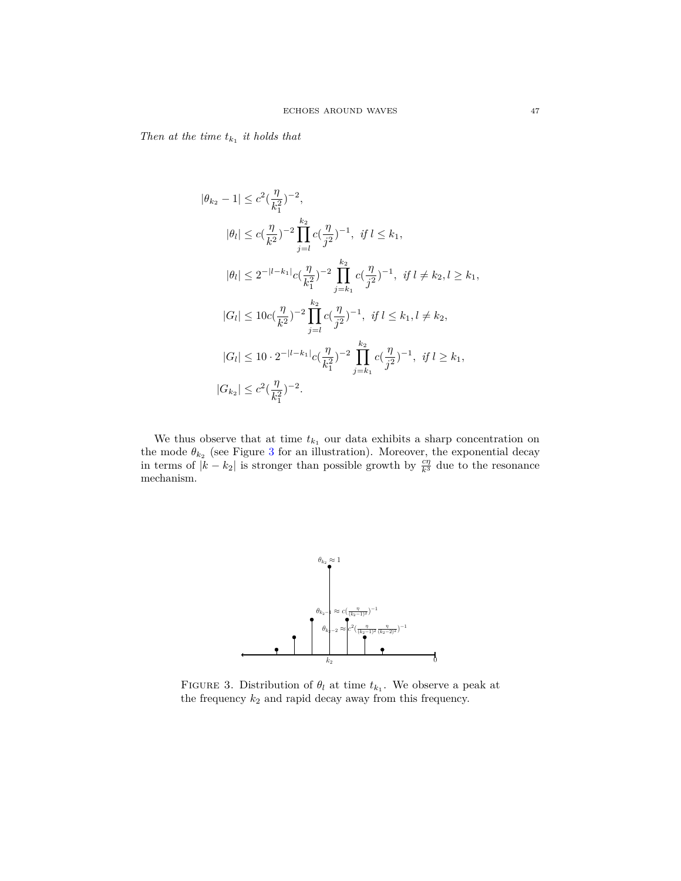*Then at the time $t_{k_1}$ it holds that*

$$
\begin{aligned}
&|\theta_{k_2} - 1| \leq c^2 (\frac{\eta}{k_1^2})^{-2}, \\
&\quad |\theta_l| \leq c(\frac{\eta}{k^2})^{-2} \prod_{j=l}^{k_2} c(\frac{\eta}{j^2})^{-1}, \ \textit{if } l \leq k_1, \\
&\quad |\theta_l| \leq 2^{-|l-k_1|} c(\frac{\eta}{k_1^2})^{-2} \prod_{j=k_1}^{k_2} c(\frac{\eta}{j^2})^{-1}, \ \textit{if } l \neq k_2, l \geq k_1, \\
&\quad |G_l| \leq 10 c(\frac{\eta}{k^2})^{-2} \prod_{j=l}^{k_2} c(\frac{\eta}{j^2})^{-1}, \ \textit{if } l \leq k_1, l \neq k_2, \\
&\quad |G_l| \leq 10 \cdot 2^{-|l-k_1|} c(\frac{\eta}{k_1^2})^{-2} \prod_{j=k_1}^{k_2} c(\frac{\eta}{j^2})^{-1}, \ \textit{if } l \geq k_1, \\
&|G_{k_2}| \leq c^2 (\frac{\eta}{k_1^2})^{-2}.
\end{aligned}
$$

We thus observe that at time $t_{k_1}$ our data exhibits a sharp concentration on the mode $\theta_{k_2}$ (see Figure 3 for an illustration). Moreover, the exponential decay in terms of $|k - k_2|$ is stronger than possible growth by $\frac{c\eta}{k^3}$ due to the resonance mechanism.

FIGURE 3. Distribution of $\theta_l$ at time $t_{k_1}$. We observe a peak at the frequency $k_2$ and rapid decay away from this frequency.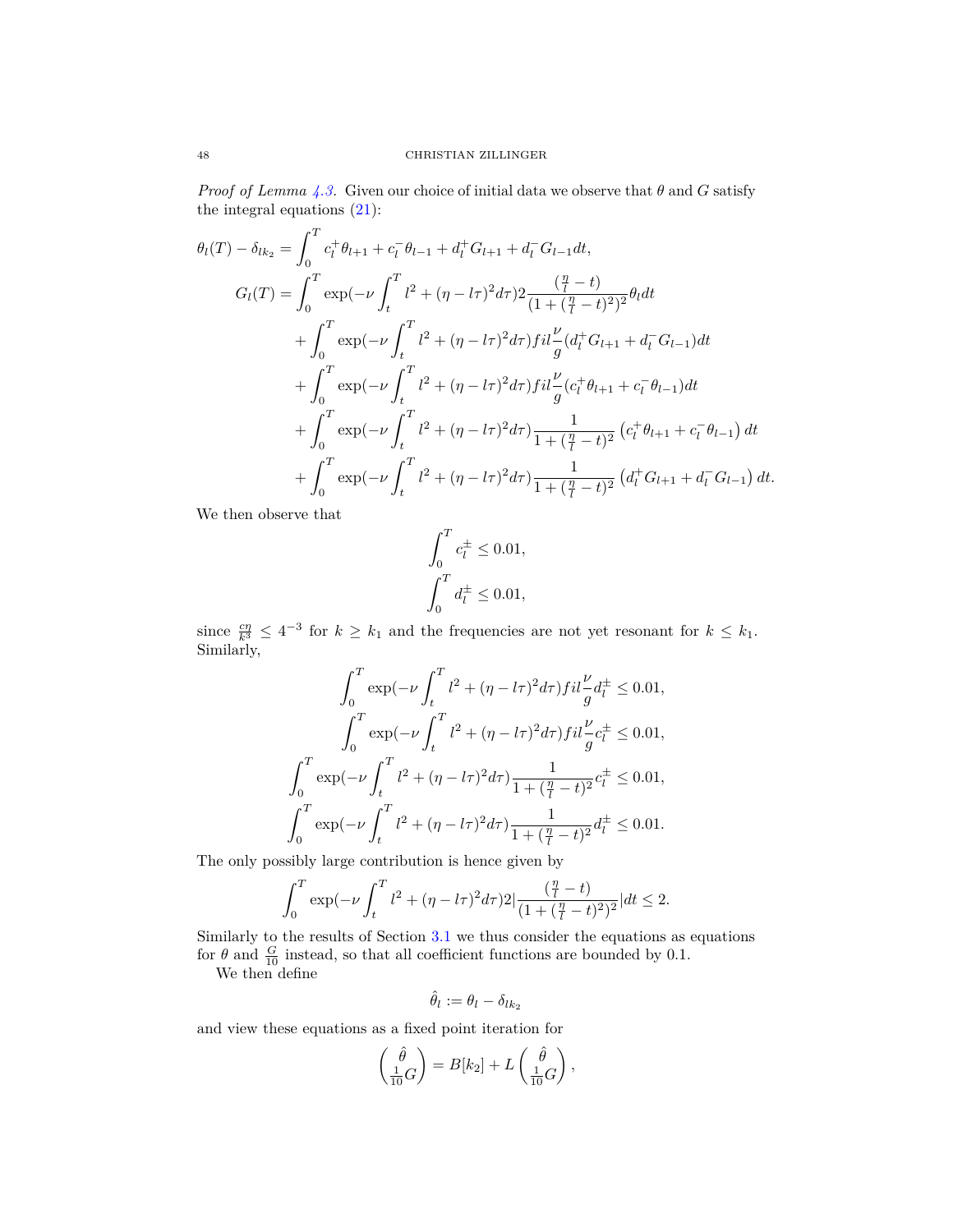*Proof of Lemma 4.3.* Given our choice of initial data we observe that $\theta$ and $G$ satisfy the integral equations (21):

$$
\begin{aligned}
\theta_l(T) - \delta_{lk_2} &= \int_0^T c_l^+ \theta_{l+1} + c_l^- \theta_{l-1} + d_l^+ G_{l+1} + d_l^- G_{l-1} dt, \\
G_l(T) &= \int_0^T \exp(-\nu \int_t^T l^2 + (\eta - l\tau)^2 d\tau) 2 \frac{(\frac{\eta}{l} - t)}{(1 + (\frac{\eta}{l} - t)^2)^2} \theta_l dt \\
&\quad + \int_0^T \exp(-\nu \int_t^T l^2 + (\eta - l\tau)^2 d\tau) fil \frac{\nu}{g} (d_l^+ G_{l+1} + d_l^- G_{l-1}) dt \\
&\quad + \int_0^T \exp(-\nu \int_t^T l^2 + (\eta - l\tau)^2 d\tau) fil \frac{\nu}{g} (c_l^+ \theta_{l+1} + c_l^- \theta_{l-1}) dt \\
&\quad + \int_0^T \exp(-\nu \int_t^T l^2 + (\eta - l\tau)^2 d\tau) \frac{1}{1 + (\frac{\eta}{l} - t)^2} \left( c_l^+ \theta_{l+1} + c_l^- \theta_{l-1} \right) dt \\
&\quad + \int_0^T \exp(-\nu \int_t^T l^2 + (\eta - l\tau)^2 d\tau) \frac{1}{1 + (\frac{\eta}{l} - t)^2} \left( d_l^+ G_{l+1} + d_l^- G_{l-1} \right) dt.
\end{aligned}
$$

We then observe that

$$
\begin{aligned}
\int_0^T c_l^\pm &\leq 0.01, \\
\int_0^T d_l^\pm &\leq 0.01,
\end{aligned}
$$

since $\frac{c\eta}{k^3} \leq 4^{-3}$ for $k \geq k_1$ and the frequencies are not yet resonant for $k \leq k_1$. Similarly,

$$
\begin{aligned}
\int_0^T \exp(-\nu \int_t^T l^2 + (\eta - l\tau)^2 d\tau) fil \frac{\nu}{g} d_l^\pm &\leq 0.01, \\
\int_0^T \exp(-\nu \int_t^T l^2 + (\eta - l\tau)^2 d\tau) fil \frac{\nu}{g} c_l^\pm &\leq 0.01, \\
\int_0^T \exp(-\nu \int_t^T l^2 + (\eta - l\tau)^2 d\tau) \frac{1}{1 + (\frac{\eta}{l} - t)^2} c_l^\pm &\leq 0.01, \\
\int_0^T \exp(-\nu \int_t^T l^2 + (\eta - l\tau)^2 d\tau) \frac{1}{1 + (\frac{\eta}{l} - t)^2} d_l^\pm &\leq 0.01.
\end{aligned}
$$

The only possibly large contribution is hence given by

$$
\int_0^T \exp(-\nu \int_t^T l^2 + (\eta - l\tau)^2 d\tau) 2 \left| \frac{(\frac{\eta}{l} - t)}{(1 + (\frac{\eta}{l} - t)^2)^2} \right| dt \leq 2.
$$

Similarly to the results of Section 3.1 we thus consider the equations as equations for $\theta$ and $\frac{G}{10}$ instead, so that all coefficient functions are bounded by 0.1.

We then define

$$
\hat{\theta}_l := \theta_l - \delta_{lk_2}
$$

and view these equations as a fixed point iteration for

$$
\begin{pmatrix} \hat{\theta} \\ \frac{1}{10} G \end{pmatrix} = B[k_2] + L \begin{pmatrix} \hat{\theta} \\ \frac{1}{10} G \end{pmatrix},
$$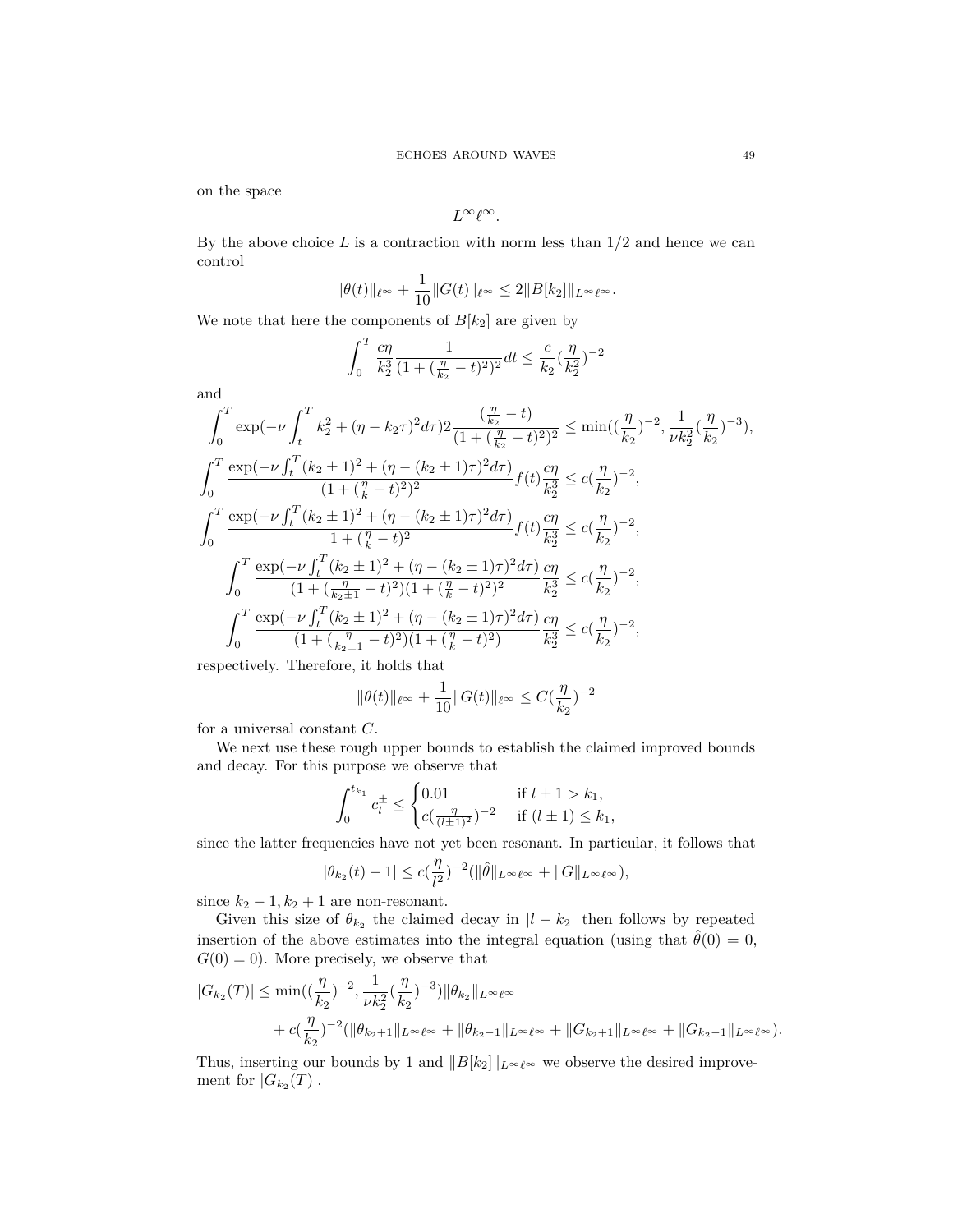on the space

$$L^\infty \ell^\infty.$$

By the above choice $L$ is a contraction with norm less than $1/2$ and hence we can control

$$\|\theta(t)\|_{\ell^\infty} + \frac{1}{10}\|G(t)\|_{\ell^\infty} \leq 2\|B[k_2]\|_{L^\infty \ell^\infty}.$$

We note that here the components of $B[k_2]$ are given by

$$\int_0^T \frac{c\eta}{k_2^3} \frac{1}{(1+(\frac{\eta}{k_2}-t)^2)^2} dt \leq \frac{c}{k_2}(\frac{\eta}{k_2^2})^{-2}$$

and

$$\int_0^T \exp(-\nu \int_t^T k_2^2 + (\eta - k_2\tau)^2 d\tau) 2 \frac{(\frac{\eta}{k_2}-t)}{(1+(\frac{\eta}{k_2}-t)^2)^2} \leq \min((\frac{\eta}{k_2})^{-2}, \frac{1}{\nu k_2^2}(\frac{\eta}{k_2})^{-3}),$$

$$\int_0^T \frac{\exp(-\nu \int_t^T (k_2 \pm 1)^2 + (\eta - (k_2 \pm 1)\tau)^2 d\tau)}{(1+(\frac{\eta}{k}-t)^2)^2} f(t) \frac{c\eta}{k_2^3} \leq c(\frac{\eta}{k_2})^{-2},$$

$$\int_0^T \frac{\exp(-\nu \int_t^T (k_2 \pm 1)^2 + (\eta - (k_2 \pm 1)\tau)^2 d\tau)}{1+(\frac{\eta}{k}-t)^2} f(t) \frac{c\eta}{k_2^3} \leq c(\frac{\eta}{k_2})^{-2},$$

$$\int_0^T \frac{\exp(-\nu \int_t^T (k_2 \pm 1)^2 + (\eta - (k_2 \pm 1)\tau)^2 d\tau)}{(1+(\frac{\eta}{k_2 \pm 1}-t)^2)(1+(\frac{\eta}{k}-t)^2)^2} \frac{c\eta}{k_2^3} \leq c(\frac{\eta}{k_2})^{-2},$$

$$\int_0^T \frac{\exp(-\nu \int_t^T (k_2 \pm 1)^2 + (\eta - (k_2 \pm 1)\tau)^2 d\tau)}{(1+(\frac{\eta}{k_2 \pm 1}-t)^2)(1+(\frac{\eta}{k}-t)^2)} \frac{c\eta}{k_2^3} \leq c(\frac{\eta}{k_2})^{-2},$$

respectively. Therefore, it holds that

$$\|\theta(t)\|_{\ell^\infty} + \frac{1}{10}\|G(t)\|_{\ell^\infty} \leq C(\frac{\eta}{k_2})^{-2}$$

for a universal constant $C$.

We next use these rough upper bounds to establish the claimed improved bounds and decay. For this purpose we observe that

$$\int_0^{t_{k_1}} c_l^\pm \leq \begin{cases} 0.01 & \text{if } l \pm 1 > k_1, \\ c(\frac{\eta}{(l \pm 1)^2})^{-2} & \text{if } (l \pm 1) \leq k_1, \end{cases}$$

since the latter frequencies have not yet been resonant. In particular, it follows that

$$|\theta_{k_2}(t) - 1| \leq c(\frac{\eta}{l^2})^{-2}(\|\hat{\theta}\|_{L^\infty \ell^\infty} + \|G\|_{L^\infty \ell^\infty}),$$

since $k_2 - 1, k_2 + 1$ are non-resonant.

Given this size of $\theta_{k_2}$ the claimed decay in $|l - k_2|$ then follows by repeated insertion of the above estimates into the integral equation (using that $\hat{\theta}(0) = 0$, $G(0) = 0$). More precisely, we observe that

$$\begin{aligned}|G_{k_2}(T)| \leq{}& \min((\frac{\eta}{k_2})^{-2}, \frac{1}{\nu k_2^2}(\frac{\eta}{k_2})^{-3})\|\theta_{k_2}\|_{L^\infty \ell^\infty} \\ &+ c(\frac{\eta}{k_2})^{-2}(\|\theta_{k_2+1}\|_{L^\infty \ell^\infty} + \|\theta_{k_2-1}\|_{L^\infty \ell^\infty} + \|G_{k_2+1}\|_{L^\infty \ell^\infty} + \|G_{k_2-1}\|_{L^\infty \ell^\infty}).\end{aligned}$$

Thus, inserting our bounds by 1 and $\|B[k_2]\|_{L^\infty \ell^\infty}$ we observe the desired improvement for $|G_{k_2}(T)|$.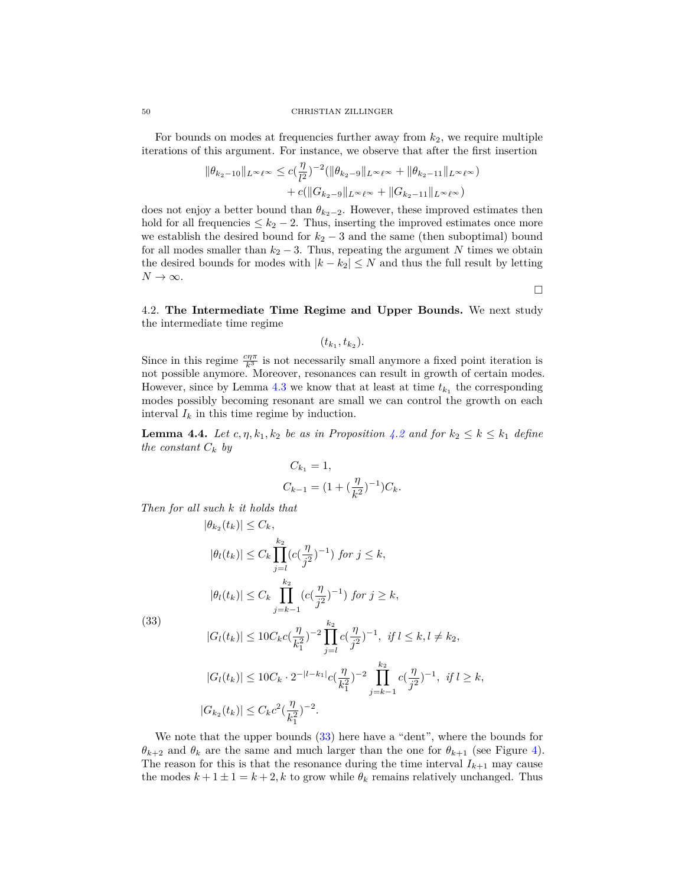For bounds on modes at frequencies further away from $k_2$, we require multiple iterations of this argument. For instance, we observe that after the first insertion

$$
\begin{aligned}
\|\theta_{k_2-10}\|_{L^\infty\ell^\infty} &\leq c(\frac{\eta}{l^2})^{-2}(\|\theta_{k_2-9}\|_{L^\infty\ell^\infty} + \|\theta_{k_2-11}\|_{L^\infty\ell^\infty}) \\
&\quad + c(\|G_{k_2-9}\|_{L^\infty\ell^\infty} + \|G_{k_2-11}\|_{L^\infty\ell^\infty})
\end{aligned}
$$

does not enjoy a better bound than $\theta_{k_2-2}$. However, these improved estimates then hold for all frequencies $\leq k_2 - 2$. Thus, inserting the improved estimates once more we establish the desired bound for $k_2 - 3$ and the same (then suboptimal) bound for all modes smaller than $k_2 - 3$. Thus, repeating the argument $N$ times we obtain the desired bounds for modes with $|k - k_2| \leq N$ and thus the full result by letting $N \to \infty$.

□

4.2. **The Intermediate Time Regime and Upper Bounds.** We next study the intermediate time regime

$$
(t_{k_1}, t_{k_2}).
$$

Since in this regime $\frac{c\eta\pi}{k^3}$ is not necessarily small anymore a fixed point iteration is not possible anymore. Moreover, resonances can result in growth of certain modes. However, since by Lemma 4.3 we know that at least at time $t_{k_1}$ the corresponding modes possibly becoming resonant are small we can control the growth on each interval $I_k$ in this time regime by induction.

**Lemma 4.4.** *Let $c, \eta, k_1, k_2$ be as in Proposition 4.2 and for $k_2 \leq k \leq k_1$ define the constant $C_k$ by*

$$
\begin{aligned}
C_{k_1} &= 1, \\
C_{k-1} &= (1 + (\frac{\eta}{k^2})^{-1})C_k.
\end{aligned}
$$

*Then for all such $k$ it holds that*

$$
\begin{aligned}
&|\theta_{k_2}(t_k)| \leq C_k, \\
&|\theta_l(t_k)| \leq C_k \prod_{j=l}^{k_2} (c(\frac{\eta}{j^2})^{-1}) \text{ for } j \leq k, \\
&|\theta_l(t_k)| \leq C_k \prod_{j=k-1}^{k_2} (c(\frac{\eta}{j^2})^{-1}) \text{ for } j \geq k, \\
&|G_l(t_k)| \leq 10C_k c(\frac{\eta}{k_1^2})^{-2} \prod_{j=l}^{k_2} c(\frac{\eta}{j^2})^{-1}, \text{ if } l \leq k, l \neq k_2, \\
&|G_l(t_k)| \leq 10C_k \cdot 2^{-|l-k_1|} c(\frac{\eta}{k_1^2})^{-2} \prod_{j=k-1}^{k_2} c(\frac{\eta}{j^2})^{-1}, \text{ if } l \geq k, \\
&|G_{k_2}(t_k)| \leq C_k c^2(\frac{\eta}{k_1^2})^{-2}.
\end{aligned}
\tag{33}
$$

We note that the upper bounds (33) here have a "dent", where the bounds for $\theta_{k+2}$ and $\theta_k$ are the same and much larger than the one for $\theta_{k+1}$ (see Figure 4). The reason for this is that the resonance during the time interval $I_{k+1}$ may cause the modes $k + 1 \pm 1 = k + 2, k$ to grow while $\theta_k$ remains relatively unchanged. Thus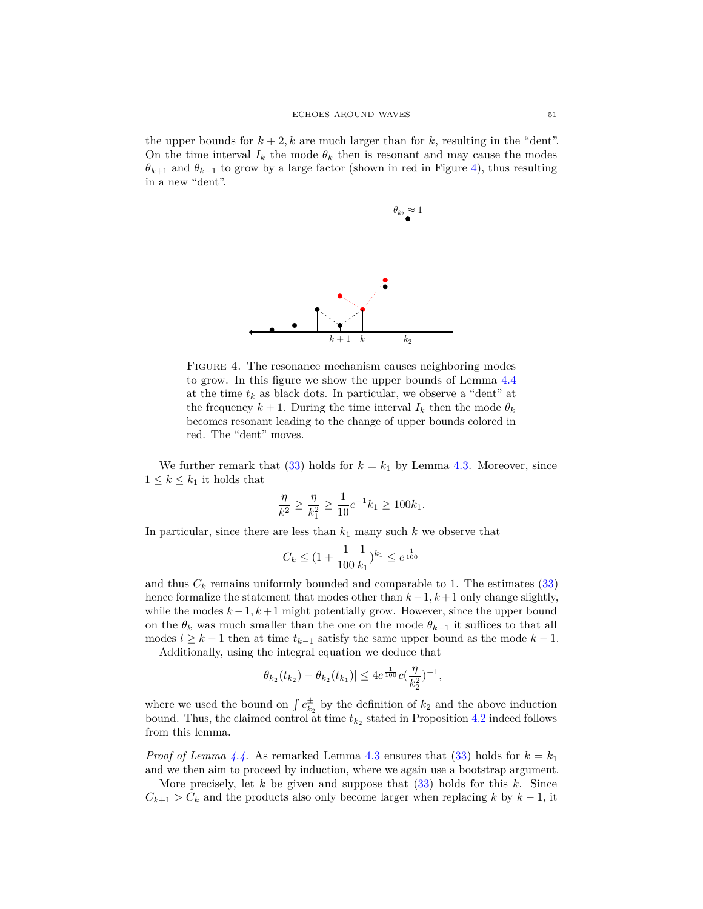the upper bounds for $k+2, k$ are much larger than for $k$, resulting in the "dent". On the time interval $I_k$ the mode $\theta_k$ then is resonant and may cause the modes $\theta_{k+1}$ and $\theta_{k-1}$ to grow by a large factor (shown in red in Figure 4), thus resulting in a new "dent".

FIGURE 4. The resonance mechanism causes neighboring modes to grow. In this figure we show the upper bounds of Lemma 4.4 at the time $t_k$ as black dots. In particular, we observe a "dent" at the frequency $k+1$. During the time interval $I_k$ then the mode $\theta_k$ becomes resonant leading to the change of upper bounds colored in red. The "dent" moves.

We further remark that (33) holds for $k = k_1$ by Lemma 4.3. Moreover, since $1 \leq k \leq k_1$ it holds that

$$\frac{\eta}{k^2} \geq \frac{\eta}{k_1^2} \geq \frac{1}{10} c^{-1} k_1 \geq 100 k_1.$$

In particular, since there are less than $k_1$ many such $k$ we observe that

$$C_k \leq \left(1 + \frac{1}{100}\frac{1}{k_1}\right)^{k_1} \leq e^{\frac{1}{100}}$$

and thus $C_k$ remains uniformly bounded and comparable to 1. The estimates (33) hence formalize the statement that modes other than $k-1, k+1$ only change slightly, while the modes $k-1, k+1$ might potentially grow. However, since the upper bound on the $\theta_k$ was much smaller than the one on the mode $\theta_{k-1}$ it suffices to that all modes $l \geq k-1$ then at time $t_{k-1}$ satisfy the same upper bound as the mode $k-1$.

Additionally, using the integral equation we deduce that

$$|\theta_{k_2}(t_{k_2}) - \theta_{k_2}(t_{k_1})| \leq 4 e^{\frac{1}{100}} c \left(\frac{\eta}{k_2^2}\right)^{-1},$$

where we used the bound on $\int c_{k_2}^{\pm}$ by the definition of $k_2$ and the above induction bound. Thus, the claimed control at time $t_{k_2}$ stated in Proposition 4.2 indeed follows from this lemma.

*Proof of Lemma 4.4.* As remarked Lemma 4.3 ensures that (33) holds for $k = k_1$ and we then aim to proceed by induction, where we again use a bootstrap argument.

More precisely, let $k$ be given and suppose that (33) holds for this $k$. Since $C_{k+1} > C_k$ and the products also only become larger when replacing $k$ by $k-1$, it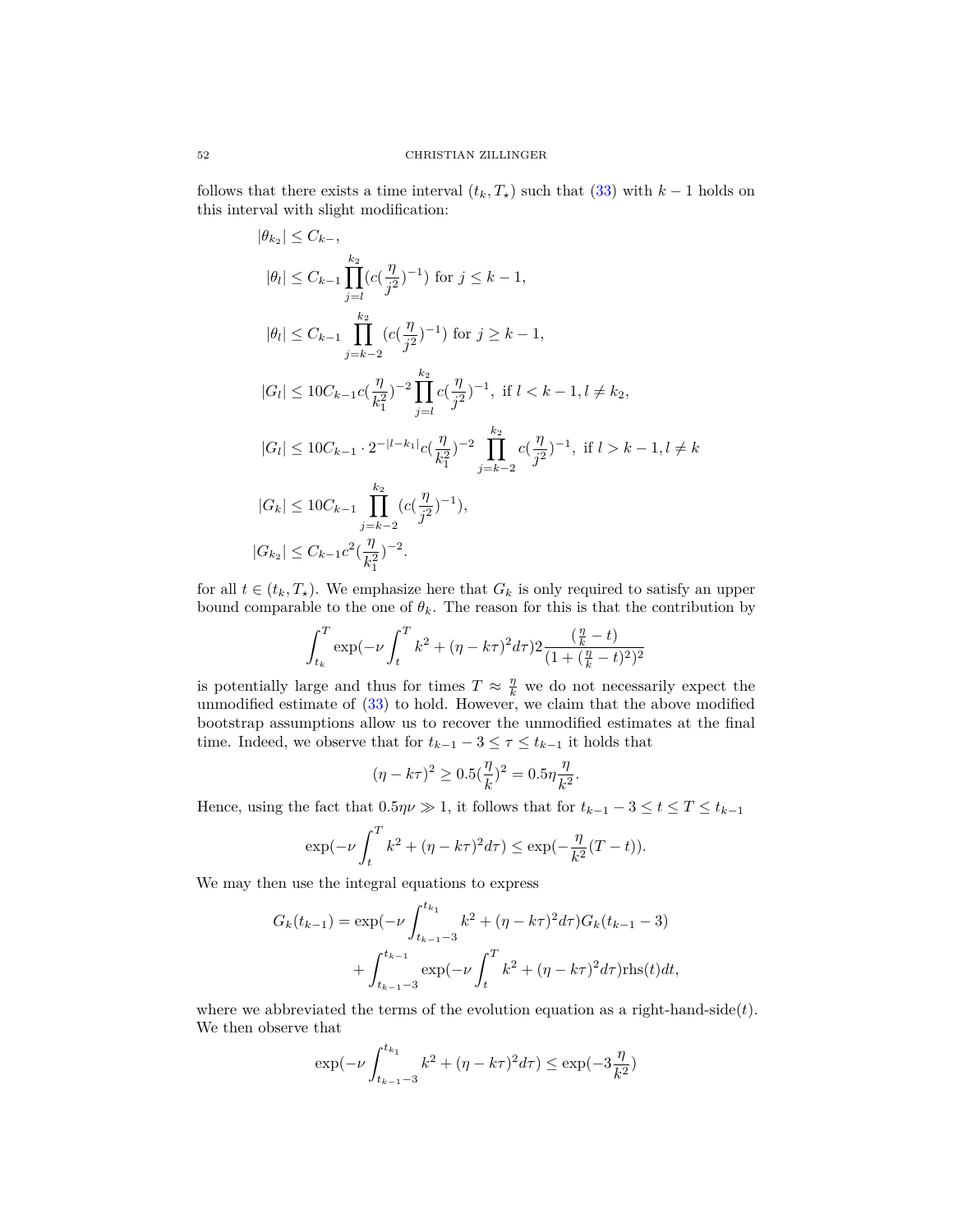follows that there exists a time interval $(t_k, T_\star)$ such that (33) with $k-1$ holds on this interval with slight modification:

$$
\begin{aligned}
|\theta_{k_2}| &\leq C_{k-}, \\
|\theta_l| &\leq C_{k-1} \prod_{j=l}^{k_2} (c(\frac{\eta}{j^2})^{-1}) \text{ for } j \leq k-1, \\
|\theta_l| &\leq C_{k-1} \prod_{j=k-2}^{k_2} (c(\frac{\eta}{j^2})^{-1}) \text{ for } j \geq k-1, \\
|G_l| &\leq 10 C_{k-1} c(\frac{\eta}{k_1^2})^{-2} \prod_{j=l}^{k_2} c(\frac{\eta}{j^2})^{-1}, \text{ if } l < k-1, l \neq k_2, \\
|G_l| &\leq 10 C_{k-1} \cdot 2^{-|l-k_1|} c(\frac{\eta}{k_1^2})^{-2} \prod_{j=k-2}^{k_2} c(\frac{\eta}{j^2})^{-1}, \text{ if } l > k-1, l \neq k \\
|G_k| &\leq 10 C_{k-1} \prod_{j=k-2}^{k_2} (c(\frac{\eta}{j^2})^{-1}), \\
|G_{k_2}| &\leq C_{k-1} c^2 (\frac{\eta}{k_1^2})^{-2}.
\end{aligned}
$$

for all $t \in (t_k, T_\star)$. We emphasize here that $G_k$ is only required to satisfy an upper bound comparable to the one of $\theta_k$. The reason for this is that the contribution by

$$
\int_{t_k}^{T} \exp(-\nu \int_t^T k^2 + (\eta - k\tau)^2 d\tau) 2 \frac{(\frac{\eta}{k} - t)}{(1 + (\frac{\eta}{k} - t)^2)^2}
$$

is potentially large and thus for times $T \approx \frac{\eta}{k}$ we do not necessarily expect the unmodified estimate of (33) to hold. However, we claim that the above modified bootstrap assumptions allow us to recover the unmodified estimates at the final time. Indeed, we observe that for $t_{k-1} - 3 \leq \tau \leq t_{k-1}$ it holds that

$$
(\eta - k\tau)^2 \geq 0.5 (\frac{\eta}{k})^2 = 0.5 \eta \frac{\eta}{k^2}.
$$

Hence, using the fact that $0.5\eta\nu \gg 1$, it follows that for $t_{k-1} - 3 \leq t \leq T \leq t_{k-1}$

$$
\exp(-\nu \int_t^T k^2 + (\eta - k\tau)^2 d\tau) \leq \exp(-\frac{\eta}{k^2}(T - t)).
$$

We may then use the integral equations to express

$$
\begin{aligned}
G_k(t_{k-1}) = \exp(-\nu \int_{t_{k-1}-3}^{t_{k_1}} k^2 + (\eta - k\tau)^2 d\tau) G_k(t_{k-1} - 3) \\
+ \int_{t_{k-1}-3}^{t_{k-1}} \exp(-\nu \int_t^T k^2 + (\eta - k\tau)^2 d\tau) \text{rhs}(t) dt,
\end{aligned}
$$

where we abbreviated the terms of the evolution equation as a right-hand-side$(t)$. We then observe that

$$
\exp(-\nu \int_{t_{k-1}-3}^{t_{k_1}} k^2 + (\eta - k\tau)^2 d\tau) \leq \exp(-3 \frac{\eta}{k^2})
$$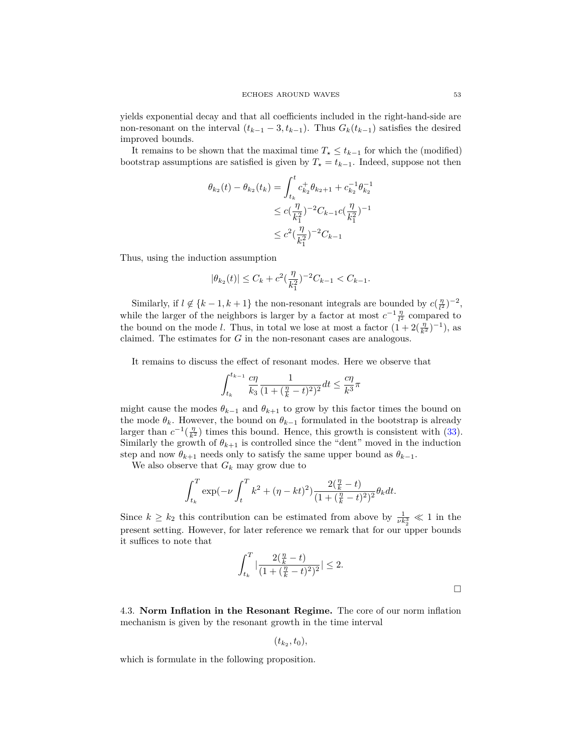yields exponential decay and that all coefficients included in the right-hand-side are non-resonant on the interval $(t_{k-1}-3, t_{k-1})$. Thus $G_k(t_{k-1})$ satisfies the desired improved bounds.

It remains to be shown that the maximal time $T_\star \leq t_{k-1}$ for which the (modified) bootstrap assumptions are satisfied is given by $T_\star = t_{k-1}$. Indeed, suppose not then

$$
\begin{aligned}
\theta_{k_2}(t) - \theta_{k_2}(t_k) &= \int_{t_k}^{t} c_{k_2}^{+}\theta_{k_2+1} + c_{k_2}^{-1}\theta_{k_2}^{-1} \\
&\leq c(\frac{\eta}{k_1^2})^{-2} C_{k-1} c(\frac{\eta}{k_1^2})^{-1} \\
&\leq c^2(\frac{\eta}{k_1^2})^{-2} C_{k-1}
\end{aligned}
$$

Thus, using the induction assumption

$$
|\theta_{k_2}(t)| \leq C_k + c^2(\frac{\eta}{k_1^2})^{-2} C_{k-1} < C_{k-1}.
$$

Similarly, if $l \notin \{k-1, k+1\}$ the non-resonant integrals are bounded by $c(\frac{\eta}{l^2})^{-2}$, while the larger of the neighbors is larger by a factor at most $c^{-1}\frac{\eta}{l^2}$ compared to the bound on the mode $l$. Thus, in total we lose at most a factor $(1+2(\frac{\eta}{k^2})^{-1})$, as claimed. The estimates for $G$ in the non-resonant cases are analogous.

It remains to discuss the effect of resonant modes. Here we observe that

$$
\int_{t_k}^{t_{k-1}} \frac{c\eta}{k_3} \frac{1}{(1+(\frac{\eta}{k}-t)^2)^2} dt \leq \frac{c\eta}{k^3}\pi
$$

might cause the modes $\theta_{k-1}$ and $\theta_{k+1}$ to grow by this factor times the bound on the mode $\theta_k$. However, the bound on $\theta_{k-1}$ formulated in the bootstrap is already larger than $c^{-1}(\frac{\eta}{k^2})$ times this bound. Hence, this growth is consistent with (33). Similarly the growth of $\theta_{k+1}$ is controlled since the "dent" moved in the induction step and now $\theta_{k+1}$ needs only to satisfy the same upper bound as $\theta_{k-1}$.

We also observe that $G_k$ may grow due to

$$
\int_{t_k}^{T} \exp(-\nu \int_t^T k^2 + (\eta - kt)^2) \frac{2(\frac{\eta}{k}-t)}{(1+(\frac{\eta}{k}-t)^2)^2}\theta_k dt.
$$

Since $k \geq k_2$ this contribution can be estimated from above by $\frac{1}{\nu k_2^3} \ll 1$ in the present setting. However, for later reference we remark that for our upper bounds it suffices to note that

$$
\int_{t_k}^{T} |\frac{2(\frac{\eta}{k}-t)}{(1+(\frac{\eta}{k}-t)^2)^2}| \leq 2.
$$

□

## 4.3. Norm Inflation in the Resonant Regime.

The core of our norm inflation mechanism is given by the resonant growth in the time interval

$$
(t_{k_2}, t_0),
$$

which is formulate in the following proposition.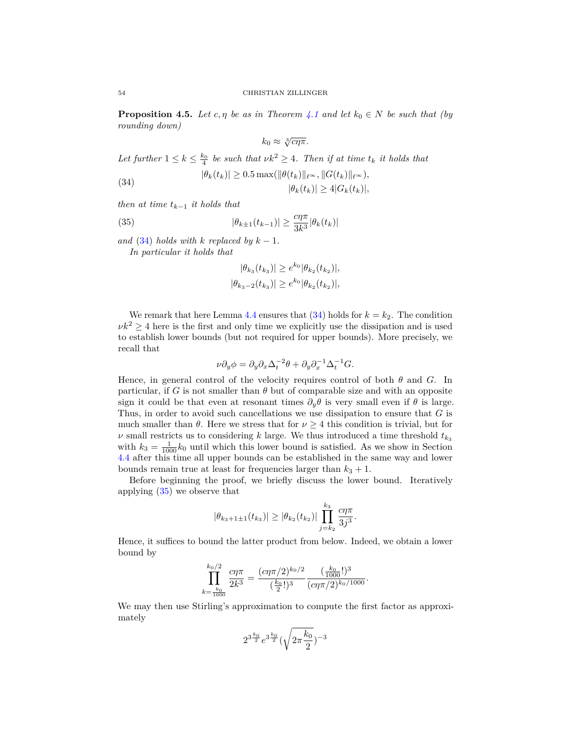**Proposition 4.5.** *Let $c, \eta$ be as in Theorem 4.1 and let $k_0 \in N$ be such that (by rounding down)*

$$k_0 \approx \sqrt[3]{c\eta\pi}.$$

*Let further $1 \leq k \leq \frac{k_0}{4}$ be such that $\nu k^2 \geq 4$. Then if at time $t_k$ it holds that*

$$
\begin{aligned}
|\theta_k(t_k)| &\geq 0.5 \max(\|\theta(t_k)\|_{\ell^\infty}, \|G(t_k)\|_{\ell^\infty}), \\
|\theta_k(t_k)| &\geq 4|G_k(t_k)|,
\end{aligned}
\tag{34}
$$

*then at time $t_{k-1}$ it holds that*

$$|\theta_{k\pm 1}(t_{k-1})| \geq \frac{c\eta\pi}{3k^3}|\theta_k(t_k)| \tag{35}$$

*and (34) holds with $k$ replaced by $k-1$.*

*In particular it holds that*

$$
\begin{aligned}
|\theta_{k_3}(t_{k_3})| &\geq e^{k_0}|\theta_{k_2}(t_{k_2})|, \\
|\theta_{k_3-2}(t_{k_3})| &\geq e^{k_0}|\theta_{k_2}(t_{k_2})|,
\end{aligned}
$$

We remark that here Lemma 4.4 ensures that (34) holds for $k = k_2$. The condition $\nu k^2 \geq 4$ here is the first and only time we explicitly use the dissipation and is used to establish lower bounds (but not required for upper bounds). More precisely, we recall that

$$\nu \partial_y \phi = \partial_y \partial_x \Delta_t^{-2}\theta + \partial_y \partial_x^{-1}\Delta_t^{-1} G.$$

Hence, in general control of the velocity requires control of both $\theta$ and $G$. In particular, if $G$ is not smaller than $\theta$ but of comparable size and with an opposite sign it could be that even at resonant times $\partial_y \theta$ is very small even if $\theta$ is large. Thus, in order to avoid such cancellations we use dissipation to ensure that $G$ is much smaller than $\theta$. Here we stress that for $\nu \geq 4$ this condition is trivial, but for $\nu$ small restricts us to considering $k$ large. We thus introduced a time threshold $t_{k_3}$ with $k_3 = \frac{1}{1000}k_0$ until which this lower bound is satisfied. As we show in Section 4.4 after this time all upper bounds can be established in the same way and lower bounds remain true at least for frequencies larger than $k_3 + 1$.

Before beginning the proof, we briefly discuss the lower bound. Iteratively applying (35) we observe that

$$|\theta_{k_3+1\pm 1}(t_{k_3})| \geq |\theta_{k_2}(t_{k_2})| \prod_{j=k_2}^{k_3} \frac{c\eta\pi}{3j^3}.$$

Hence, it suffices to bound the latter product from below. Indeed, we obtain a lower bound by

$$\prod_{k=\frac{k_0}{1000}}^{k_0/2} \frac{c\eta\pi}{2k^3} = \frac{(c\eta\pi/2)^{k_0/2}}{(\frac{k_0}{2}!)^3} \frac{(\frac{k_0}{1000}!)^3}{(c\eta\pi/2)^{k_0/1000}}.$$

We may then use Stirling's approximation to compute the first factor as approximately

$$2^{3\frac{k_0}{2}} e^{3\frac{k_0}{2}} (\sqrt{2\pi\frac{k_0}{2}})^{-3}$$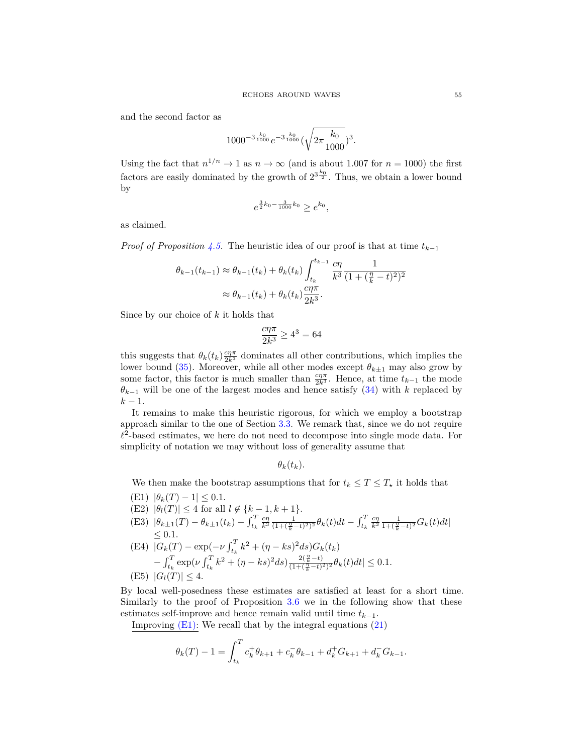and the second factor as

$$1000^{-3\frac{k_0}{1000}} e^{-3\frac{k_0}{1000}} (\sqrt{2\pi \frac{k_0}{1000}})^3.$$

Using the fact that $n^{1/n} \to 1$ as $n \to \infty$ (and is about 1.007 for $n = 1000$) the first factors are easily dominated by the growth of $2^{3\frac{k_0}{2}}$. Thus, we obtain a lower bound by

$$e^{\frac{3}{2}k_0 - \frac{3}{1000}k_0} \geq e^{k_0},$$

as claimed.

*Proof of Proposition 4.5.* The heuristic idea of our proof is that at time $t_{k-1}$

$$\begin{aligned}\theta_{k-1}(t_{k-1}) &\approx \theta_{k-1}(t_k) + \theta_k(t_k) \int_{t_k}^{t_{k-1}} \frac{c\eta}{k^3} \frac{1}{(1+(\frac{\eta}{k}-t)^2)^2} \\ &\approx \theta_{k-1}(t_k) + \theta_k(t_k) \frac{c\eta\pi}{2k^3}.\end{aligned}$$

Since by our choice of $k$ it holds that

$$\frac{c\eta\pi}{2k^3} \geq 4^3 = 64$$

this suggests that $\theta_k(t_k)\frac{c\eta\pi}{2k^3}$ dominates all other contributions, which implies the lower bound (35). Moreover, while all other modes except $\theta_{k\pm1}$ may also grow by some factor, this factor is much smaller than $\frac{c\eta\pi}{2k^3}$. Hence, at time $t_{k-1}$ the mode $\theta_{k-1}$ will be one of the largest modes and hence satisfy (34) with $k$ replaced by $k-1$.

It remains to make this heuristic rigorous, for which we employ a bootstrap approach similar to the one of Section 3.3. We remark that, since we do not require $\ell^2$-based estimates, we here do not need to decompose into single mode data. For simplicity of notation we may without loss of generality assume that

$$\theta_k(t_k).$$

We then make the bootstrap assumptions that for $t_k \leq T \leq T_\star$ it holds that

(E1) $|\theta_k(T) - 1| \leq 0.1$.

(E2) $|\theta_l(T)| \leq 4$ for all $l \notin \{k-1, k+1\}$.

(E3) $|\theta_{k\pm1}(T) - \theta_{k\pm1}(t_k) - \int_{t_k}^T \frac{c\eta}{k^3} \frac{1}{(1+(\frac{\eta}{k}-t)^2)^2}\theta_k(t)dt - \int_{t_k}^T \frac{c\eta}{k^3} \frac{1}{1+(\frac{\eta}{k}-t)^2} G_k(t)dt|$ $\leq 0.1$.

(E4) $|G_k(T) - \exp(-\nu \int_{t_k}^T k^2 + (\eta - ks)^2 ds) G_k(t_k)$ $- \int_{t_k}^T \exp(\nu \int_{t_k}^T k^2 + (\eta - ks)^2 ds) \frac{2(\frac{\eta}{k}-t)}{(1+(\frac{\eta}{k}-t)^2)^2} \theta_k(t) dt| \leq 0.1$.

(E5) $|G_l(T)| \leq 4$.

By local well-posedness these estimates are satisfied at least for a short time. Similarly to the proof of Proposition 3.6 we in the following show that these estimates self-improve and hence remain valid until time $t_{k-1}$.

<u>Improving (E1):</u> We recall that by the integral equations (21)

$$\theta_k(T) - 1 = \int_{t_k}^T c_k^+ \theta_{k+1} + c_k^- \theta_{k-1} + d_k^+ G_{k+1} + d_k^- G_{k-1}.$$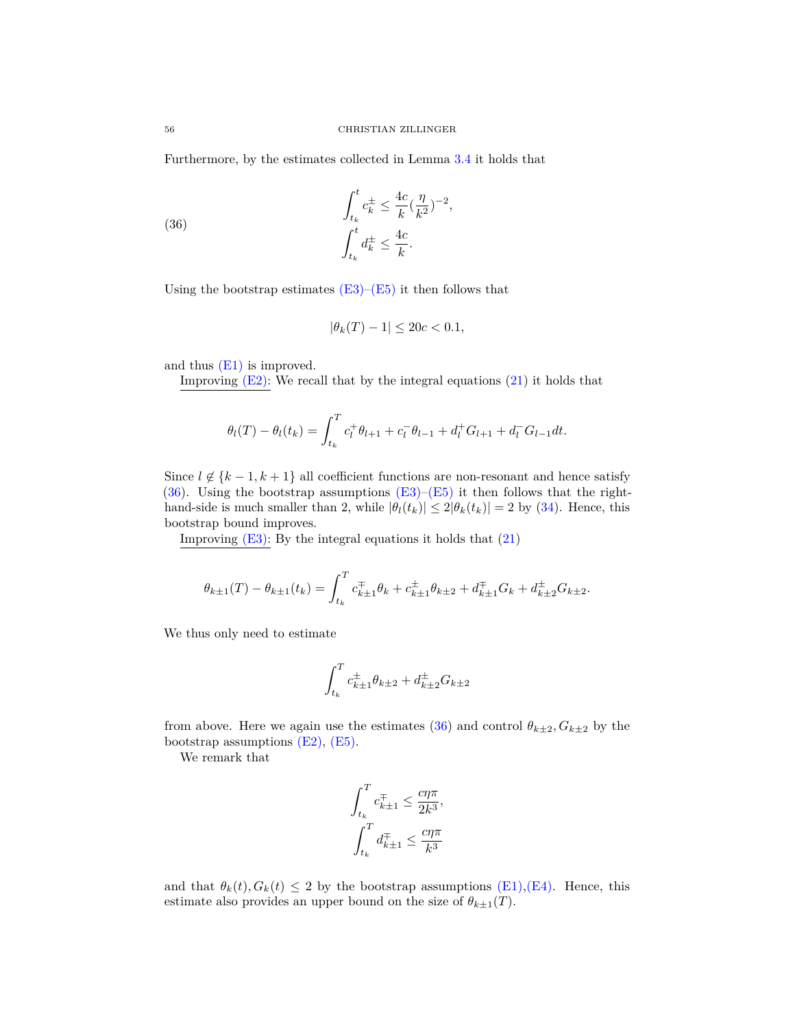Furthermore, by the estimates collected in Lemma 3.4 it holds that

$$
\begin{aligned}
\int_{t_k}^{t} c_k^{\pm} &\leq \frac{4c}{k}(\frac{\eta}{k^2})^{-2}, \\
\int_{t_k}^{t} d_k^{\pm} &\leq \frac{4c}{k}.
\end{aligned} \tag{36}
$$

Using the bootstrap estimates (E3)–(E5) it then follows that

$$
|\theta_k(T) - 1| \leq 20c < 0.1,
$$

and thus (E1) is improved.

Improving (E2): We recall that by the integral equations (21) it holds that

$$
\theta_l(T) - \theta_l(t_k) = \int_{t_k}^{T} c_l^{+}\theta_{l+1} + c_l^{-}\theta_{l-1} + d_l^{+}G_{l+1} + d_l^{-}G_{l-1} dt.
$$

Since $l \notin \{k-1, k+1\}$ all coefficient functions are non-resonant and hence satisfy (36). Using the bootstrap assumptions (E3)–(E5) it then follows that the right-hand-side is much smaller than 2, while $|\theta_l(t_k)| \leq 2|\theta_k(t_k)| = 2$ by (34). Hence, this bootstrap bound improves.

Improving (E3): By the integral equations it holds that (21)

$$
\theta_{k\pm 1}(T) - \theta_{k\pm 1}(t_k) = \int_{t_k}^{T} c_{k\pm 1}^{\mp}\theta_k + c_{k\pm 1}^{\pm}\theta_{k\pm 2} + d_{k\pm 1}^{\mp}G_k + d_{k\pm 2}^{\pm}G_{k\pm 2}.
$$

We thus only need to estimate

$$
\int_{t_k}^{T} c_{k\pm 1}^{\pm}\theta_{k\pm 2} + d_{k\pm 2}^{\pm}G_{k\pm 2}
$$

from above. Here we again use the estimates (36) and control $\theta_{k\pm 2}, G_{k\pm 2}$ by the bootstrap assumptions (E2), (E5).

We remark that

$$
\begin{aligned}
\int_{t_k}^{T} c_{k\pm 1}^{\mp} &\leq \frac{c\eta\pi}{2k^3}, \\
\int_{t_k}^{T} d_{k\pm 1}^{\mp} &\leq \frac{c\eta\pi}{k^3}
\end{aligned}
$$

and that $\theta_k(t), G_k(t) \leq 2$ by the bootstrap assumptions (E1),(E4). Hence, this estimate also provides an upper bound on the size of $\theta_{k\pm 1}(T)$.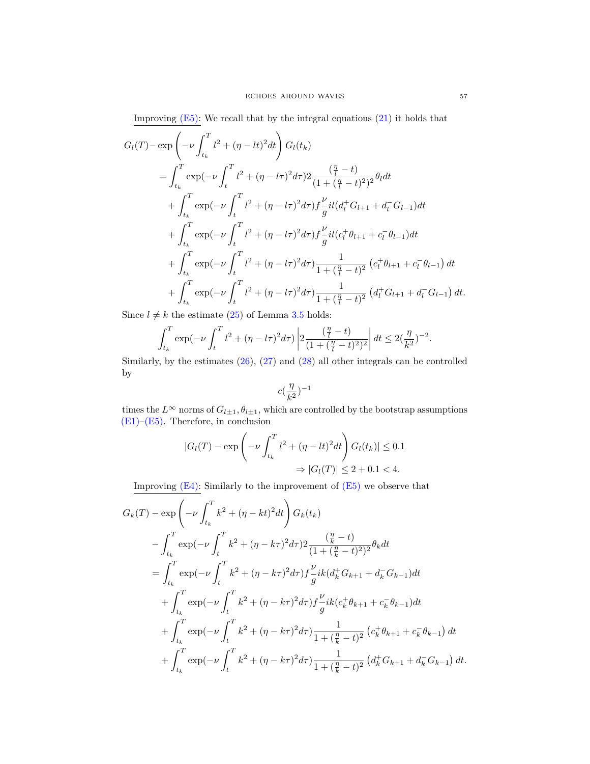<u>Improving (E5)</u>: We recall that by the integral equations (21) it holds that

$$
\begin{aligned}
G_l(T) - \exp\left(-\nu \int_{t_k}^T l^2 + (\eta - lt)^2 dt\right) G_l(t_k) \\
&= \int_{t_k}^T \exp(-\nu \int_t^T l^2 + (\eta - l\tau)^2 d\tau) 2 \frac{(\frac{\eta}{l} - t)}{(1 + (\frac{\eta}{l} - t)^2)^2} \theta_l dt \\
&+ \int_{t_k}^T \exp(-\nu \int_t^T l^2 + (\eta - l\tau)^2 d\tau) f \frac{\nu}{g} il (d_l^+ G_{l+1} + d_l^- G_{l-1}) dt \\
&+ \int_{t_k}^T \exp(-\nu \int_t^T l^2 + (\eta - l\tau)^2 d\tau) f \frac{\nu}{g} il (c_l^+ \theta_{l+1} + c_l^- \theta_{l-1}) dt \\
&+ \int_{t_k}^T \exp(-\nu \int_t^T l^2 + (\eta - l\tau)^2 d\tau) \frac{1}{1 + (\frac{\eta}{l} - t)^2} \left(c_l^+ \theta_{l+1} + c_l^- \theta_{l-1}\right) dt \\
&+ \int_{t_k}^T \exp(-\nu \int_t^T l^2 + (\eta - l\tau)^2 d\tau) \frac{1}{1 + (\frac{\eta}{l} - t)^2} \left(d_l^+ G_{l+1} + d_l^- G_{l-1}\right) dt.
\end{aligned}
$$

Since $l \neq k$ the estimate (25) of Lemma 3.5 holds:

$$
\int_{t_k}^T \exp(-\nu \int_t^T l^2 + (\eta - l\tau)^2 d\tau) \left| 2 \frac{(\frac{\eta}{l} - t)}{(1 + (\frac{\eta}{l} - t)^2)^2} \right| dt \leq 2 (\frac{\eta}{k^2})^{-2}.
$$

Similarly, by the estimates (26), (27) and (28) all other integrals can be controlled by

$$
c (\frac{\eta}{k^2})^{-1}
$$

times the $L^\infty$ norms of $G_{l\pm 1}, \theta_{l\pm 1}$, which are controlled by the bootstrap assumptions (E1)–(E5). Therefore, in conclusion

$$
\begin{aligned}
|G_l(T) - \exp\left(-\nu \int_{t_k}^T l^2 + (\eta - lt)^2 dt\right) G_l(t_k)| \leq 0.1 \\
\Rightarrow |G_l(T)| \leq 2 + 0.1 < 4.
\end{aligned}
$$

<u>Improving (E4)</u>: Similarly to the improvement of (E5) we observe that

$$
\begin{aligned}
G_k(T) - \exp\left(-\nu \int_{t_k}^T k^2 + (\eta - kt)^2 dt\right) G_k(t_k) \\
- \int_{t_k}^T \exp(-\nu \int_t^T k^2 + (\eta - k\tau)^2 d\tau) 2 \frac{(\frac{\eta}{k} - t)}{(1 + (\frac{\eta}{k} - t)^2)^2} \theta_k dt \\
&= \int_{t_k}^T \exp(-\nu \int_t^T k^2 + (\eta - k\tau)^2 d\tau) f \frac{\nu}{g} ik (d_k^+ G_{k+1} + d_k^- G_{k-1}) dt \\
&+ \int_{t_k}^T \exp(-\nu \int_t^T k^2 + (\eta - k\tau)^2 d\tau) f \frac{\nu}{g} ik (c_k^+ \theta_{k+1} + c_k^- \theta_{k-1}) dt \\
&+ \int_{t_k}^T \exp(-\nu \int_t^T k^2 + (\eta - k\tau)^2 d\tau) \frac{1}{1 + (\frac{\eta}{k} - t)^2} \left(c_k^+ \theta_{k+1} + c_k^- \theta_{k-1}\right) dt \\
&+ \int_{t_k}^T \exp(-\nu \int_t^T k^2 + (\eta - k\tau)^2 d\tau) \frac{1}{1 + (\frac{\eta}{k} - t)^2} \left(d_k^+ G_{k+1} + d_k^- G_{k-1}\right) dt.
\end{aligned}
$$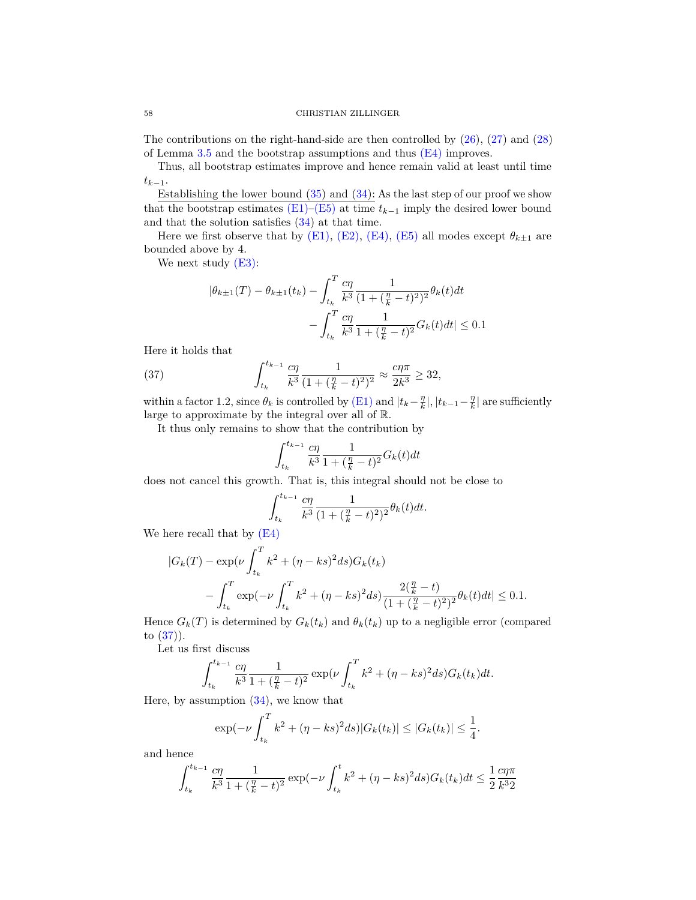The contributions on the right-hand-side are then controlled by (26), (27) and (28) of Lemma 3.5 and the bootstrap assumptions and thus (E4) improves.

Thus, all bootstrap estimates improve and hence remain valid at least until time $t_{k-1}$.

Establishing the lower bound (35) and (34): As the last step of our proof we show that the bootstrap estimates (E1)–(E5) at time $t_{k-1}$ imply the desired lower bound and that the solution satisfies (34) at that time.

Here we first observe that by (E1), (E2), (E4), (E5) all modes except $\theta_{k\pm1}$ are bounded above by 4.

We next study (E3):

$$
\begin{aligned}
|\theta_{k\pm1}(T) - \theta_{k\pm1}(t_k) &- \int_{t_k}^{T} \frac{c\eta}{k^3} \frac{1}{(1+(\frac{\eta}{k}-t)^2)^2}\theta_k(t)dt \\
&- \int_{t_k}^{T} \frac{c\eta}{k^3} \frac{1}{1+(\frac{\eta}{k}-t)^2} G_k(t)dt| \leq 0.1
\end{aligned}
$$

Here it holds that

$$
\int_{t_k}^{t_{k-1}} \frac{c\eta}{k^3} \frac{1}{(1+(\frac{\eta}{k}-t)^2)^2} \approx \frac{c\eta\pi}{2k^3} \geq 32, \tag{37}
$$

within a factor 1.2, since $\theta_k$ is controlled by (E1) and $|t_k - \frac{\eta}{k}|, |t_{k-1}-\frac{\eta}{k}|$ are sufficiently large to approximate by the integral over all of $\mathbb{R}$.

It thus only remains to show that the contribution by

$$
\int_{t_k}^{t_{k-1}} \frac{c\eta}{k^3} \frac{1}{1+(\frac{\eta}{k}-t)^2} G_k(t)dt
$$

does not cancel this growth. That is, this integral should not be close to

$$
\int_{t_k}^{t_{k-1}} \frac{c\eta}{k^3} \frac{1}{(1+(\frac{\eta}{k}-t)^2)^2} \theta_k(t)dt.
$$

We here recall that by (E4)

$$
\begin{aligned}
|G_k(T) &- \exp(\nu \int_{t_k}^{T} k^2 + (\eta - ks)^2 ds) G_k(t_k) \\
&- \int_{t_k}^{T} \exp(-\nu \int_{t_k}^{T} k^2 + (\eta-ks)^2 ds) \frac{2(\frac{\eta}{k}-t)}{(1+(\frac{\eta}{k}-t)^2)^2}\theta_k(t)dt| \leq 0.1.
\end{aligned}
$$

Hence $G_k(T)$ is determined by $G_k(t_k)$ and $\theta_k(t_k)$ up to a negligible error (compared to (37)).

Let us first discuss

$$
\int_{t_k}^{t_{k-1}} \frac{c\eta}{k^3} \frac{1}{1+(\frac{\eta}{k}-t)^2} \exp(\nu \int_{t_k}^{T} k^2 + (\eta-ks)^2 ds) G_k(t_k) dt.
$$

Here, by assumption (34), we know that

$$
\exp(-\nu \int_{t_k}^{T} k^2 + (\eta - ks)^2 ds)|G_k(t_k)| \leq |G_k(t_k)| \leq \frac{1}{4}.
$$

and hence

$$
\int_{t_k}^{t_{k-1}} \frac{c\eta}{k^3} \frac{1}{1+(\frac{\eta}{k}-t)^2} \exp(-\nu \int_{t_k}^{t} k^2 + (\eta-ks)^2 ds) G_k(t_k) dt \leq \frac{1}{2} \frac{c\eta\pi}{k^3 2}
$$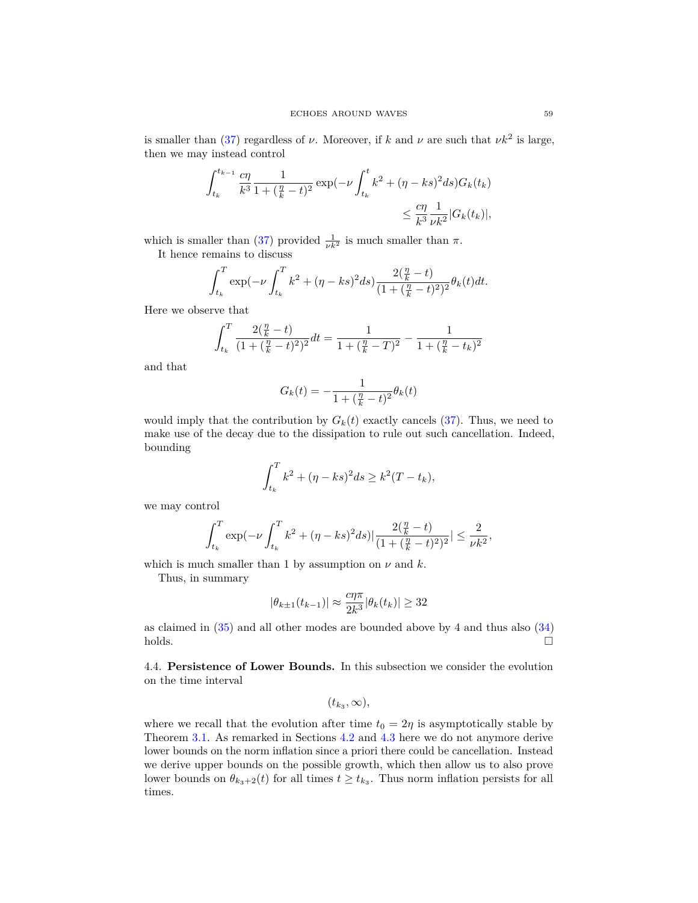is smaller than (37) regardless of $\nu$. Moreover, if $k$ and $\nu$ are such that $\nu k^2$ is large, then we may instead control

$$
\begin{aligned}
\int_{t_k}^{t_{k-1}} \frac{c\eta}{k^3} \frac{1}{1+(\frac{\eta}{k}-t)^2} \exp(-\nu \int_{t_k}^{t} k^2 + (\eta - ks)^2 ds) G_k(t_k) \\
\leq \frac{c\eta}{k^3} \frac{1}{\nu k^2} |G_k(t_k)|,
\end{aligned}
$$

which is smaller than (37) provided $\frac{1}{\nu k^2}$ is much smaller than $\pi$.

It hence remains to discuss

$$
\int_{t_k}^{T} \exp(-\nu \int_{t_k}^{T} k^2 + (\eta - ks)^2 ds) \frac{2(\frac{\eta}{k}-t)}{(1+(\frac{\eta}{k}-t)^2)^2} \theta_k(t) dt.
$$

Here we observe that

$$
\int_{t_k}^{T} \frac{2(\frac{\eta}{k}-t)}{(1+(\frac{\eta}{k}-t)^2)^2} dt = \frac{1}{1+(\frac{\eta}{k}-T)^2} - \frac{1}{1+(\frac{\eta}{k}-t_k)^2}
$$

and that

$$
G_k(t) = -\frac{1}{1+(\frac{\eta}{k}-t)^2} \theta_k(t)
$$

would imply that the contribution by $G_k(t)$ exactly cancels (37). Thus, we need to make use of the decay due to the dissipation to rule out such cancellation. Indeed, bounding

$$
\int_{t_k}^{T} k^2 + (\eta - ks)^2 ds \geq k^2 (T - t_k),
$$

we may control

$$
\int_{t_k}^{T} \exp(-\nu \int_{t_k}^{T} k^2 + (\eta - ks)^2 ds) \left| \frac{2(\frac{\eta}{k}-t)}{(1+(\frac{\eta}{k}-t)^2)^2} \right| \leq \frac{2}{\nu k^2},
$$

which is much smaller than 1 by assumption on $\nu$ and $k$.

Thus, in summary

$$
|\theta_{k\pm1}(t_{k-1})| \approx \frac{c\eta\pi}{2k^3} |\theta_k(t_k)| \geq 32
$$

as claimed in (35) and all other modes are bounded above by 4 and thus also (34) holds. □

## 4.4. Persistence of Lower Bounds.

**4.4. Persistence of Lower Bounds.** In this subsection we consider the evolution on the time interval

$$
(t_{k_3}, \infty),
$$

where we recall that the evolution after time $t_0 = 2\eta$ is asymptotically stable by Theorem 3.1. As remarked in Sections 4.2 and 4.3 here we do not anymore derive lower bounds on the norm inflation since a priori there could be cancellation. Instead we derive upper bounds on the possible growth, which then allow us to also prove lower bounds on $\theta_{k_3+2}(t)$ for all times $t \geq t_{k_3}$. Thus norm inflation persists for all times.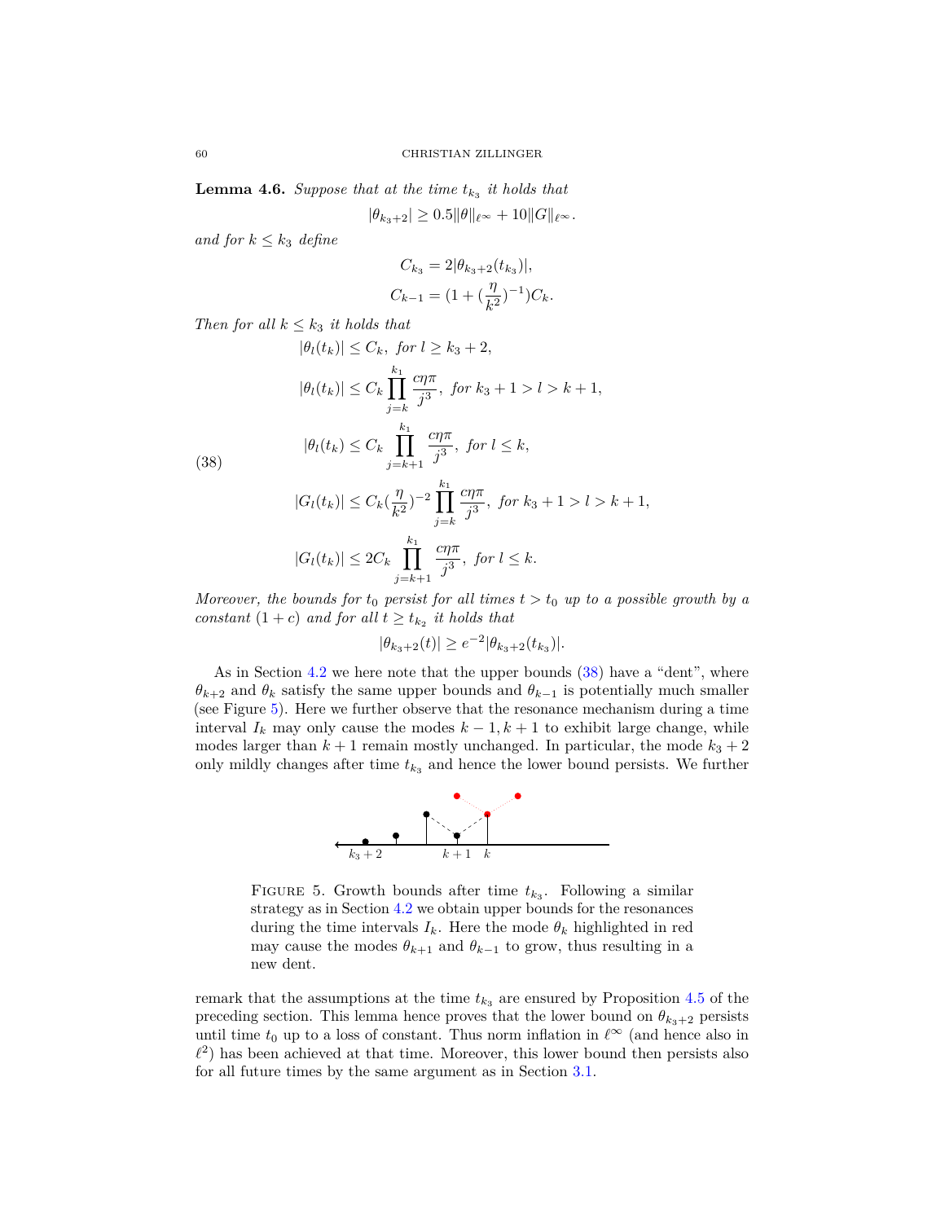**Lemma 4.6.** *Suppose that at the time $t_{k_3}$ it holds that*

$$|\theta_{k_3+2}| \geq 0.5\|\theta\|_{\ell^\infty} + 10\|G\|_{\ell^\infty}.$$

*and for $k \leq k_3$ define*

$$C_{k_3} = 2|\theta_{k_3+2}(t_{k_3})|,$$
$$C_{k-1} = (1 + (\frac{\eta}{k^2})^{-1})C_k.$$

*Then for all $k \leq k_3$ it holds that*

$$\begin{aligned}
&|\theta_l(t_k)| \leq C_k, \text{ for } l \geq k_3 + 2, \\
&|\theta_l(t_k)| \leq C_k \prod_{j=k}^{k_1} \frac{c\eta\pi}{j^3}, \text{ for } k_3 + 1 > l > k + 1, \\
&|\theta_l(t_k)| \leq C_k \prod_{j=k+1}^{k_1} \frac{c\eta\pi}{j^3}, \text{ for } l \leq k, \\
&|G_l(t_k)| \leq C_k(\frac{\eta}{k^2})^{-2} \prod_{j=k}^{k_1} \frac{c\eta\pi}{j^3}, \text{ for } k_3 + 1 > l > k + 1, \\
&|G_l(t_k)| \leq 2C_k \prod_{j=k+1}^{k_1} \frac{c\eta\pi}{j^3}, \text{ for } l \leq k.
\end{aligned} \tag{38}$$

*Moreover, the bounds for $t_0$ persist for all times $t > t_0$ up to a possible growth by a constant $(1 + c)$ and for all $t \geq t_{k_2}$ it holds that*

$$|\theta_{k_3+2}(t)| \geq e^{-2}|\theta_{k_3+2}(t_{k_3})|.$$

As in Section 4.2 we here note that the upper bounds (38) have a "dent", where $\theta_{k+2}$ and $\theta_k$ satisfy the same upper bounds and $\theta_{k-1}$ is potentially much smaller (see Figure 5). Here we further observe that the resonance mechanism during a time interval $I_k$ may only cause the modes $k-1, k+1$ to exhibit large change, while modes larger than $k+1$ remain mostly unchanged. In particular, the mode $k_3 + 2$ only mildly changes after time $t_{k_3}$ and hence the lower bound persists. We further

FIGURE 5. Growth bounds after time $t_{k_3}$. Following a similar strategy as in Section 4.2 we obtain upper bounds for the resonances during the time intervals $I_k$. Here the mode $\theta_k$ highlighted in red may cause the modes $\theta_{k+1}$ and $\theta_{k-1}$ to grow, thus resulting in a new dent.

remark that the assumptions at the time $t_{k_3}$ are ensured by Proposition 4.5 of the preceding section. This lemma hence proves that the lower bound on $\theta_{k_3+2}$ persists until time $t_0$ up to a loss of constant. Thus norm inflation in $\ell^\infty$ (and hence also in $\ell^2$) has been achieved at that time. Moreover, this lower bound then persists also for all future times by the same argument as in Section 3.1.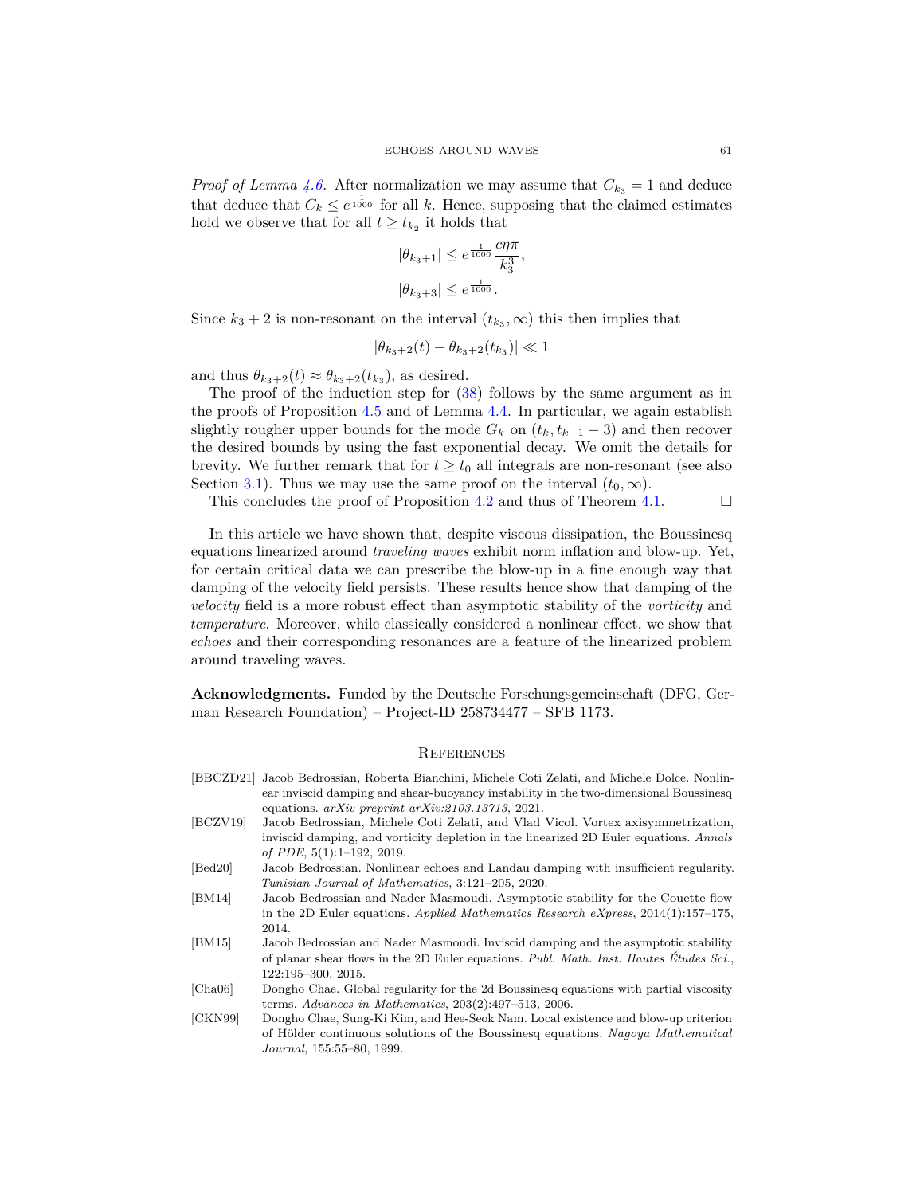*Proof of Lemma 4.6.* After normalization we may assume that $C_{k_3} = 1$ and deduce that deduce that $C_k \leq e^{\frac{1}{1000}}$ for all $k$. Hence, supposing that the claimed estimates hold we observe that for all $t \geq t_{k_2}$ it holds that

$$
|\theta_{k_3+1}| \leq e^{\frac{1}{1000}} \frac{c\eta\pi}{k_3^3},
$$
$$
|\theta_{k_3+3}| \leq e^{\frac{1}{1000}}.
$$

Since $k_3 + 2$ is non-resonant on the interval $(t_{k_3}, \infty)$ this then implies that

$$
|\theta_{k_3+2}(t) - \theta_{k_3+2}(t_{k_3})| \ll 1
$$

and thus $\theta_{k_3+2}(t) \approx \theta_{k_3+2}(t_{k_3})$, as desired.

The proof of the induction step for (38) follows by the same argument as in the proofs of Proposition 4.5 and of Lemma 4.4. In particular, we again establish slightly rougher upper bounds for the mode $G_k$ on $(t_k, t_{k-1} - 3)$ and then recover the desired bounds by using the fast exponential decay. We omit the details for brevity. We further remark that for $t \geq t_0$ all integrals are non-resonant (see also Section 3.1). Thus we may use the same proof on the interval $(t_0, \infty)$.

This concludes the proof of Proposition 4.2 and thus of Theorem 4.1. $\square$

In this article we have shown that, despite viscous dissipation, the Boussinesq equations linearized around *traveling waves* exhibit norm inflation and blow-up. Yet, for certain critical data we can prescribe the blow-up in a fine enough way that damping of the velocity field persists. These results hence show that damping of the *velocity* field is a more robust effect than asymptotic stability of the *vorticity* and *temperature*. Moreover, while classically considered a nonlinear effect, we show that *echoes* and their corresponding resonances are a feature of the linearized problem around traveling waves.

**Acknowledgments.** Funded by the Deutsche Forschungsgemeinschaft (DFG, German Research Foundation) – Project-ID 258734477 – SFB 1173.

## References

[BBCZD21] Jacob Bedrossian, Roberta Bianchini, Michele Coti Zelati, and Michele Dolce. Nonlinear inviscid damping and shear-buoyancy instability in the two-dimensional Boussinesq equations. *arXiv preprint arXiv:2103.13713*, 2021.

[BCZV19] Jacob Bedrossian, Michele Coti Zelati, and Vlad Vicol. Vortex axisymmetrization, inviscid damping, and vorticity depletion in the linearized 2D Euler equations. *Annals of PDE*, 5(1):1–192, 2019.

[Bed20] Jacob Bedrossian. Nonlinear echoes and Landau damping with insufficient regularity. *Tunisian Journal of Mathematics*, 3:121–205, 2020.

[BM14] Jacob Bedrossian and Nader Masmoudi. Asymptotic stability for the Couette flow in the 2D Euler equations. *Applied Mathematics Research eXpress*, 2014(1):157–175, 2014.

[BM15] Jacob Bedrossian and Nader Masmoudi. Inviscid damping and the asymptotic stability of planar shear flows in the 2D Euler equations. *Publ. Math. Inst. Hautes Études Sci.*, 122:195–300, 2015.

[Cha06] Dongho Chae. Global regularity for the 2d Boussinesq equations with partial viscosity terms. *Advances in Mathematics*, 203(2):497–513, 2006.

[CKN99] Dongho Chae, Sung-Ki Kim, and Hee-Seok Nam. Local existence and blow-up criterion of Hölder continuous solutions of the Boussinesq equations. *Nagoya Mathematical Journal*, 155:55–80, 1999.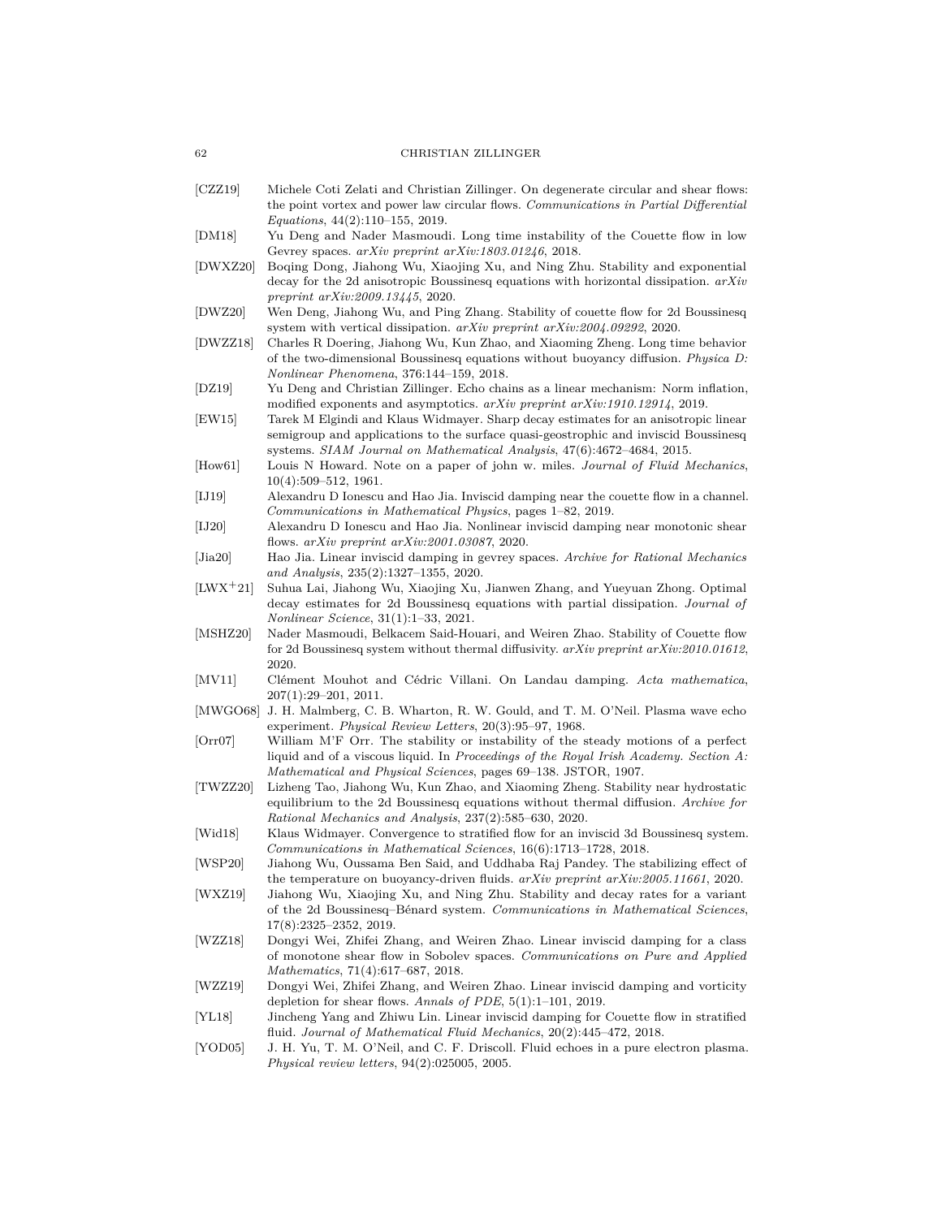[CZZ19] Michele Coti Zelati and Christian Zillinger. On degenerate circular and shear flows: the point vortex and power law circular flows. *Communications in Partial Differential Equations*, 44(2):110–155, 2019.

[DM18] Yu Deng and Nader Masmoudi. Long time instability of the Couette flow in low Gevrey spaces. *arXiv preprint arXiv:1803.01246*, 2018.

[DWXZ20] Boqing Dong, Jiahong Wu, Xiaojing Xu, and Ning Zhu. Stability and exponential decay for the 2d anisotropic Boussinesq equations with horizontal dissipation. *arXiv preprint arXiv:2009.13445*, 2020.

[DWZ20] Wen Deng, Jiahong Wu, and Ping Zhang. Stability of couette flow for 2d Boussinesq system with vertical dissipation. *arXiv preprint arXiv:2004.09292*, 2020.

[DWZZ18] Charles R Doering, Jiahong Wu, Kun Zhao, and Xiaoming Zheng. Long time behavior of the two-dimensional Boussinesq equations without buoyancy diffusion. *Physica D: Nonlinear Phenomena*, 376:144–159, 2018.

[DZ19] Yu Deng and Christian Zillinger. Echo chains as a linear mechanism: Norm inflation, modified exponents and asymptotics. *arXiv preprint arXiv:1910.12914*, 2019.

[EW15] Tarek M Elgindi and Klaus Widmayer. Sharp decay estimates for an anisotropic linear semigroup and applications to the surface quasi-geostrophic and inviscid Boussinesq systems. *SIAM Journal on Mathematical Analysis*, 47(6):4672–4684, 2015.

[How61] Louis N Howard. Note on a paper of john w. miles. *Journal of Fluid Mechanics*, 10(4):509–512, 1961.

[IJ19] Alexandru D Ionescu and Hao Jia. Inviscid damping near the couette flow in a channel. *Communications in Mathematical Physics*, pages 1–82, 2019.

[IJ20] Alexandru D Ionescu and Hao Jia. Nonlinear inviscid damping near monotonic shear flows. *arXiv preprint arXiv:2001.03087*, 2020.

[Jia20] Hao Jia. Linear inviscid damping in gevrey spaces. *Archive for Rational Mechanics and Analysis*, 235(2):1327–1355, 2020.

[LWX+21] Suhua Lai, Jiahong Wu, Xiaojing Xu, Jianwen Zhang, and Yueyuan Zhong. Optimal decay estimates for 2d Boussinesq equations with partial dissipation. *Journal of Nonlinear Science*, 31(1):1–33, 2021.

[MSHZ20] Nader Masmoudi, Belkacem Said-Houari, and Weiren Zhao. Stability of Couette flow for 2d Boussinesq system without thermal diffusivity. *arXiv preprint arXiv:2010.01612*, 2020.

[MV11] Clément Mouhot and Cédric Villani. On Landau damping. *Acta mathematica*, 207(1):29–201, 2011.

[MWGO68] J. H. Malmberg, C. B. Wharton, R. W. Gould, and T. M. O'Neil. Plasma wave echo experiment. *Physical Review Letters*, 20(3):95–97, 1968.

[Orr07] William M'F Orr. The stability or instability of the steady motions of a perfect liquid and of a viscous liquid. In *Proceedings of the Royal Irish Academy. Section A: Mathematical and Physical Sciences*, pages 69–138. JSTOR, 1907.

[TWZZ20] Lizheng Tao, Jiahong Wu, Kun Zhao, and Xiaoming Zheng. Stability near hydrostatic equilibrium to the 2d Boussinesq equations without thermal diffusion. *Archive for Rational Mechanics and Analysis*, 237(2):585–630, 2020.

[Wid18] Klaus Widmayer. Convergence to stratified flow for an inviscid 3d Boussinesq system. *Communications in Mathematical Sciences*, 16(6):1713–1728, 2018.

[WSP20] Jiahong Wu, Oussama Ben Said, and Uddhaba Raj Pandey. The stabilizing effect of the temperature on buoyancy-driven fluids. *arXiv preprint arXiv:2005.11661*, 2020.

[WXZ19] Jiahong Wu, Xiaojing Xu, and Ning Zhu. Stability and decay rates for a variant of the 2d Boussinesq–Bénard system. *Communications in Mathematical Sciences*, 17(8):2325–2352, 2019.

[WZZ18] Dongyi Wei, Zhifei Zhang, and Weiren Zhao. Linear inviscid damping for a class of monotone shear flow in Sobolev spaces. *Communications on Pure and Applied Mathematics*, 71(4):617–687, 2018.

[WZZ19] Dongyi Wei, Zhifei Zhang, and Weiren Zhao. Linear inviscid damping and vorticity depletion for shear flows. *Annals of PDE*, 5(1):1–101, 2019.

[YL18] Jincheng Yang and Zhiwu Lin. Linear inviscid damping for Couette flow in stratified fluid. *Journal of Mathematical Fluid Mechanics*, 20(2):445–472, 2018.

[YOD05] J. H. Yu, T. M. O'Neil, and C. F. Driscoll. Fluid echoes in a pure electron plasma. *Physical review letters*, 94(2):025005, 2005.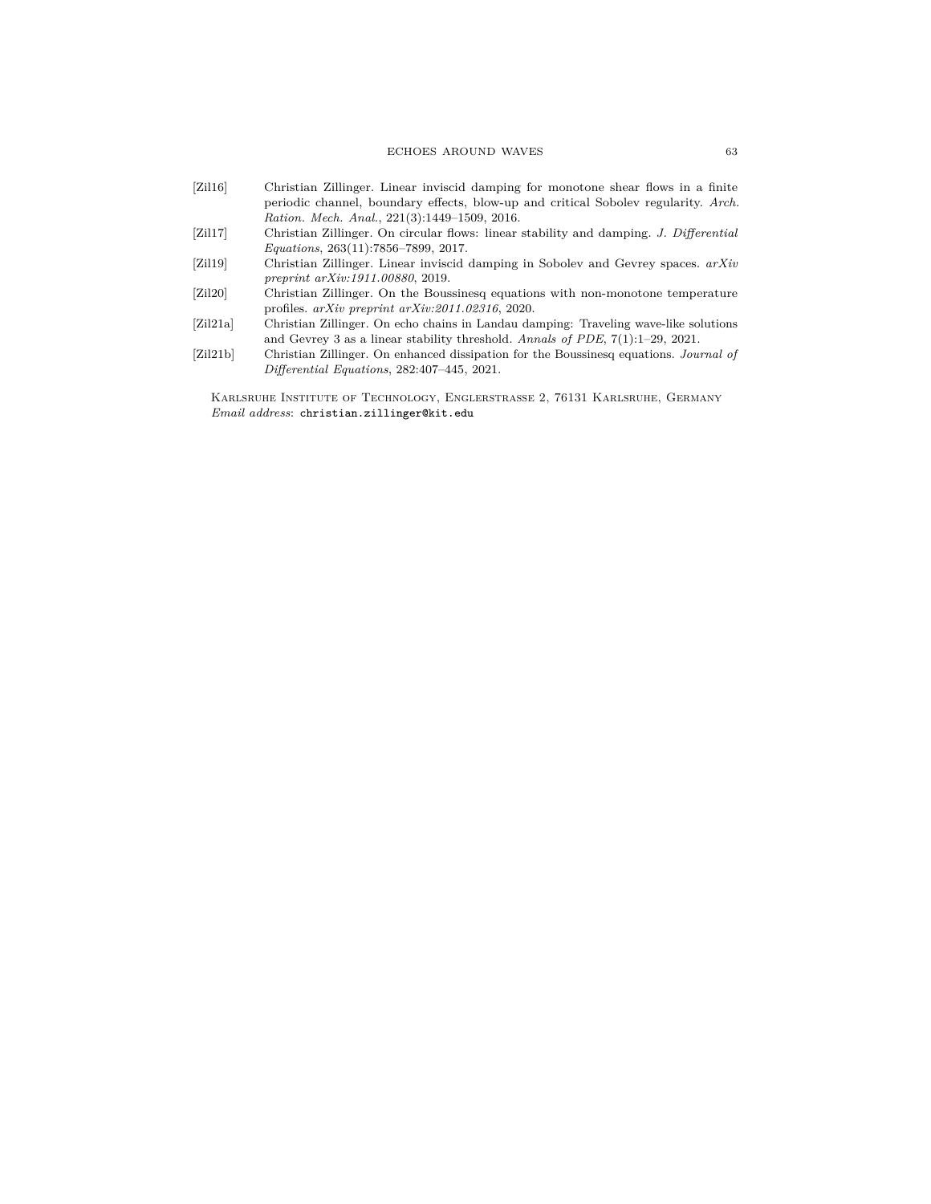[Zil16] Christian Zillinger. Linear inviscid damping for monotone shear flows in a finite periodic channel, boundary effects, blow-up and critical Sobolev regularity. *Arch. Ration. Mech. Anal.*, 221(3):1449–1509, 2016.

[Zil17] Christian Zillinger. On circular flows: linear stability and damping. *J. Differential Equations*, 263(11):7856–7899, 2017.

[Zil19] Christian Zillinger. Linear inviscid damping in Sobolev and Gevrey spaces. *arXiv preprint arXiv:1911.00880*, 2019.

[Zil20] Christian Zillinger. On the Boussinesq equations with non-monotone temperature profiles. *arXiv preprint arXiv:2011.02316*, 2020.

[Zil21a] Christian Zillinger. On echo chains in Landau damping: Traveling wave-like solutions and Gevrey 3 as a linear stability threshold. *Annals of PDE*, 7(1):1–29, 2021.

[Zil21b] Christian Zillinger. On enhanced dissipation for the Boussinesq equations. *Journal of Differential Equations*, 282:407–445, 2021.

Karlsruhe Institute of Technology, Englerstrasse 2, 76131 Karlsruhe, Germany
*Email address*: christian.zillinger@kit.edu